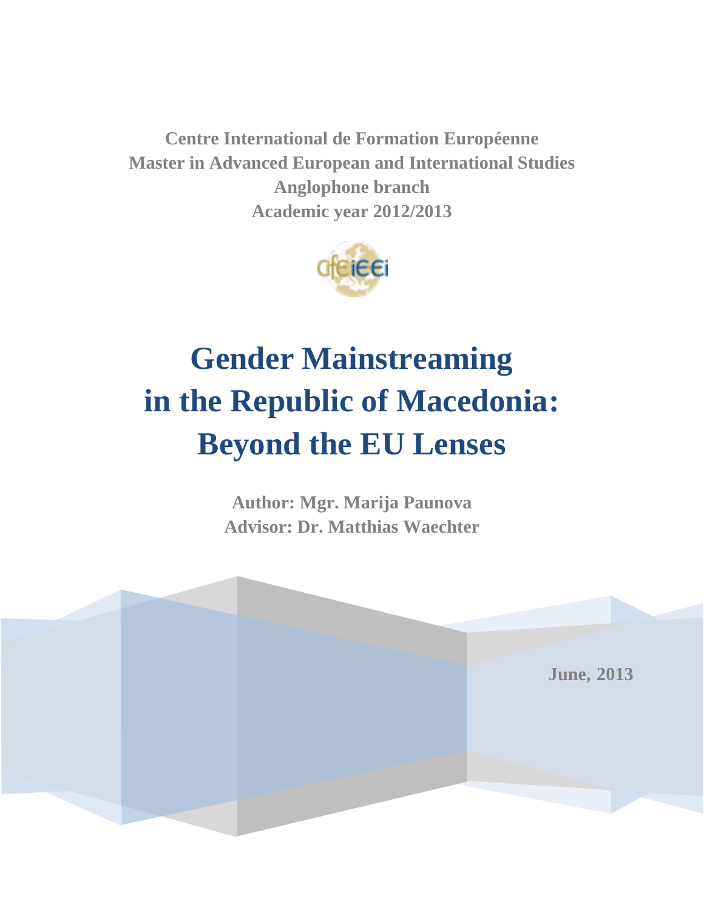**Centre International de Formation Européenne**
**Master in Advanced European and International Studies**
**Anglophone branch**
**Academic year 2012/2013**

# Gender Mainstreaming in the Republic of Macedonia: Beyond the EU Lenses

**Author: Mgr. Marija Paunova**
**Advisor: Dr. Matthias Waechter**

**June, 2013**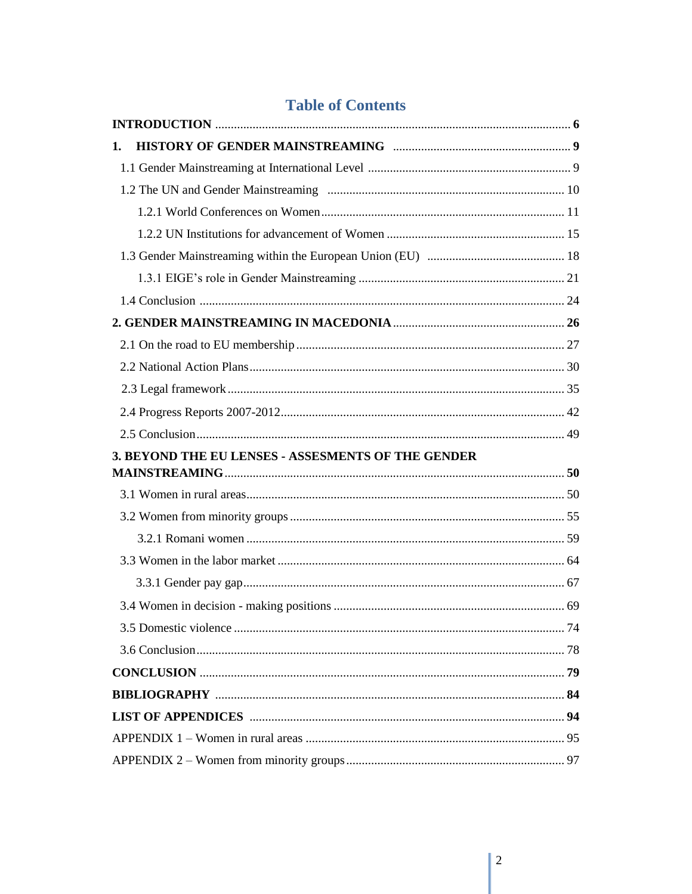# Table of Contents

**INTRODUCTION** ........................................................................................................ **6**

**1. HISTORY OF GENDER MAINSTREAMING** ........................................................ **9**

1.1 Gender Mainstreaming at International Level ................................................................ 9

1.2 The UN and Gender Mainstreaming ........................................................................... 10

1.2.1 World Conferences on Women ............................................................................. 11

1.2.2 UN Institutions for advancement of Women ........................................................ 15

1.3 Gender Mainstreaming within the European Union (EU) ............................................ 18

1.3.1 EIGE's role in Gender Mainstreaming ................................................................. 21

1.4 Conclusion .................................................................................................................... 24

**2. GENDER MAINSTREAMING IN MACEDONIA** ...................................................... **26**

2.1 On the road to EU membership ..................................................................................... 27

2.2 National Action Plans .................................................................................................... 30

2.3 Legal framework ........................................................................................................... 35

2.4 Progress Reports 2007-2012 .......................................................................................... 42

2.5 Conclusion .................................................................................................................... 49

**3. BEYOND THE EU LENSES - ASSESMENTS OF THE GENDER MAINSTREAMING** ............................................................................................................ **50**

3.1 Women in rural areas ..................................................................................................... 50

3.2 Women from minority groups ....................................................................................... 55

3.2.1 Romani women ..................................................................................................... 59

3.3 Women in the labor market ........................................................................................... 64

3.3.1 Gender pay gap ...................................................................................................... 67

3.4 Women in decision - making positions .......................................................................... 69

3.5 Domestic violence .......................................................................................................... 74

3.6 Conclusion ..................................................................................................................... 78

**CONCLUSION** .................................................................................................................. **79**

**BIBLIOGRAPHY** ............................................................................................................... **84**

**LIST OF APPENDICES** ..................................................................................................... **94**

APPENDIX 1 – Women in rural areas .................................................................................. 95

APPENDIX 2 – Women from minority groups ..................................................................... 97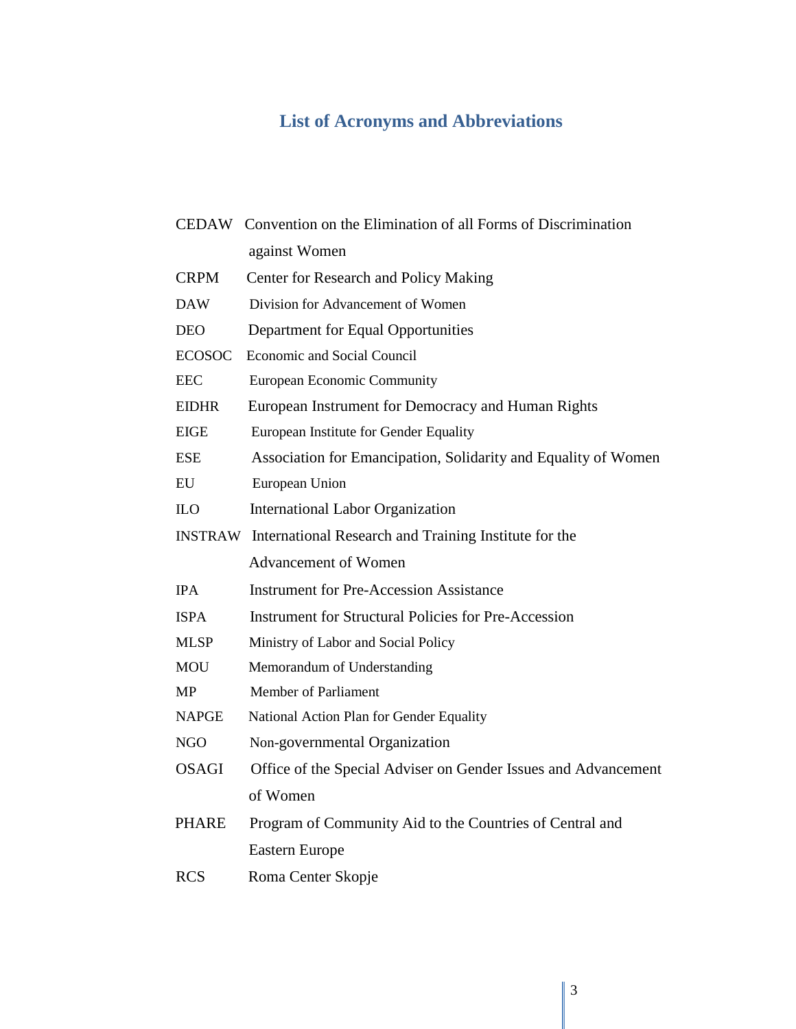## List of Acronyms and Abbreviations

| | |
|---|---|
| CEDAW | Convention on the Elimination of all Forms of Discrimination against Women |
| CRPM | Center for Research and Policy Making |
| DAW | Division for Advancement of Women |
| DEO | Department for Equal Opportunities |
| ECOSOC | Economic and Social Council |
| EEC | European Economic Community |
| EIDHR | European Instrument for Democracy and Human Rights |
| EIGE | European Institute for Gender Equality |
| ESE | Association for Emancipation, Solidarity and Equality of Women |
| EU | European Union |
| ILO | International Labor Organization |
| INSTRAW | International Research and Training Institute for the Advancement of Women |
| IPA | Instrument for Pre-Accession Assistance |
| ISPA | Instrument for Structural Policies for Pre-Accession |
| MLSP | Ministry of Labor and Social Policy |
| MOU | Memorandum of Understanding |
| MP | Member of Parliament |
| NAPGE | National Action Plan for Gender Equality |
| NGO | Non-governmental Organization |
| OSAGI | Office of the Special Adviser on Gender Issues and Advancement of Women |
| PHARE | Program of Community Aid to the Countries of Central and Eastern Europe |
| RCS | Roma Center Skopje |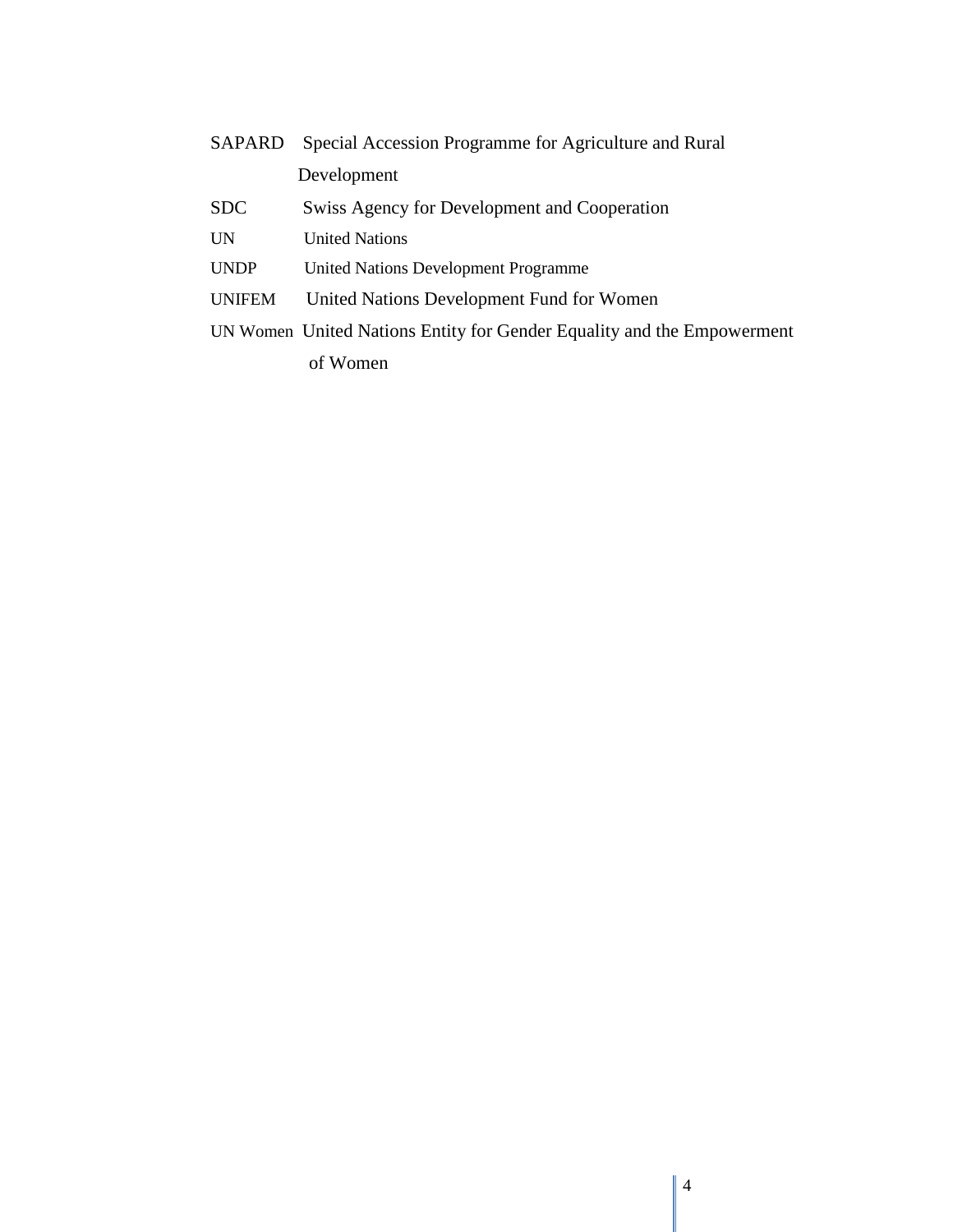| | |
|---|---|
| SAPARD | Special Accession Programme for Agriculture and Rural Development |
| SDC | Swiss Agency for Development and Cooperation |
| UN | United Nations |
| UNDP | United Nations Development Programme |
| UNIFEM | United Nations Development Fund for Women |
| UN Women | United Nations Entity for Gender Equality and the Empowerment of Women |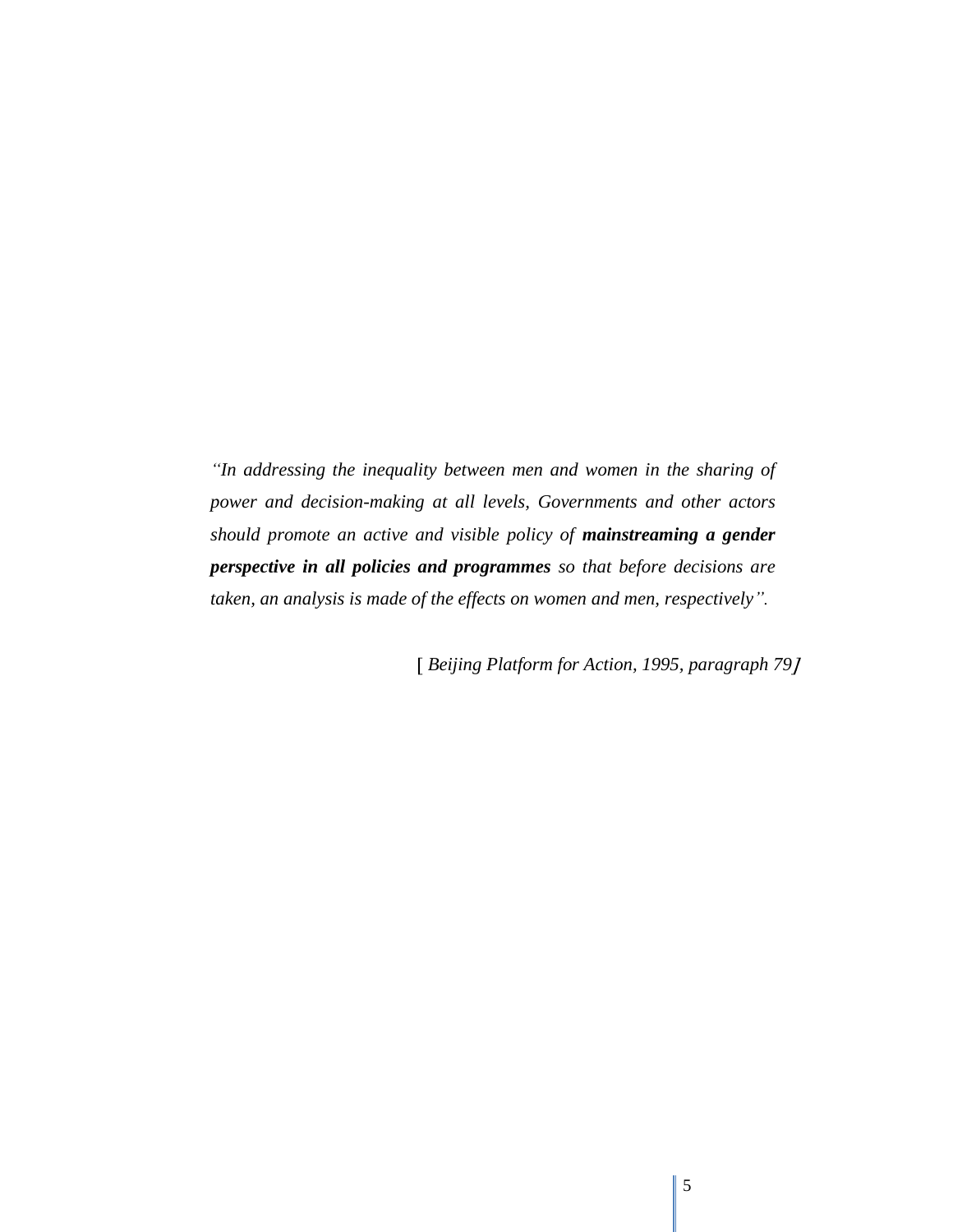*"In addressing the inequality between men and women in the sharing of power and decision-making at all levels, Governments and other actors should promote an active and visible policy of **mainstreaming a gender perspective in all policies and programmes** so that before decisions are taken, an analysis is made of the effects on women and men, respectively".*

[ *Beijing Platform for Action, 1995, paragraph 79*]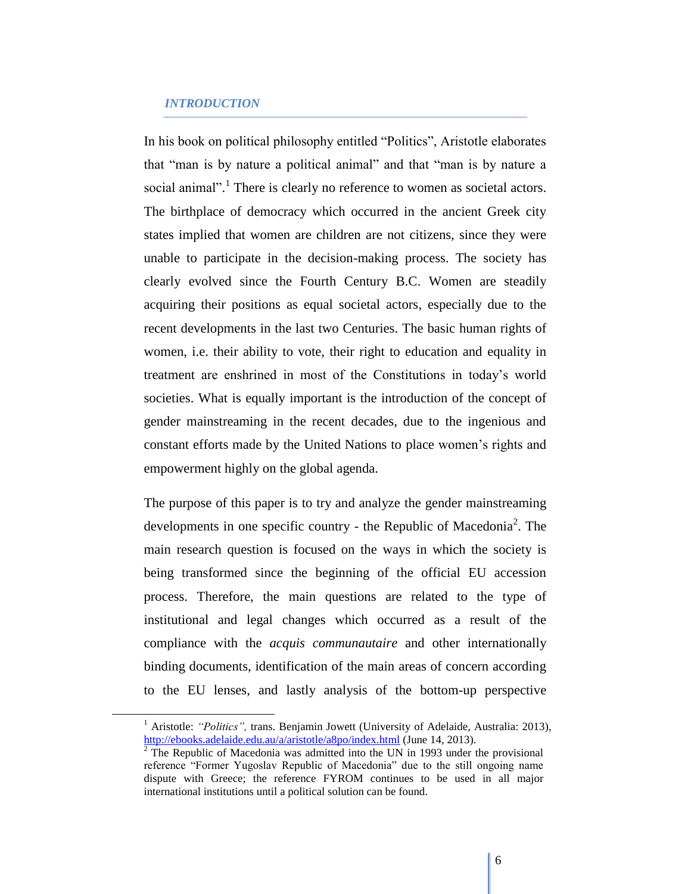## *INTRODUCTION*

In his book on political philosophy entitled "Politics", Aristotle elaborates that "man is by nature a political animal" and that "man is by nature a social animal".[1] There is clearly no reference to women as societal actors. The birthplace of democracy which occurred in the ancient Greek city states implied that women are children are not citizens, since they were unable to participate in the decision-making process. The society has clearly evolved since the Fourth Century B.C. Women are steadily acquiring their positions as equal societal actors, especially due to the recent developments in the last two Centuries. The basic human rights of women, i.e. their ability to vote, their right to education and equality in treatment are enshrined in most of the Constitutions in today's world societies. What is equally important is the introduction of the concept of gender mainstreaming in the recent decades, due to the ingenious and constant efforts made by the United Nations to place women's rights and empowerment highly on the global agenda.

The purpose of this paper is to try and analyze the gender mainstreaming developments in one specific country - the Republic of Macedonia[2]. The main research question is focused on the ways in which the society is being transformed since the beginning of the official EU accession process. Therefore, the main questions are related to the type of institutional and legal changes which occurred as a result of the compliance with the *acquis communautaire* and other internationally binding documents, identification of the main areas of concern according to the EU lenses, and lastly analysis of the bottom-up perspective

---

[1] Aristotle: *"Politics",* trans. Benjamin Jowett (University of Adelaide, Australia: 2013), http://ebooks.adelaide.edu.au/a/aristotle/a8po/index.html (June 14, 2013).

[2] The Republic of Macedonia was admitted into the UN in 1993 under the provisional reference "Former Yugoslav Republic of Macedonia" due to the still ongoing name dispute with Greece; the reference FYROM continues to be used in all major international institutions until a political solution can be found.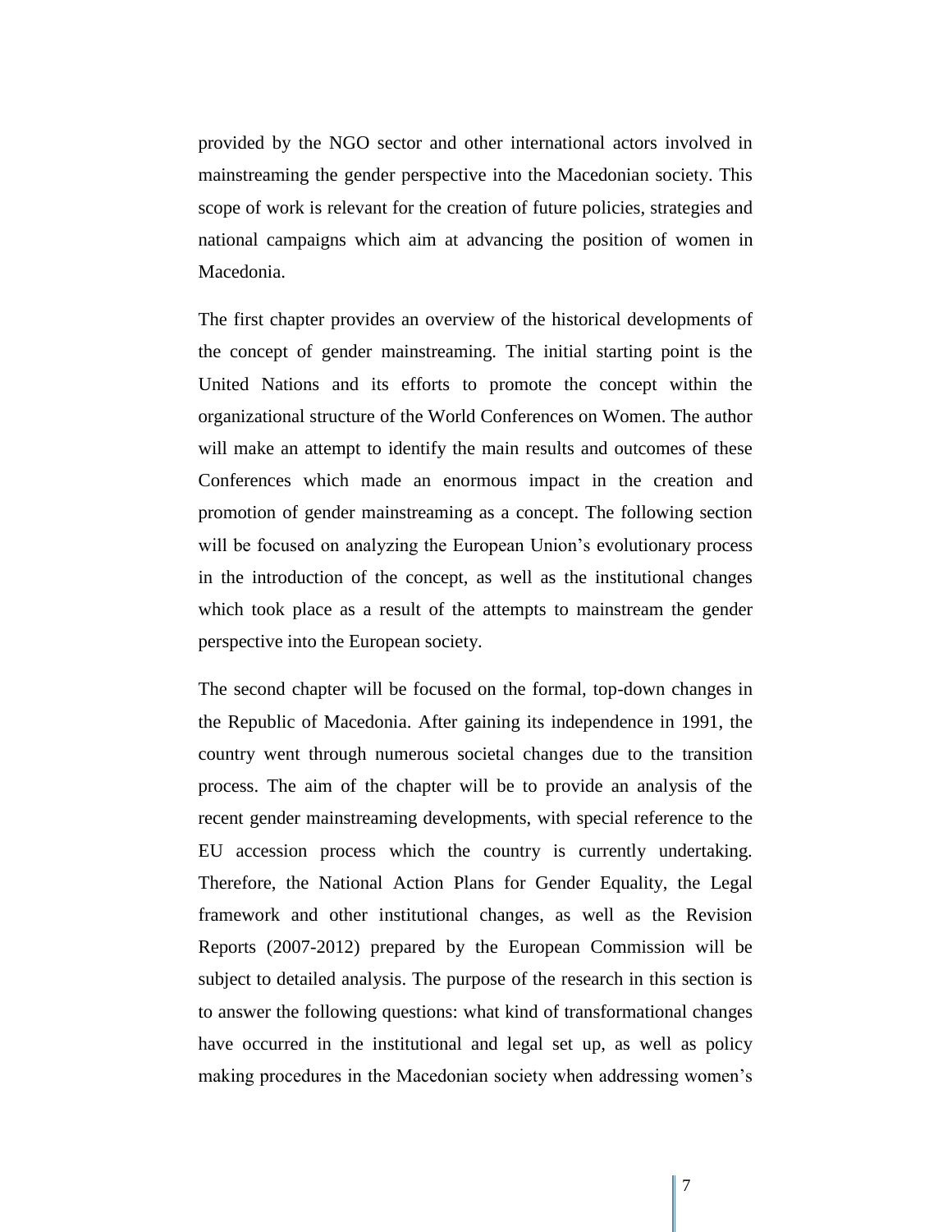provided by the NGO sector and other international actors involved in mainstreaming the gender perspective into the Macedonian society. This scope of work is relevant for the creation of future policies, strategies and national campaigns which aim at advancing the position of women in Macedonia.

The first chapter provides an overview of the historical developments of the concept of gender mainstreaming. The initial starting point is the United Nations and its efforts to promote the concept within the organizational structure of the World Conferences on Women. The author will make an attempt to identify the main results and outcomes of these Conferences which made an enormous impact in the creation and promotion of gender mainstreaming as a concept. The following section will be focused on analyzing the European Union's evolutionary process in the introduction of the concept, as well as the institutional changes which took place as a result of the attempts to mainstream the gender perspective into the European society.

The second chapter will be focused on the formal, top-down changes in the Republic of Macedonia. After gaining its independence in 1991, the country went through numerous societal changes due to the transition process. The aim of the chapter will be to provide an analysis of the recent gender mainstreaming developments, with special reference to the EU accession process which the country is currently undertaking. Therefore, the National Action Plans for Gender Equality, the Legal framework and other institutional changes, as well as the Revision Reports (2007-2012) prepared by the European Commission will be subject to detailed analysis. The purpose of the research in this section is to answer the following questions: what kind of transformational changes have occurred in the institutional and legal set up, as well as policy making procedures in the Macedonian society when addressing women's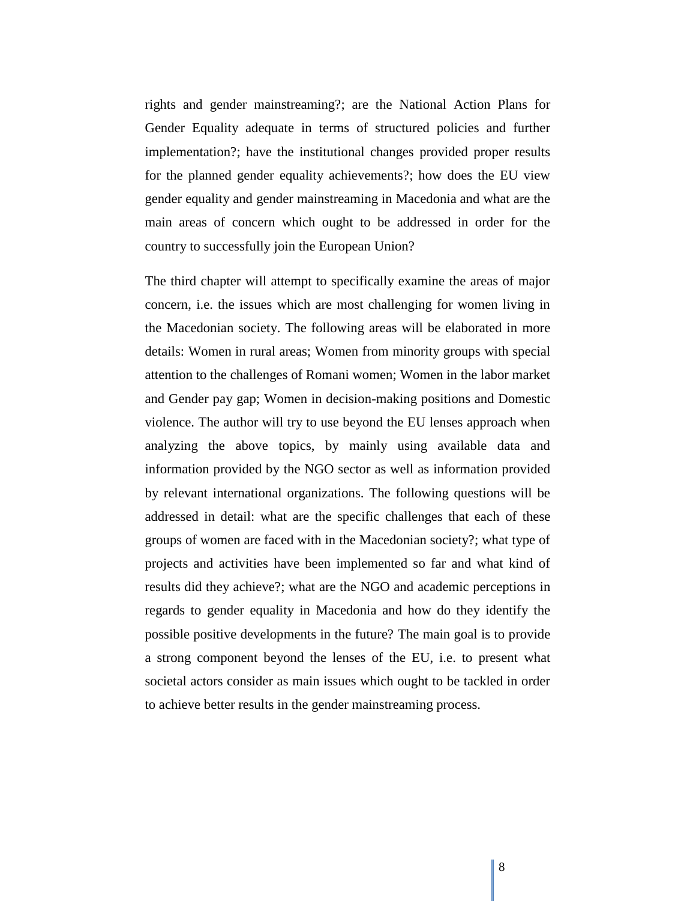rights and gender mainstreaming?; are the National Action Plans for Gender Equality adequate in terms of structured policies and further implementation?; have the institutional changes provided proper results for the planned gender equality achievements?; how does the EU view gender equality and gender mainstreaming in Macedonia and what are the main areas of concern which ought to be addressed in order for the country to successfully join the European Union?

The third chapter will attempt to specifically examine the areas of major concern, i.e. the issues which are most challenging for women living in the Macedonian society. The following areas will be elaborated in more details: Women in rural areas; Women from minority groups with special attention to the challenges of Romani women; Women in the labor market and Gender pay gap; Women in decision-making positions and Domestic violence. The author will try to use beyond the EU lenses approach when analyzing the above topics, by mainly using available data and information provided by the NGO sector as well as information provided by relevant international organizations. The following questions will be addressed in detail: what are the specific challenges that each of these groups of women are faced with in the Macedonian society?; what type of projects and activities have been implemented so far and what kind of results did they achieve?; what are the NGO and academic perceptions in regards to gender equality in Macedonia and how do they identify the possible positive developments in the future? The main goal is to provide a strong component beyond the lenses of the EU, i.e. to present what societal actors consider as main issues which ought to be tackled in order to achieve better results in the gender mainstreaming process.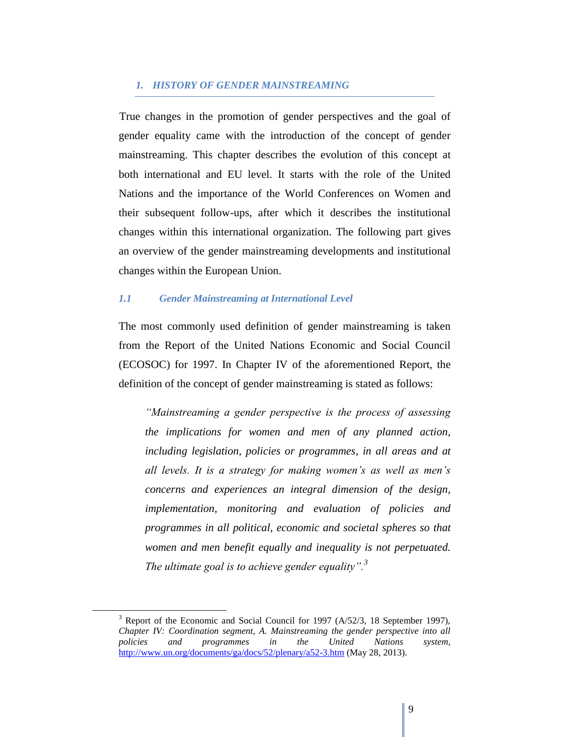## *1. HISTORY OF GENDER MAINSTREAMING*

True changes in the promotion of gender perspectives and the goal of gender equality came with the introduction of the concept of gender mainstreaming. This chapter describes the evolution of this concept at both international and EU level. It starts with the role of the United Nations and the importance of the World Conferences on Women and their subsequent follow-ups, after which it describes the institutional changes within this international organization. The following part gives an overview of the gender mainstreaming developments and institutional changes within the European Union.

### *1.1 Gender Mainstreaming at International Level*

The most commonly used definition of gender mainstreaming is taken from the Report of the United Nations Economic and Social Council (ECOSOC) for 1997. In Chapter IV of the aforementioned Report, the definition of the concept of gender mainstreaming is stated as follows:

> *"Mainstreaming a gender perspective is the process of assessing the implications for women and men of any planned action, including legislation, policies or programmes, in all areas and at all levels. It is a strategy for making women's as well as men's concerns and experiences an integral dimension of the design, implementation, monitoring and evaluation of policies and programmes in all political, economic and societal spheres so that women and men benefit equally and inequality is not perpetuated. The ultimate goal is to achieve gender equality".*[3]

---

[3] Report of the Economic and Social Council for 1997 (A/52/3, 18 September 1997), *Chapter IV: Coordination segment, A. Mainstreaming the gender perspective into all policies and programmes in the United Nations system*, http://www.un.org/documents/ga/docs/52/plenary/a52-3.htm (May 28, 2013).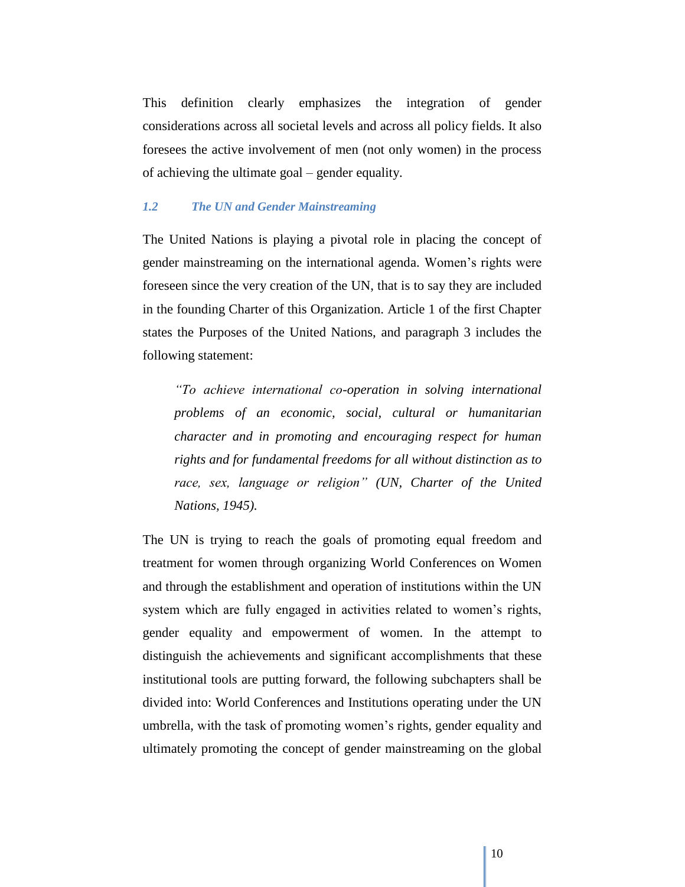This definition clearly emphasizes the integration of gender considerations across all societal levels and across all policy fields. It also foresees the active involvement of men (not only women) in the process of achieving the ultimate goal – gender equality.

### *1.2 The UN and Gender Mainstreaming*

The United Nations is playing a pivotal role in placing the concept of gender mainstreaming on the international agenda. Women's rights were foreseen since the very creation of the UN, that is to say they are included in the founding Charter of this Organization. Article 1 of the first Chapter states the Purposes of the United Nations, and paragraph 3 includes the following statement:

> *"To achieve international co-operation in solving international problems of an economic, social, cultural or humanitarian character and in promoting and encouraging respect for human rights and for fundamental freedoms for all without distinction as to race, sex, language or religion" (UN, Charter of the United Nations, 1945).*

The UN is trying to reach the goals of promoting equal freedom and treatment for women through organizing World Conferences on Women and through the establishment and operation of institutions within the UN system which are fully engaged in activities related to women's rights, gender equality and empowerment of women. In the attempt to distinguish the achievements and significant accomplishments that these institutional tools are putting forward, the following subchapters shall be divided into: World Conferences and Institutions operating under the UN umbrella, with the task of promoting women's rights, gender equality and ultimately promoting the concept of gender mainstreaming on the global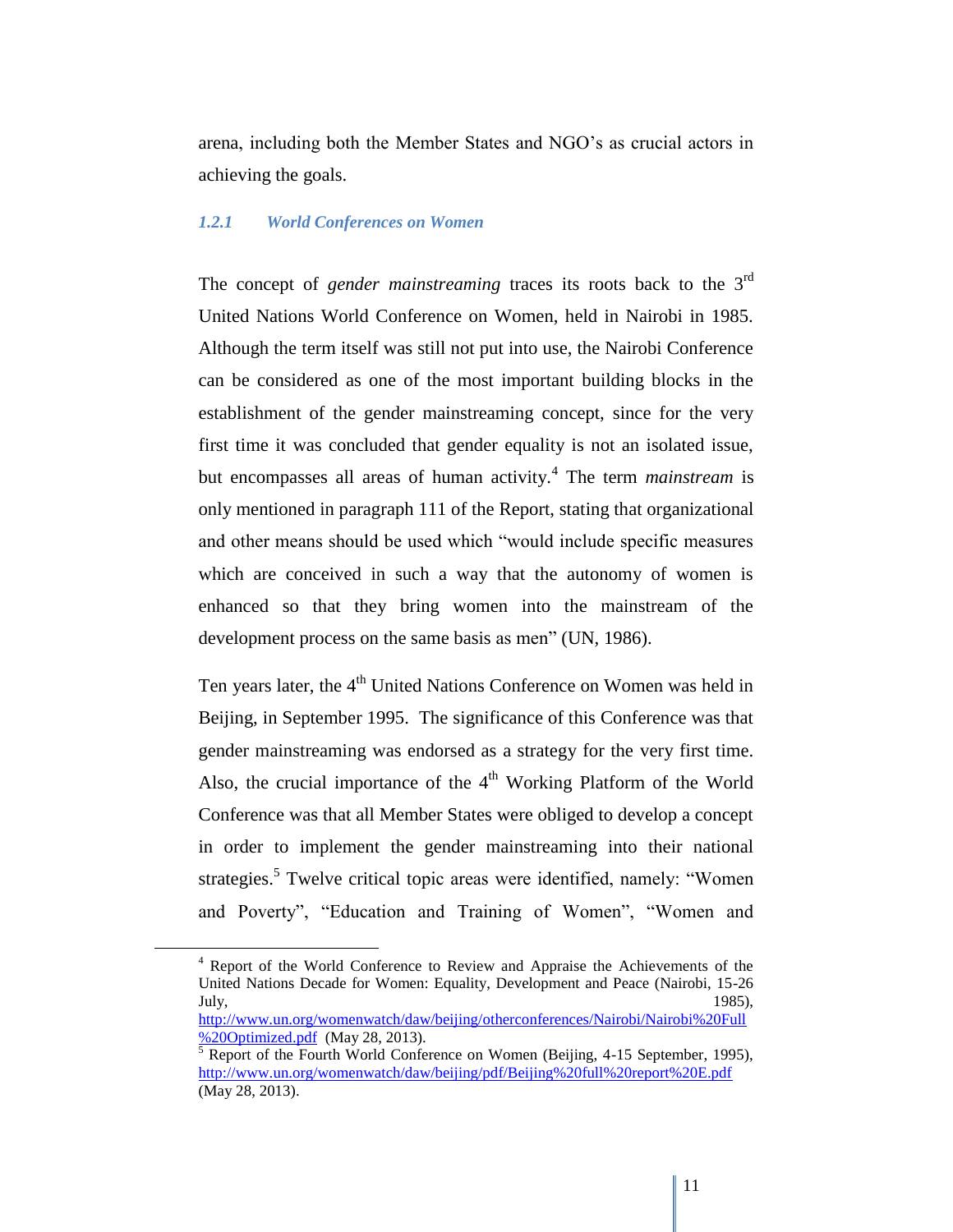arena, including both the Member States and NGO's as crucial actors in achieving the goals.

### *1.2.1 World Conferences on Women*

The concept of *gender mainstreaming* traces its roots back to the 3rd United Nations World Conference on Women, held in Nairobi in 1985. Although the term itself was still not put into use, the Nairobi Conference can be considered as one of the most important building blocks in the establishment of the gender mainstreaming concept, since for the very first time it was concluded that gender equality is not an isolated issue, but encompasses all areas of human activity.[4] The term *mainstream* is only mentioned in paragraph 111 of the Report, stating that organizational and other means should be used which "would include specific measures which are conceived in such a way that the autonomy of women is enhanced so that they bring women into the mainstream of the development process on the same basis as men" (UN, 1986).

Ten years later, the 4th United Nations Conference on Women was held in Beijing, in September 1995. The significance of this Conference was that gender mainstreaming was endorsed as a strategy for the very first time. Also, the crucial importance of the 4th Working Platform of the World Conference was that all Member States were obliged to develop a concept in order to implement the gender mainstreaming into their national strategies.[5] Twelve critical topic areas were identified, namely: "Women and Poverty", "Education and Training of Women", "Women and

---

[4] Report of the World Conference to Review and Appraise the Achievements of the United Nations Decade for Women: Equality, Development and Peace (Nairobi, 15-26 July, 1985), http://www.un.org/womenwatch/daw/beijing/otherconferences/Nairobi/Nairobi%20Full%20Optimized.pdf (May 28, 2013).

[5] Report of the Fourth World Conference on Women (Beijing, 4-15 September, 1995), http://www.un.org/womenwatch/daw/beijing/pdf/Beijing%20full%20report%20E.pdf (May 28, 2013).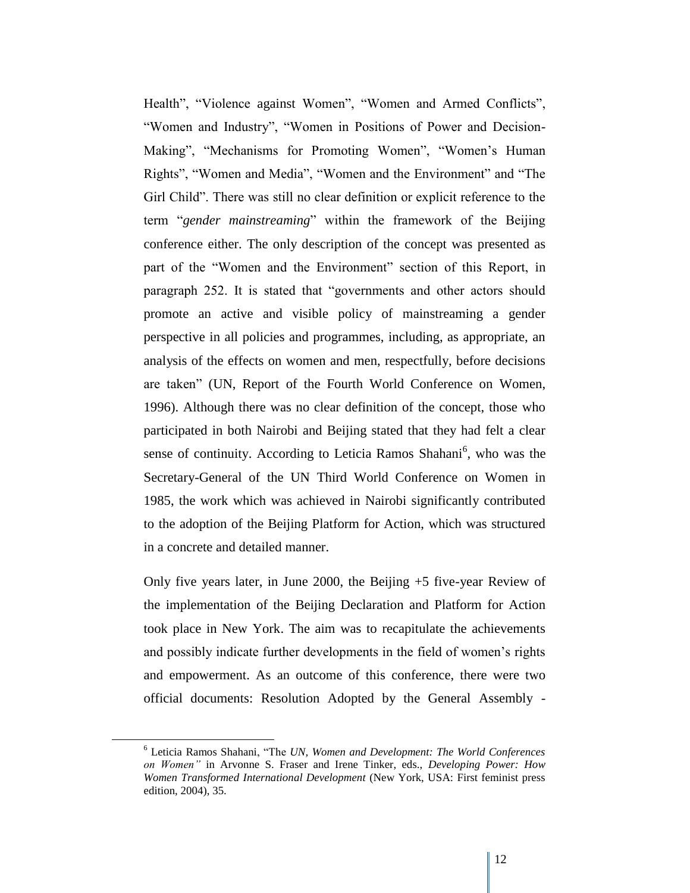Health", "Violence against Women", "Women and Armed Conflicts", "Women and Industry", "Women in Positions of Power and Decision-Making", "Mechanisms for Promoting Women", "Women's Human Rights", "Women and Media", "Women and the Environment" and "The Girl Child". There was still no clear definition or explicit reference to the term "*gender mainstreaming*" within the framework of the Beijing conference either. The only description of the concept was presented as part of the "Women and the Environment" section of this Report, in paragraph 252. It is stated that "governments and other actors should promote an active and visible policy of mainstreaming a gender perspective in all policies and programmes, including, as appropriate, an analysis of the effects on women and men, respectfully, before decisions are taken" (UN, Report of the Fourth World Conference on Women, 1996). Although there was no clear definition of the concept, those who participated in both Nairobi and Beijing stated that they had felt a clear sense of continuity. According to Leticia Ramos Shahani[6], who was the Secretary-General of the UN Third World Conference on Women in 1985, the work which was achieved in Nairobi significantly contributed to the adoption of the Beijing Platform for Action, which was structured in a concrete and detailed manner.

Only five years later, in June 2000, the Beijing +5 five-year Review of the implementation of the Beijing Declaration and Platform for Action took place in New York. The aim was to recapitulate the achievements and possibly indicate further developments in the field of women's rights and empowerment. As an outcome of this conference, there were two official documents: Resolution Adopted by the General Assembly -

---

[6] Leticia Ramos Shahani, "The *UN, Women and Development: The World Conferences on Women"* in Arvonne S. Fraser and Irene Tinker, eds., *Developing Power: How Women Transformed International Development* (New York, USA: First feminist press edition, 2004), 35.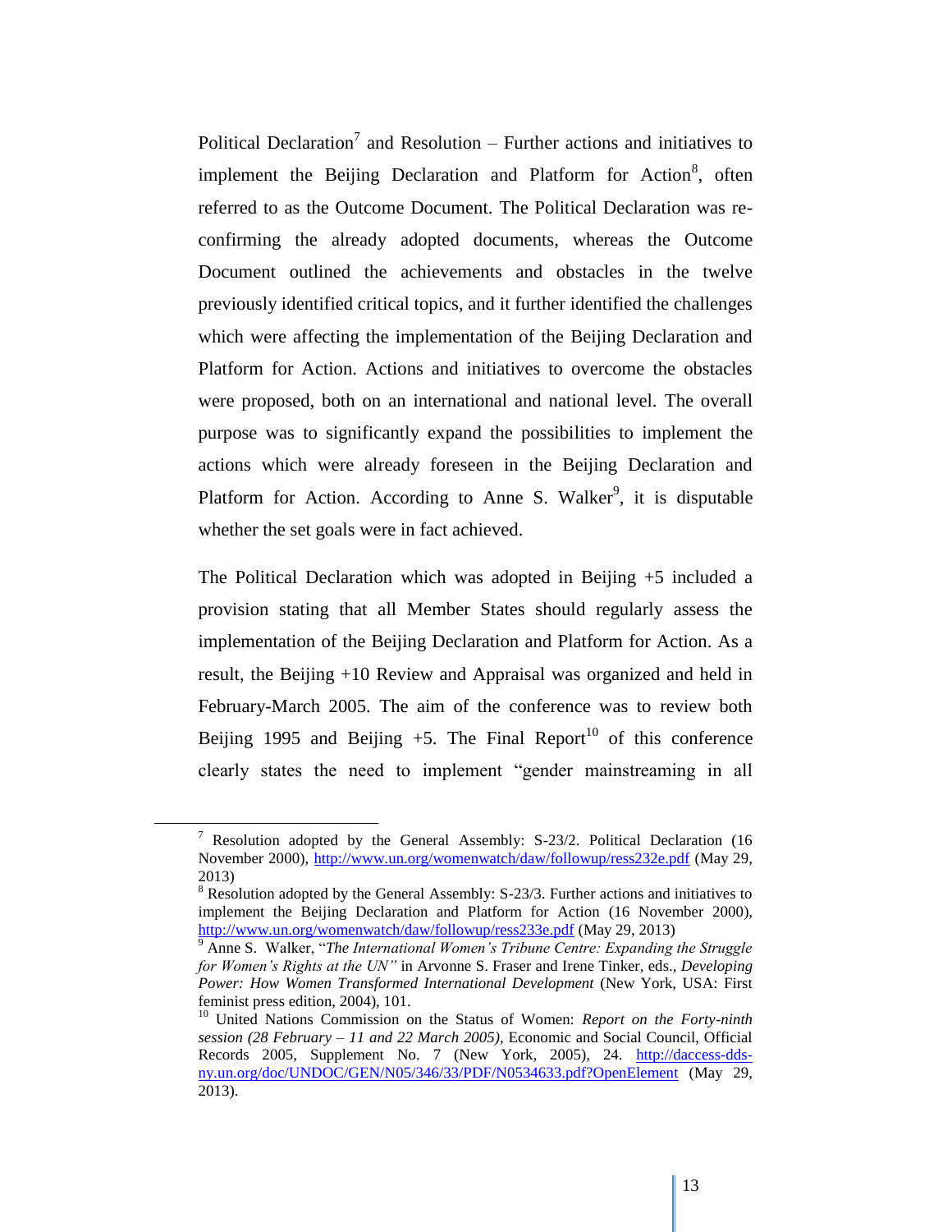Political Declaration[7] and Resolution – Further actions and initiatives to implement the Beijing Declaration and Platform for Action[8], often referred to as the Outcome Document. The Political Declaration was re-confirming the already adopted documents, whereas the Outcome Document outlined the achievements and obstacles in the twelve previously identified critical topics, and it further identified the challenges which were affecting the implementation of the Beijing Declaration and Platform for Action. Actions and initiatives to overcome the obstacles were proposed, both on an international and national level. The overall purpose was to significantly expand the possibilities to implement the actions which were already foreseen in the Beijing Declaration and Platform for Action. According to Anne S. Walker[9], it is disputable whether the set goals were in fact achieved.

The Political Declaration which was adopted in Beijing +5 included a provision stating that all Member States should regularly assess the implementation of the Beijing Declaration and Platform for Action. As a result, the Beijing +10 Review and Appraisal was organized and held in February-March 2005. The aim of the conference was to review both Beijing 1995 and Beijing +5. The Final Report[10] of this conference clearly states the need to implement "gender mainstreaming in all

---

[7] Resolution adopted by the General Assembly: S-23/2. Political Declaration (16 November 2000), http://www.un.org/womenwatch/daw/followup/ress232e.pdf (May 29, 2013)

[8] Resolution adopted by the General Assembly: S-23/3. Further actions and initiatives to implement the Beijing Declaration and Platform for Action (16 November 2000), http://www.un.org/womenwatch/daw/followup/ress233e.pdf (May 29, 2013)

[9] Anne S. Walker, "*The International Women's Tribune Centre: Expanding the Struggle for Women's Rights at the UN"* in Arvonne S. Fraser and Irene Tinker, eds., *Developing Power: How Women Transformed International Development* (New York, USA: First feminist press edition, 2004), 101.

[10] United Nations Commission on the Status of Women: *Report on the Forty-ninth session (28 February – 11 and 22 March 2005)*, Economic and Social Council, Official Records 2005, Supplement No. 7 (New York, 2005), 24. http://daccess-dds-ny.un.org/doc/UNDOC/GEN/N05/346/33/PDF/N0534633.pdf?OpenElement (May 29, 2013).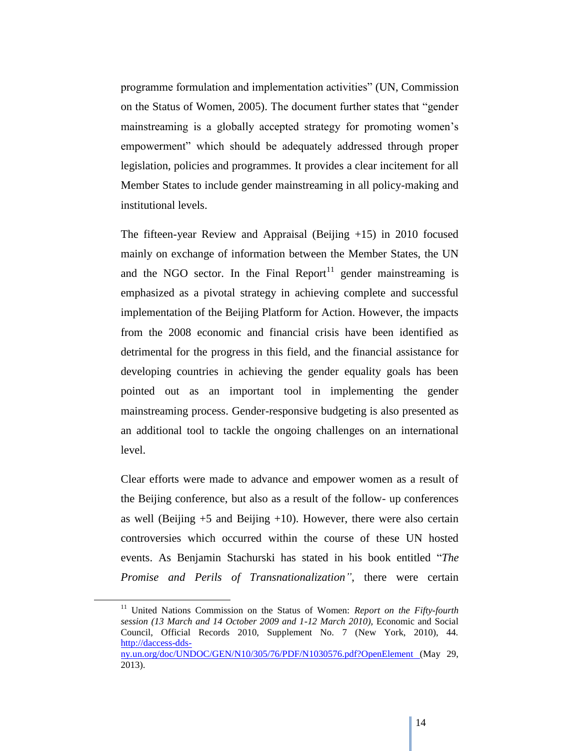programme formulation and implementation activities" (UN, Commission on the Status of Women, 2005). The document further states that "gender mainstreaming is a globally accepted strategy for promoting women's empowerment" which should be adequately addressed through proper legislation, policies and programmes. It provides a clear incitement for all Member States to include gender mainstreaming in all policy-making and institutional levels.

The fifteen-year Review and Appraisal (Beijing +15) in 2010 focused mainly on exchange of information between the Member States, the UN and the NGO sector. In the Final Report[11] gender mainstreaming is emphasized as a pivotal strategy in achieving complete and successful implementation of the Beijing Platform for Action. However, the impacts from the 2008 economic and financial crisis have been identified as detrimental for the progress in this field, and the financial assistance for developing countries in achieving the gender equality goals has been pointed out as an important tool in implementing the gender mainstreaming process. Gender-responsive budgeting is also presented as an additional tool to tackle the ongoing challenges on an international level.

Clear efforts were made to advance and empower women as a result of the Beijing conference, but also as a result of the follow- up conferences as well (Beijing +5 and Beijing +10). However, there were also certain controversies which occurred within the course of these UN hosted events. As Benjamin Stachurski has stated in his book entitled "*The Promise and Perils of Transnationalization"*, there were certain

---

[11] United Nations Commission on the Status of Women: *Report on the Fifty-fourth session (13 March and 14 October 2009 and 1-12 March 2010),* Economic and Social Council, Official Records 2010, Supplement No. 7 (New York, 2010), 44. http://daccess-dds-ny.un.org/doc/UNDOC/GEN/N10/305/76/PDF/N1030576.pdf?OpenElement (May 29, 2013).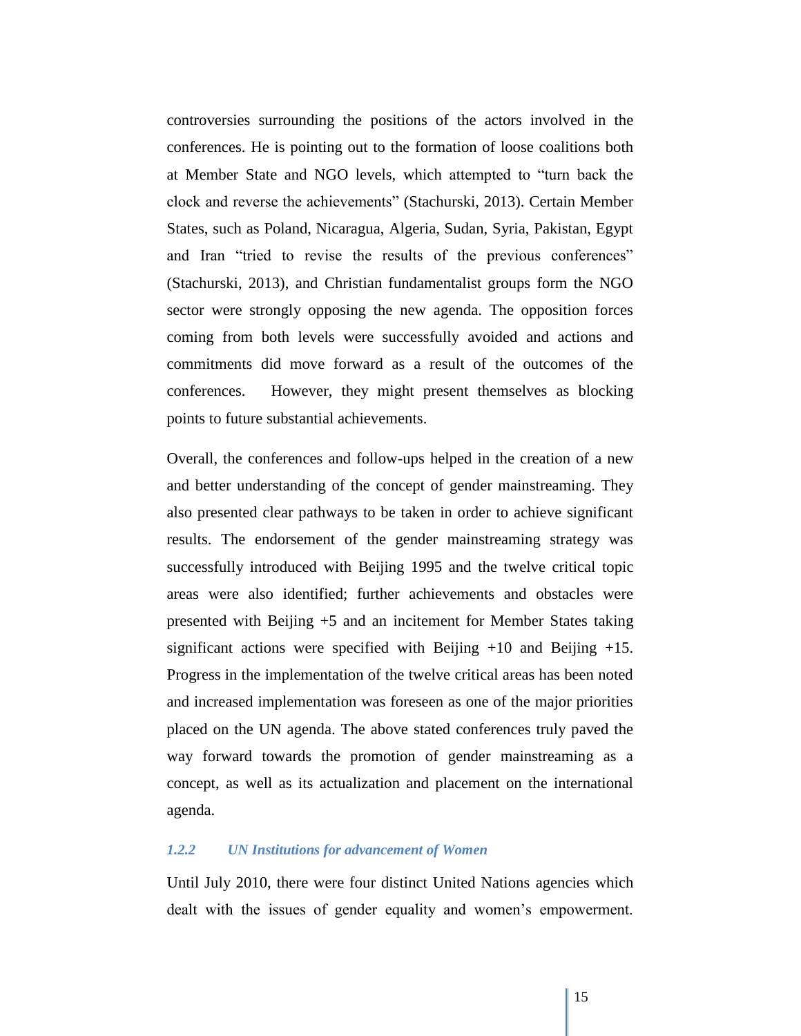controversies surrounding the positions of the actors involved in the conferences. He is pointing out to the formation of loose coalitions both at Member State and NGO levels, which attempted to "turn back the clock and reverse the achievements" (Stachurski, 2013). Certain Member States, such as Poland, Nicaragua, Algeria, Sudan, Syria, Pakistan, Egypt and Iran "tried to revise the results of the previous conferences" (Stachurski, 2013), and Christian fundamentalist groups form the NGO sector were strongly opposing the new agenda. The opposition forces coming from both levels were successfully avoided and actions and commitments did move forward as a result of the outcomes of the conferences. However, they might present themselves as blocking points to future substantial achievements.

Overall, the conferences and follow-ups helped in the creation of a new and better understanding of the concept of gender mainstreaming. They also presented clear pathways to be taken in order to achieve significant results. The endorsement of the gender mainstreaming strategy was successfully introduced with Beijing 1995 and the twelve critical topic areas were also identified; further achievements and obstacles were presented with Beijing +5 and an incitement for Member States taking significant actions were specified with Beijing +10 and Beijing +15. Progress in the implementation of the twelve critical areas has been noted and increased implementation was foreseen as one of the major priorities placed on the UN agenda. The above stated conferences truly paved the way forward towards the promotion of gender mainstreaming as a concept, as well as its actualization and placement on the international agenda.

### *1.2.2 UN Institutions for advancement of Women*

Until July 2010, there were four distinct United Nations agencies which dealt with the issues of gender equality and women's empowerment.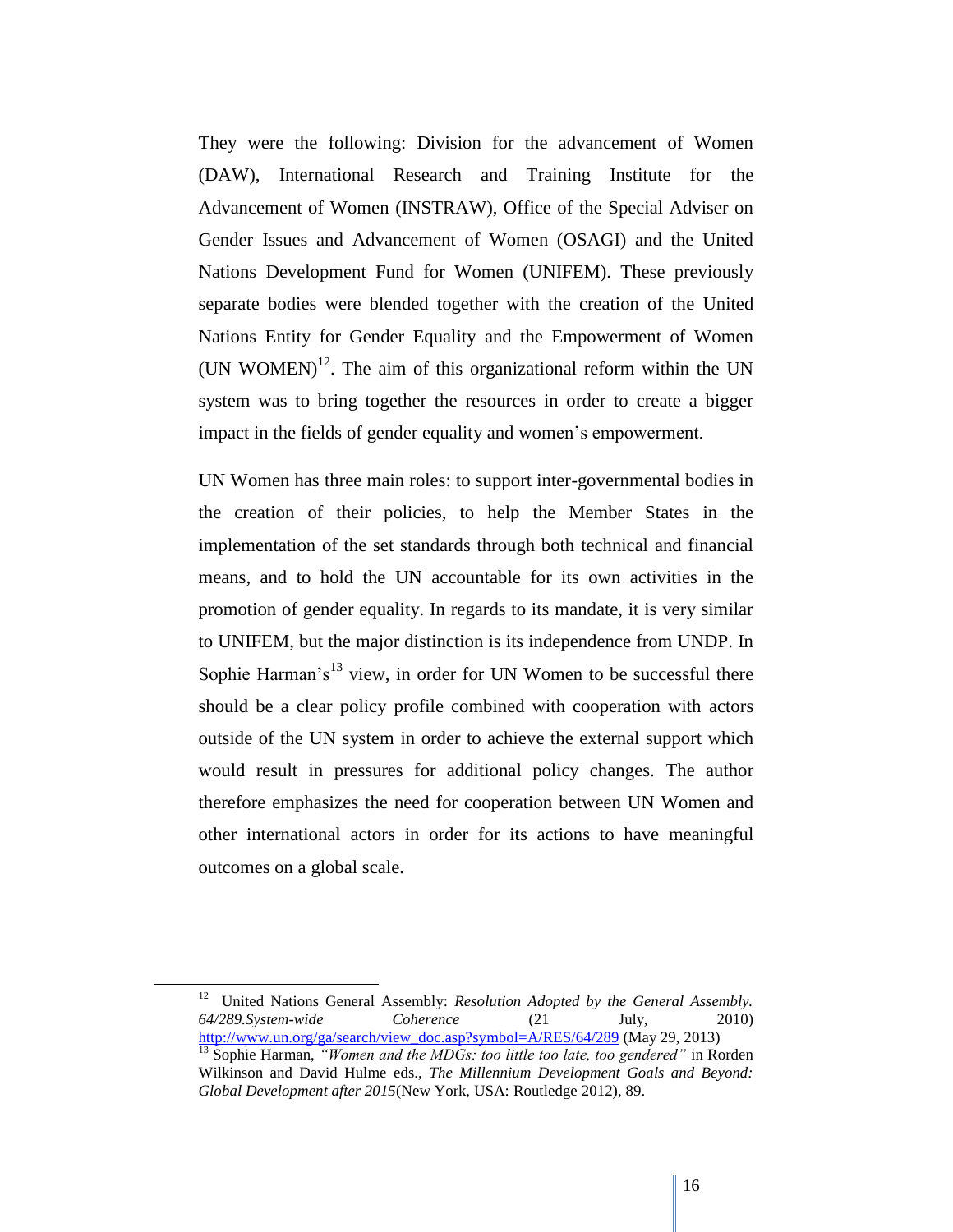They were the following: Division for the advancement of Women (DAW), International Research and Training Institute for the Advancement of Women (INSTRAW), Office of the Special Adviser on Gender Issues and Advancement of Women (OSAGI) and the United Nations Development Fund for Women (UNIFEM). These previously separate bodies were blended together with the creation of the United Nations Entity for Gender Equality and the Empowerment of Women (UN WOMEN)[12]. The aim of this organizational reform within the UN system was to bring together the resources in order to create a bigger impact in the fields of gender equality and women's empowerment.

UN Women has three main roles: to support inter-governmental bodies in the creation of their policies, to help the Member States in the implementation of the set standards through both technical and financial means, and to hold the UN accountable for its own activities in the promotion of gender equality. In regards to its mandate, it is very similar to UNIFEM, but the major distinction is its independence from UNDP. In Sophie Harman's[13] view, in order for UN Women to be successful there should be a clear policy profile combined with cooperation with actors outside of the UN system in order to achieve the external support which would result in pressures for additional policy changes. The author therefore emphasizes the need for cooperation between UN Women and other international actors in order for its actions to have meaningful outcomes on a global scale.

---

[12] United Nations General Assembly: *Resolution Adopted by the General Assembly. 64/289.System-wide Coherence* (21 July, 2010) http://www.un.org/ga/search/view_doc.asp?symbol=A/RES/64/289 (May 29, 2013)

[13] Sophie Harman, *"Women and the MDGs: too little too late, too gendered"* in Rorden Wilkinson and David Hulme eds., *The Millennium Development Goals and Beyond: Global Development after 2015*(New York, USA: Routledge 2012), 89.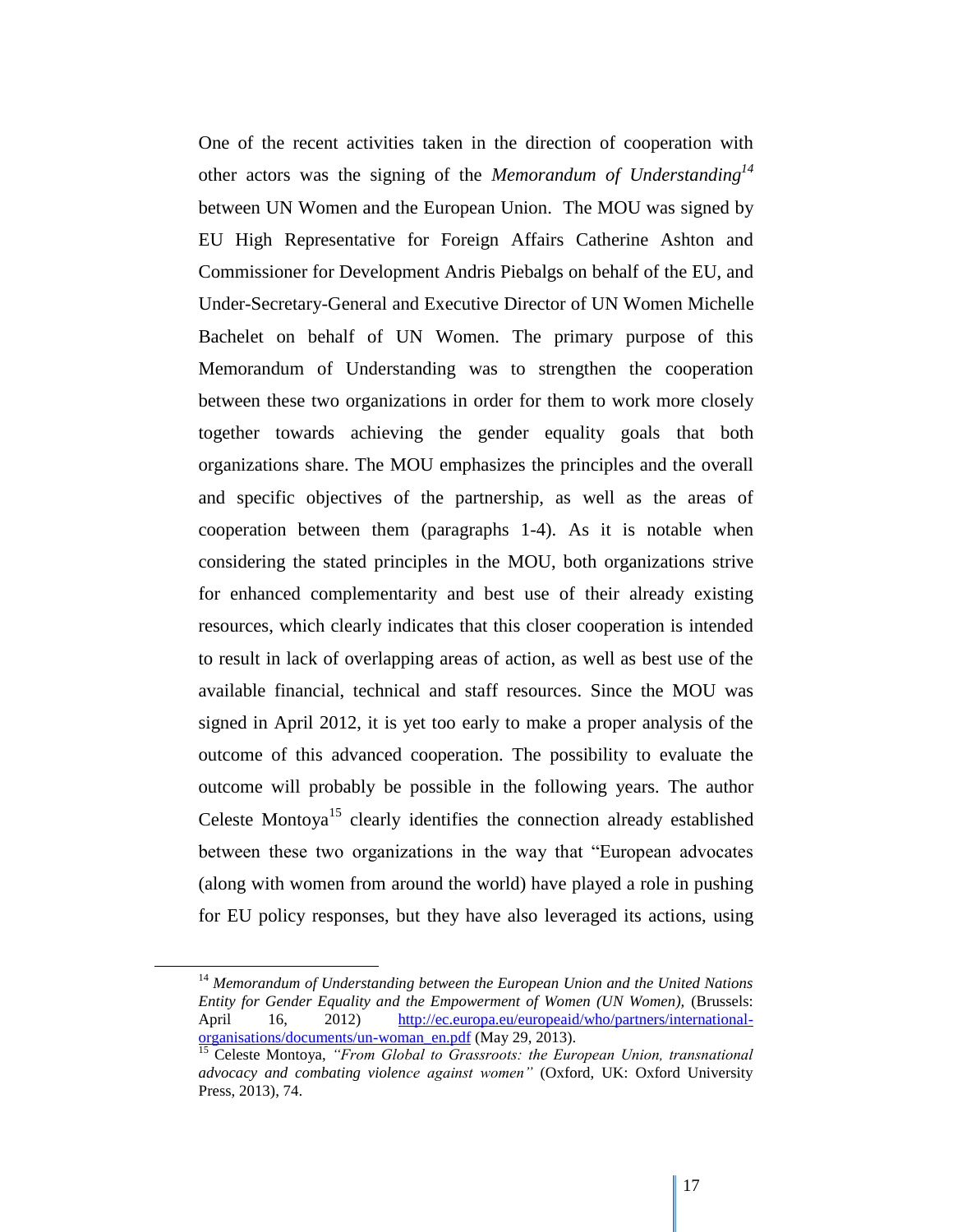One of the recent activities taken in the direction of cooperation with other actors was the signing of the *Memorandum of Understanding*[14] between UN Women and the European Union. The MOU was signed by EU High Representative for Foreign Affairs Catherine Ashton and Commissioner for Development Andris Piebalgs on behalf of the EU, and Under-Secretary-General and Executive Director of UN Women Michelle Bachelet on behalf of UN Women. The primary purpose of this Memorandum of Understanding was to strengthen the cooperation between these two organizations in order for them to work more closely together towards achieving the gender equality goals that both organizations share. The MOU emphasizes the principles and the overall and specific objectives of the partnership, as well as the areas of cooperation between them (paragraphs 1-4). As it is notable when considering the stated principles in the MOU, both organizations strive for enhanced complementarity and best use of their already existing resources, which clearly indicates that this closer cooperation is intended to result in lack of overlapping areas of action, as well as best use of the available financial, technical and staff resources. Since the MOU was signed in April 2012, it is yet too early to make a proper analysis of the outcome of this advanced cooperation. The possibility to evaluate the outcome will probably be possible in the following years. The author Celeste Montoya[15] clearly identifies the connection already established between these two organizations in the way that "European advocates (along with women from around the world) have played a role in pushing for EU policy responses, but they have also leveraged its actions, using

---

[14] *Memorandum of Understanding between the European Union and the United Nations Entity for Gender Equality and the Empowerment of Women (UN Women),* (Brussels: April 16, 2012) http://ec.europa.eu/europeaid/who/partners/international-organisations/documents/un-woman_en.pdf (May 29, 2013).

[15] Celeste Montoya, *"From Global to Grassroots: the European Union, transnational advocacy and combating violence against women"* (Oxford, UK: Oxford University Press, 2013), 74.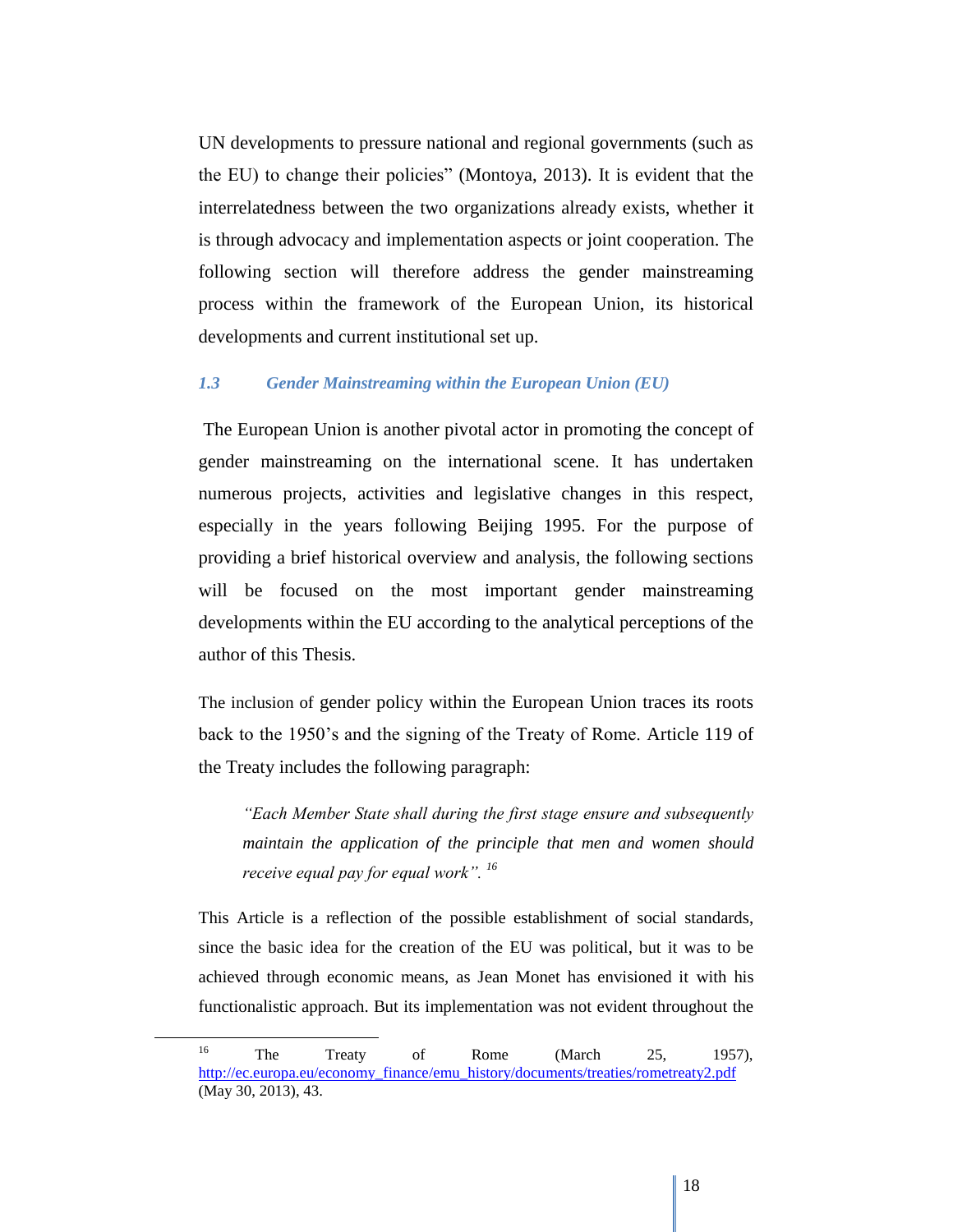UN developments to pressure national and regional governments (such as the EU) to change their policies" (Montoya, 2013). It is evident that the interrelatedness between the two organizations already exists, whether it is through advocacy and implementation aspects or joint cooperation. The following section will therefore address the gender mainstreaming process within the framework of the European Union, its historical developments and current institutional set up.

### *1.3 Gender Mainstreaming within the European Union (EU)*

The European Union is another pivotal actor in promoting the concept of gender mainstreaming on the international scene. It has undertaken numerous projects, activities and legislative changes in this respect, especially in the years following Beijing 1995. For the purpose of providing a brief historical overview and analysis, the following sections will be focused on the most important gender mainstreaming developments within the EU according to the analytical perceptions of the author of this Thesis.

The inclusion of gender policy within the European Union traces its roots back to the 1950's and the signing of the Treaty of Rome. Article 119 of the Treaty includes the following paragraph:

> *"Each Member State shall during the first stage ensure and subsequently maintain the application of the principle that men and women should receive equal pay for equal work".* [16]

This Article is a reflection of the possible establishment of social standards, since the basic idea for the creation of the EU was political, but it was to be achieved through economic means, as Jean Monet has envisioned it with his functionalistic approach. But its implementation was not evident throughout the

---

[16] The Treaty of Rome (March 25, 1957), http://ec.europa.eu/economy_finance/emu_history/documents/treaties/rometreaty2.pdf (May 30, 2013), 43.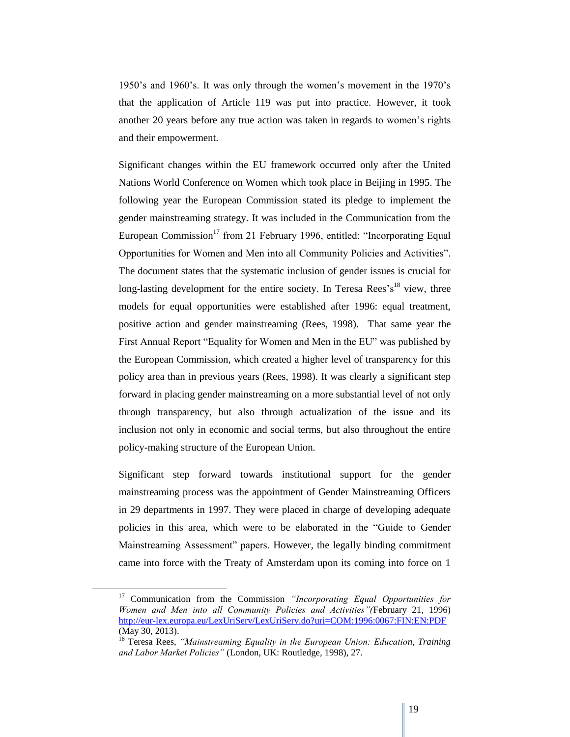1950's and 1960's. It was only through the women's movement in the 1970's that the application of Article 119 was put into practice. However, it took another 20 years before any true action was taken in regards to women's rights and their empowerment.

Significant changes within the EU framework occurred only after the United Nations World Conference on Women which took place in Beijing in 1995. The following year the European Commission stated its pledge to implement the gender mainstreaming strategy. It was included in the Communication from the European Commission[17] from 21 February 1996, entitled: "Incorporating Equal Opportunities for Women and Men into all Community Policies and Activities". The document states that the systematic inclusion of gender issues is crucial for long-lasting development for the entire society. In Teresa Rees's[18] view, three models for equal opportunities were established after 1996: equal treatment, positive action and gender mainstreaming (Rees, 1998). That same year the First Annual Report "Equality for Women and Men in the EU" was published by the European Commission, which created a higher level of transparency for this policy area than in previous years (Rees, 1998). It was clearly a significant step forward in placing gender mainstreaming on a more substantial level of not only through transparency, but also through actualization of the issue and its inclusion not only in economic and social terms, but also throughout the entire policy-making structure of the European Union.

Significant step forward towards institutional support for the gender mainstreaming process was the appointment of Gender Mainstreaming Officers in 29 departments in 1997. They were placed in charge of developing adequate policies in this area, which were to be elaborated in the "Guide to Gender Mainstreaming Assessment" papers. However, the legally binding commitment came into force with the Treaty of Amsterdam upon its coming into force on 1

---

[17] Communication from the Commission *"Incorporating Equal Opportunities for Women and Men into all Community Policies and Activities"(*February 21, 1996) http://eur-lex.europa.eu/LexUriServ/LexUriServ.do?uri=COM:1996:0067:FIN:EN:PDF (May 30, 2013).

[18] Teresa Rees, *"Mainstreaming Equality in the European Union: Education, Training and Labor Market Policies"* (London, UK: Routledge, 1998), 27.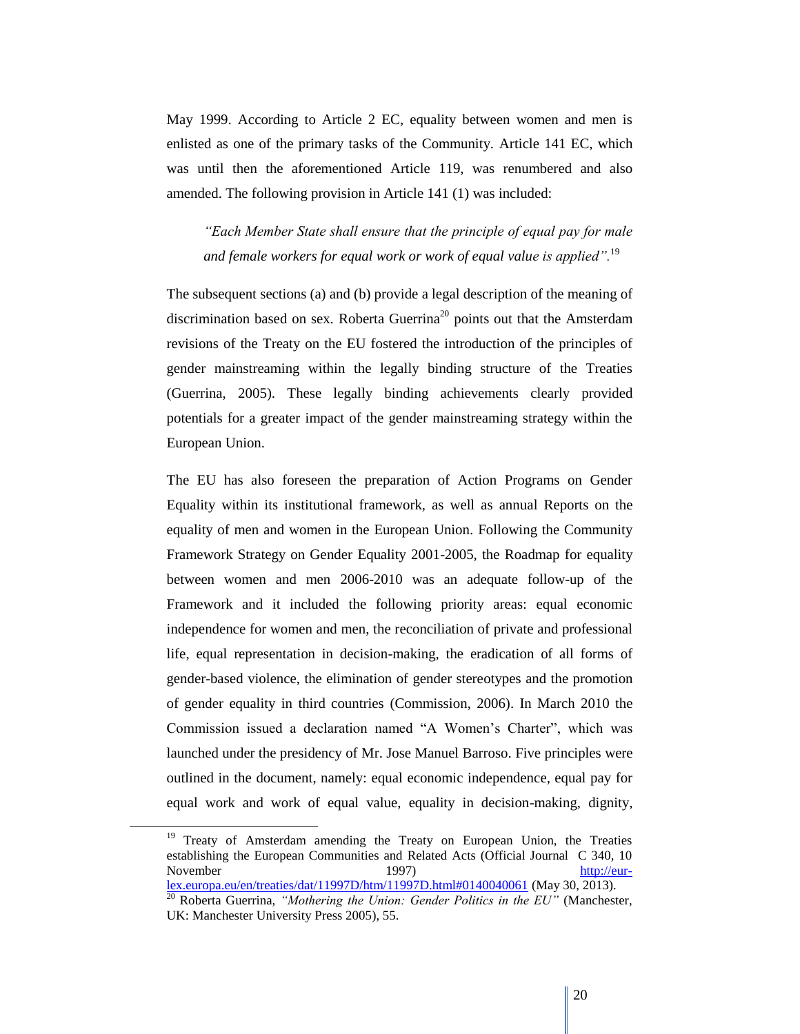May 1999. According to Article 2 EC, equality between women and men is enlisted as one of the primary tasks of the Community. Article 141 EC, which was until then the aforementioned Article 119, was renumbered and also amended. The following provision in Article 141 (1) was included:

> *"Each Member State shall ensure that the principle of equal pay for male and female workers for equal work or work of equal value is applied".*[19]

The subsequent sections (a) and (b) provide a legal description of the meaning of discrimination based on sex. Roberta Guerrina[20] points out that the Amsterdam revisions of the Treaty on the EU fostered the introduction of the principles of gender mainstreaming within the legally binding structure of the Treaties (Guerrina, 2005). These legally binding achievements clearly provided potentials for a greater impact of the gender mainstreaming strategy within the European Union.

The EU has also foreseen the preparation of Action Programs on Gender Equality within its institutional framework, as well as annual Reports on the equality of men and women in the European Union. Following the Community Framework Strategy on Gender Equality 2001-2005, the Roadmap for equality between women and men 2006-2010 was an adequate follow-up of the Framework and it included the following priority areas: equal economic independence for women and men, the reconciliation of private and professional life, equal representation in decision-making, the eradication of all forms of gender-based violence, the elimination of gender stereotypes and the promotion of gender equality in third countries (Commission, 2006). In March 2010 the Commission issued a declaration named "A Women's Charter", which was launched under the presidency of Mr. Jose Manuel Barroso. Five principles were outlined in the document, namely: equal economic independence, equal pay for equal work and work of equal value, equality in decision-making, dignity,

---

[19] Treaty of Amsterdam amending the Treaty on European Union, the Treaties establishing the European Communities and Related Acts (Official Journal C 340, 10 November 1997) http://eur-lex.europa.eu/en/treaties/dat/11997D/htm/11997D.html#0140040061 (May 30, 2013).

[20] Roberta Guerrina, *"Mothering the Union: Gender Politics in the EU"* (Manchester, UK: Manchester University Press 2005), 55.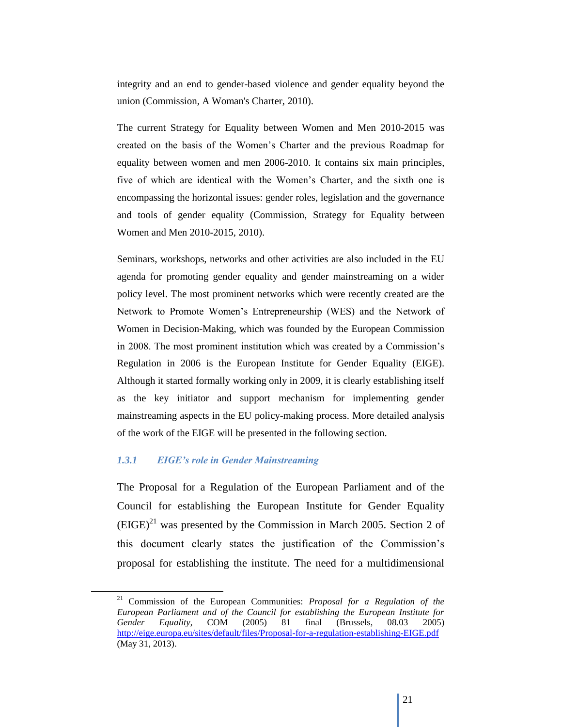integrity and an end to gender-based violence and gender equality beyond the union (Commission, A Woman's Charter, 2010).

The current Strategy for Equality between Women and Men 2010-2015 was created on the basis of the Women's Charter and the previous Roadmap for equality between women and men 2006-2010. It contains six main principles, five of which are identical with the Women's Charter, and the sixth one is encompassing the horizontal issues: gender roles, legislation and the governance and tools of gender equality (Commission, Strategy for Equality between Women and Men 2010-2015, 2010).

Seminars, workshops, networks and other activities are also included in the EU agenda for promoting gender equality and gender mainstreaming on a wider policy level. The most prominent networks which were recently created are the Network to Promote Women's Entrepreneurship (WES) and the Network of Women in Decision-Making, which was founded by the European Commission in 2008. The most prominent institution which was created by a Commission's Regulation in 2006 is the European Institute for Gender Equality (EIGE). Although it started formally working only in 2009, it is clearly establishing itself as the key initiator and support mechanism for implementing gender mainstreaming aspects in the EU policy-making process. More detailed analysis of the work of the EIGE will be presented in the following section.

### *1.3.1 EIGE's role in Gender Mainstreaming*

The Proposal for a Regulation of the European Parliament and of the Council for establishing the European Institute for Gender Equality (EIGE)[21] was presented by the Commission in March 2005. Section 2 of this document clearly states the justification of the Commission's proposal for establishing the institute. The need for a multidimensional

---

[21] Commission of the European Communities: *Proposal for a Regulation of the European Parliament and of the Council for establishing the European Institute for Gender Equality*, COM (2005) 81 final (Brussels, 08.03 2005) http://eige.europa.eu/sites/default/files/Proposal-for-a-regulation-establishing-EIGE.pdf (May 31, 2013).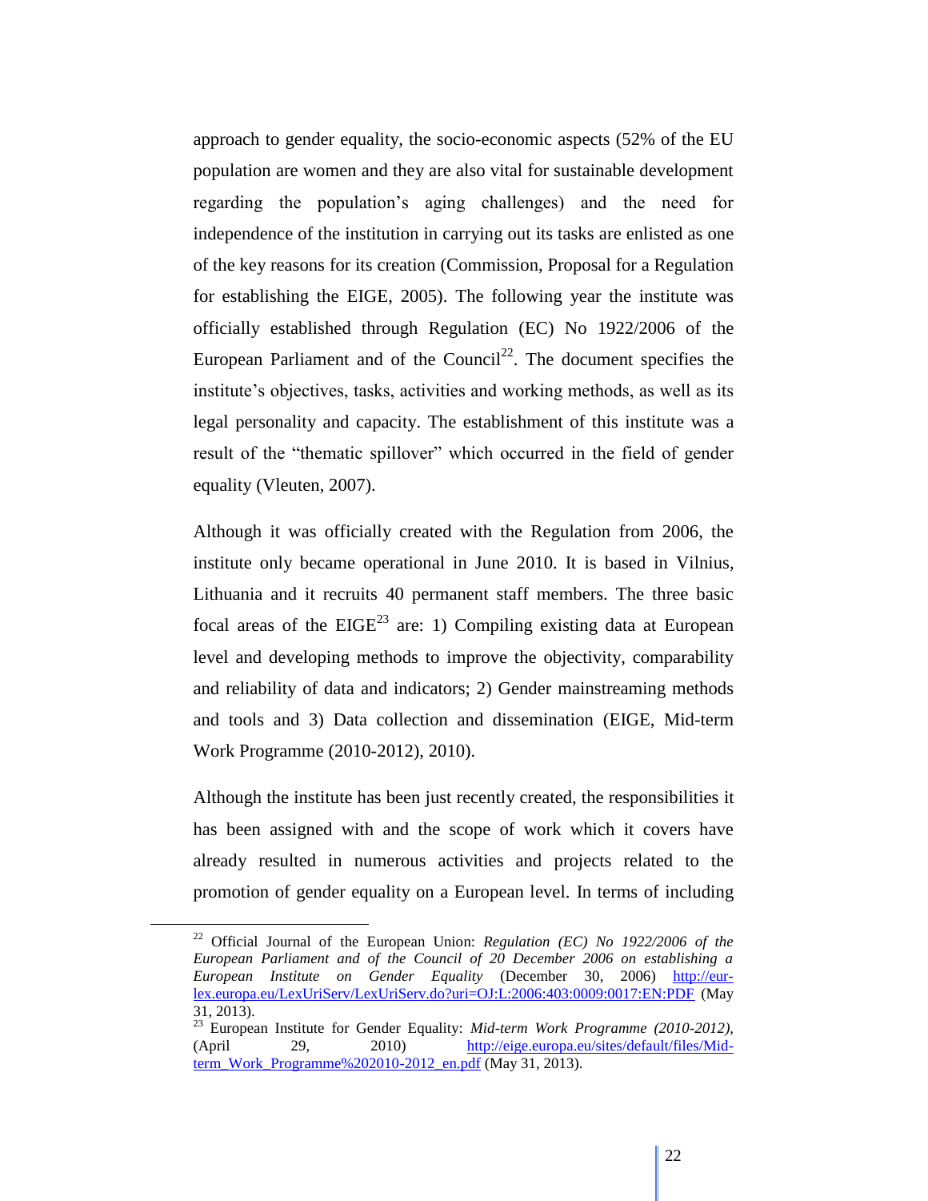approach to gender equality, the socio-economic aspects (52% of the EU population are women and they are also vital for sustainable development regarding the population's aging challenges) and the need for independence of the institution in carrying out its tasks are enlisted as one of the key reasons for its creation (Commission, Proposal for a Regulation for establishing the EIGE, 2005). The following year the institute was officially established through Regulation (EC) No 1922/2006 of the European Parliament and of the Council[22]. The document specifies the institute's objectives, tasks, activities and working methods, as well as its legal personality and capacity. The establishment of this institute was a result of the "thematic spillover" which occurred in the field of gender equality (Vleuten, 2007).

Although it was officially created with the Regulation from 2006, the institute only became operational in June 2010. It is based in Vilnius, Lithuania and it recruits 40 permanent staff members. The three basic focal areas of the EIGE[23] are: 1) Compiling existing data at European level and developing methods to improve the objectivity, comparability and reliability of data and indicators; 2) Gender mainstreaming methods and tools and 3) Data collection and dissemination (EIGE, Mid-term Work Programme (2010-2012), 2010).

Although the institute has been just recently created, the responsibilities it has been assigned with and the scope of work which it covers have already resulted in numerous activities and projects related to the promotion of gender equality on a European level. In terms of including

---

[22] Official Journal of the European Union: *Regulation (EC) No 1922/2006 of the European Parliament and of the Council of 20 December 2006 on establishing a European Institute on Gender Equality* (December 30, 2006) http://eur-lex.europa.eu/LexUriServ/LexUriServ.do?uri=OJ:L:2006:403:0009:0017:EN:PDF (May 31, 2013).

[23] European Institute for Gender Equality: *Mid-term Work Programme (2010-2012)*, (April 29, 2010) http://eige.europa.eu/sites/default/files/Mid-term_Work_Programme%202010-2012_en.pdf (May 31, 2013).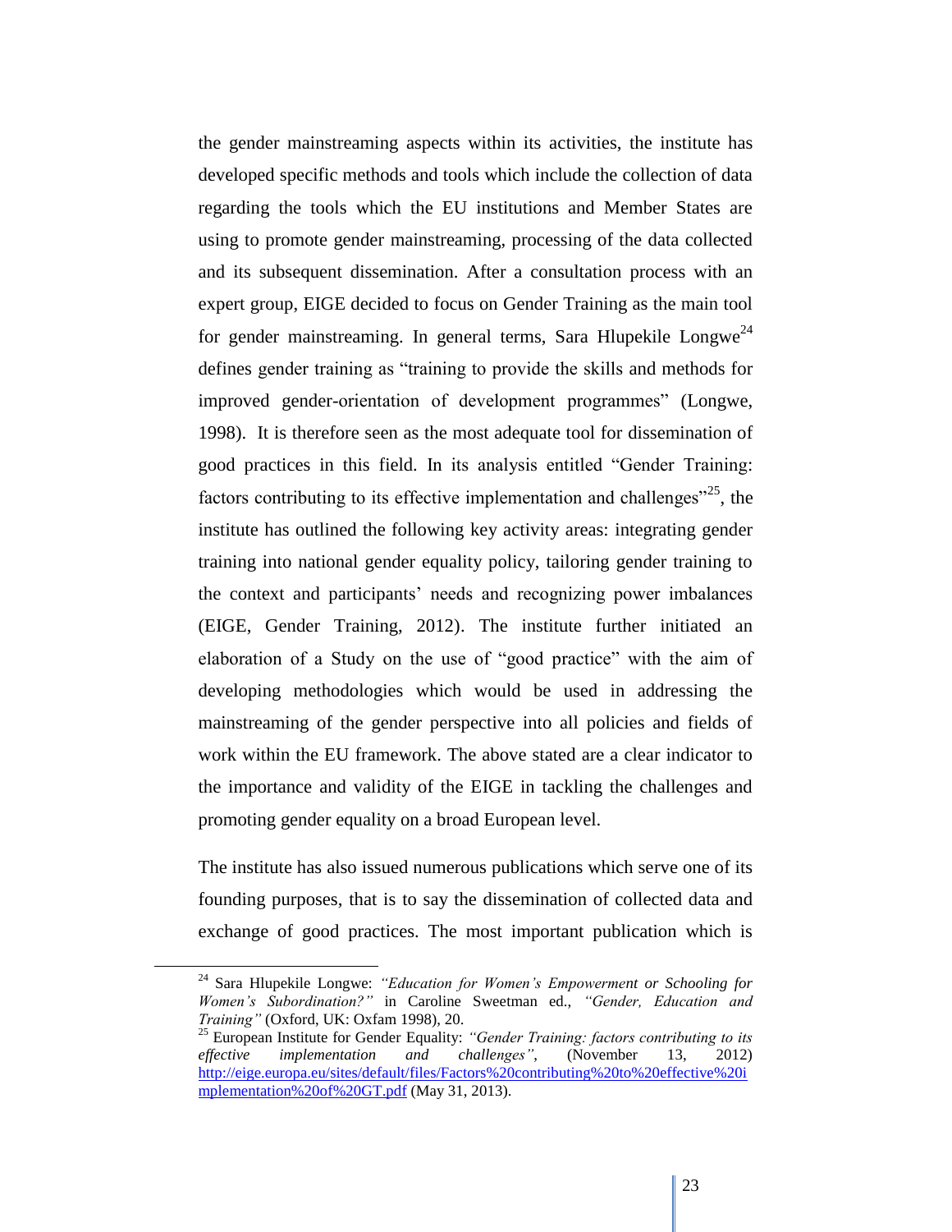the gender mainstreaming aspects within its activities, the institute has developed specific methods and tools which include the collection of data regarding the tools which the EU institutions and Member States are using to promote gender mainstreaming, processing of the data collected and its subsequent dissemination. After a consultation process with an expert group, EIGE decided to focus on Gender Training as the main tool for gender mainstreaming. In general terms, Sara Hlupekile Longwe[24] defines gender training as "training to provide the skills and methods for improved gender-orientation of development programmes" (Longwe, 1998). It is therefore seen as the most adequate tool for dissemination of good practices in this field. In its analysis entitled "Gender Training: factors contributing to its effective implementation and challenges"[25], the institute has outlined the following key activity areas: integrating gender training into national gender equality policy, tailoring gender training to the context and participants' needs and recognizing power imbalances (EIGE, Gender Training, 2012). The institute further initiated an elaboration of a Study on the use of "good practice" with the aim of developing methodologies which would be used in addressing the mainstreaming of the gender perspective into all policies and fields of work within the EU framework. The above stated are a clear indicator to the importance and validity of the EIGE in tackling the challenges and promoting gender equality on a broad European level.

The institute has also issued numerous publications which serve one of its founding purposes, that is to say the dissemination of collected data and exchange of good practices. The most important publication which is

---

[24] Sara Hlupekile Longwe: *"Education for Women's Empowerment or Schooling for Women's Subordination?"* in Caroline Sweetman ed., *"Gender, Education and Training"* (Oxford, UK: Oxfam 1998), 20.

[25] European Institute for Gender Equality: *"Gender Training: factors contributing to its effective implementation and challenges"*, (November 13, 2012) http://eige.europa.eu/sites/default/files/Factors%20contributing%20to%20effective%20implementation%20of%20GT.pdf (May 31, 2013).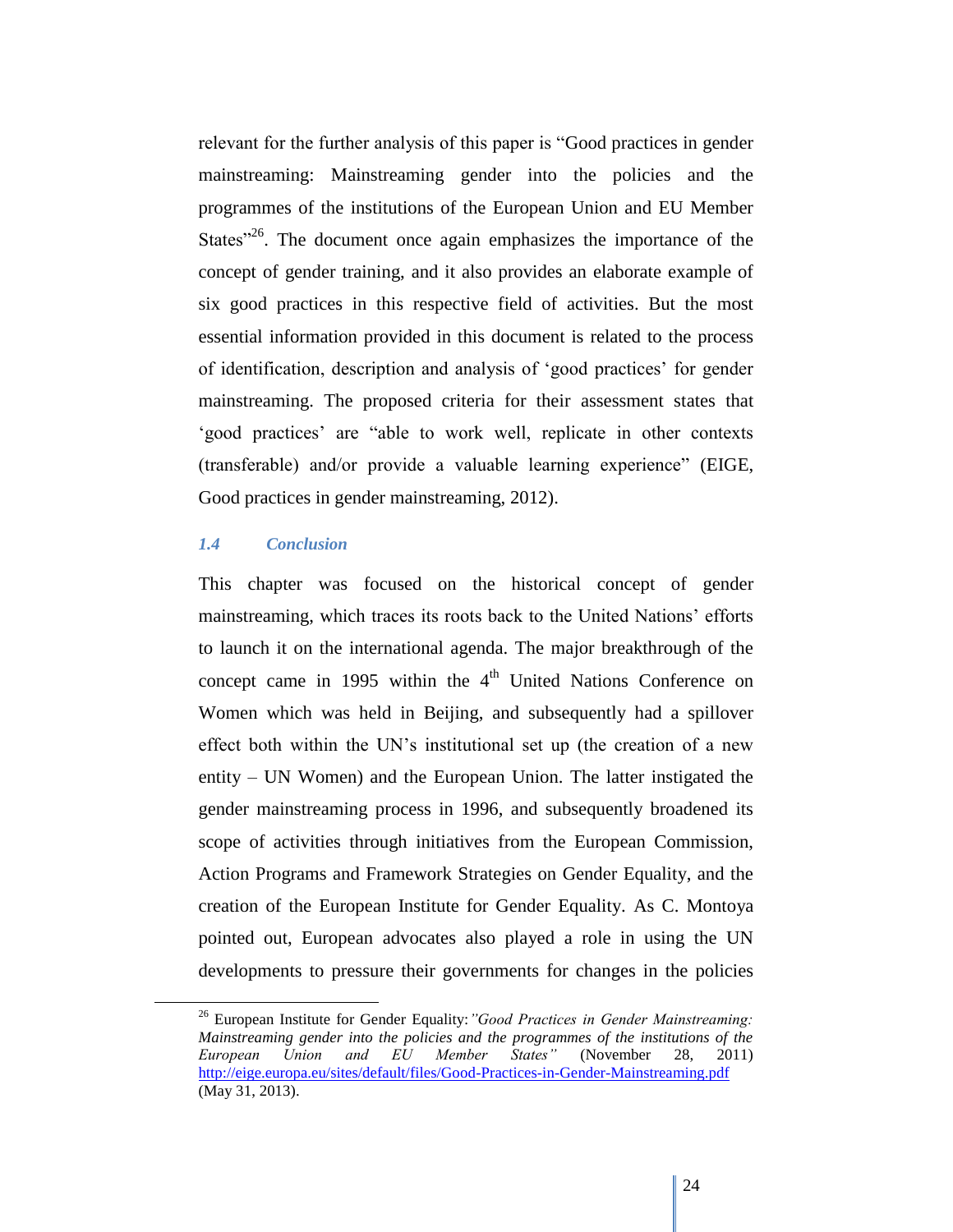relevant for the further analysis of this paper is "Good practices in gender mainstreaming: Mainstreaming gender into the policies and the programmes of the institutions of the European Union and EU Member States"[26]. The document once again emphasizes the importance of the concept of gender training, and it also provides an elaborate example of six good practices in this respective field of activities. But the most essential information provided in this document is related to the process of identification, description and analysis of 'good practices' for gender mainstreaming. The proposed criteria for their assessment states that 'good practices' are "able to work well, replicate in other contexts (transferable) and/or provide a valuable learning experience" (EIGE, Good practices in gender mainstreaming, 2012).

### *1.4 Conclusion*

This chapter was focused on the historical concept of gender mainstreaming, which traces its roots back to the United Nations' efforts to launch it on the international agenda. The major breakthrough of the concept came in 1995 within the 4th United Nations Conference on Women which was held in Beijing, and subsequently had a spillover effect both within the UN's institutional set up (the creation of a new entity – UN Women) and the European Union. The latter instigated the gender mainstreaming process in 1996, and subsequently broadened its scope of activities through initiatives from the European Commission, Action Programs and Framework Strategies on Gender Equality, and the creation of the European Institute for Gender Equality. As C. Montoya pointed out, European advocates also played a role in using the UN developments to pressure their governments for changes in the policies

---

[26] European Institute for Gender Equality: *"Good Practices in Gender Mainstreaming: Mainstreaming gender into the policies and the programmes of the institutions of the European Union and EU Member States"* (November 28, 2011) http://eige.europa.eu/sites/default/files/Good-Practices-in-Gender-Mainstreaming.pdf (May 31, 2013).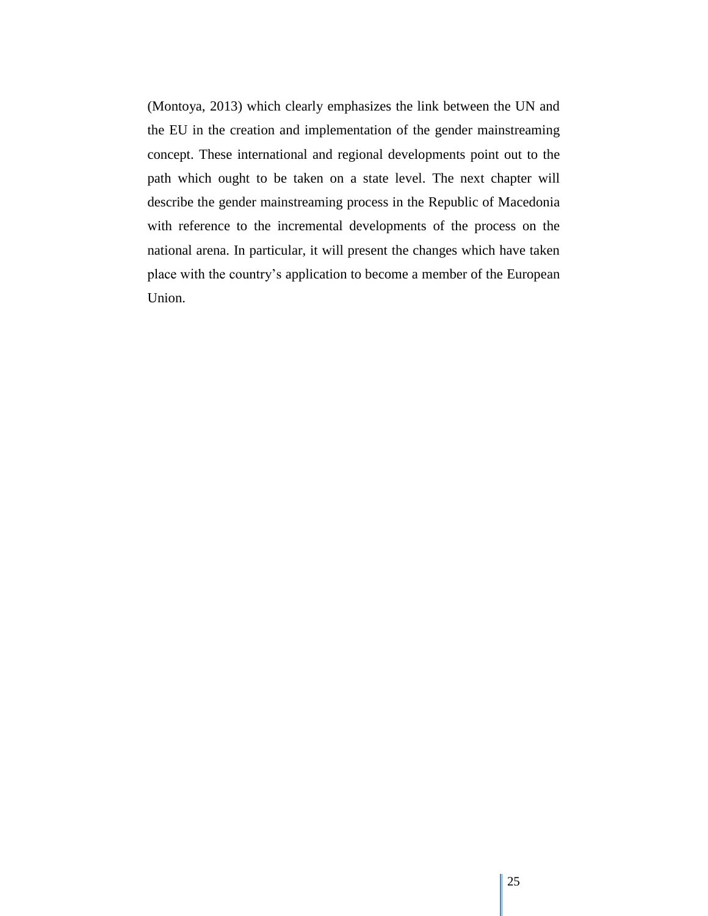(Montoya, 2013) which clearly emphasizes the link between the UN and the EU in the creation and implementation of the gender mainstreaming concept. These international and regional developments point out to the path which ought to be taken on a state level. The next chapter will describe the gender mainstreaming process in the Republic of Macedonia with reference to the incremental developments of the process on the national arena. In particular, it will present the changes which have taken place with the country's application to become a member of the European Union.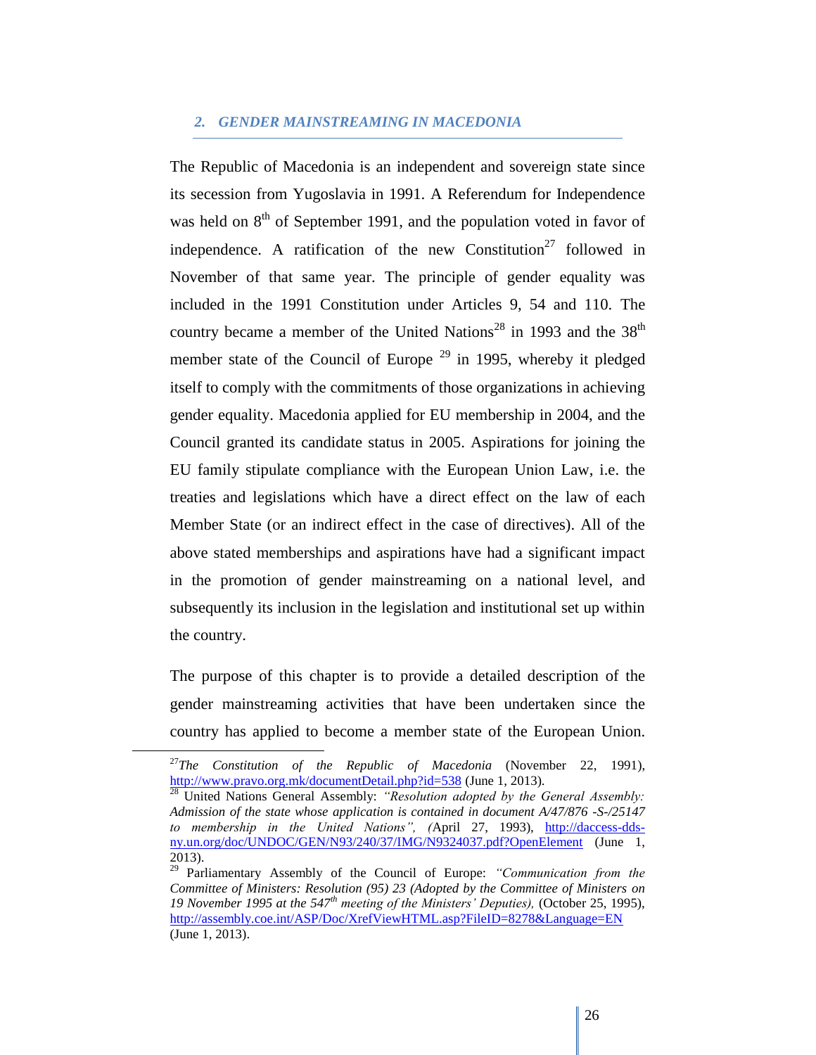## 2. GENDER MAINSTREAMING IN MACEDONIA

The Republic of Macedonia is an independent and sovereign state since its secession from Yugoslavia in 1991. A Referendum for Independence was held on 8th of September 1991, and the population voted in favor of independence. A ratification of the new Constitution[27] followed in November of that same year. The principle of gender equality was included in the 1991 Constitution under Articles 9, 54 and 110. The country became a member of the United Nations[28] in 1993 and the 38th member state of the Council of Europe [29] in 1995, whereby it pledged itself to comply with the commitments of those organizations in achieving gender equality. Macedonia applied for EU membership in 2004, and the Council granted its candidate status in 2005. Aspirations for joining the EU family stipulate compliance with the European Union Law, i.e. the treaties and legislations which have a direct effect on the law of each Member State (or an indirect effect in the case of directives). All of the above stated memberships and aspirations have had a significant impact in the promotion of gender mainstreaming on a national level, and subsequently its inclusion in the legislation and institutional set up within the country.

The purpose of this chapter is to provide a detailed description of the gender mainstreaming activities that have been undertaken since the country has applied to become a member state of the European Union.

---

[27] *The Constitution of the Republic of Macedonia* (November 22, 1991), http://www.pravo.org.mk/documentDetail.php?id=538 (June 1, 2013).

[28] United Nations General Assembly: *"Resolution adopted by the General Assembly: Admission of the state whose application is contained in document A/47/876 -S-/25147 to membership in the United Nations", (*April 27, 1993), http://daccess-dds-ny.un.org/doc/UNDOC/GEN/N93/240/37/IMG/N9324037.pdf?OpenElement (June 1, 2013).

[29] Parliamentary Assembly of the Council of Europe: *"Communication from the Committee of Ministers: Resolution (95) 23 (Adopted by the Committee of Ministers on 19 November 1995 at the 547th meeting of the Ministers' Deputies),* (October 25, 1995), http://assembly.coe.int/ASP/Doc/XrefViewHTML.asp?FileID=8278&Language=EN (June 1, 2013).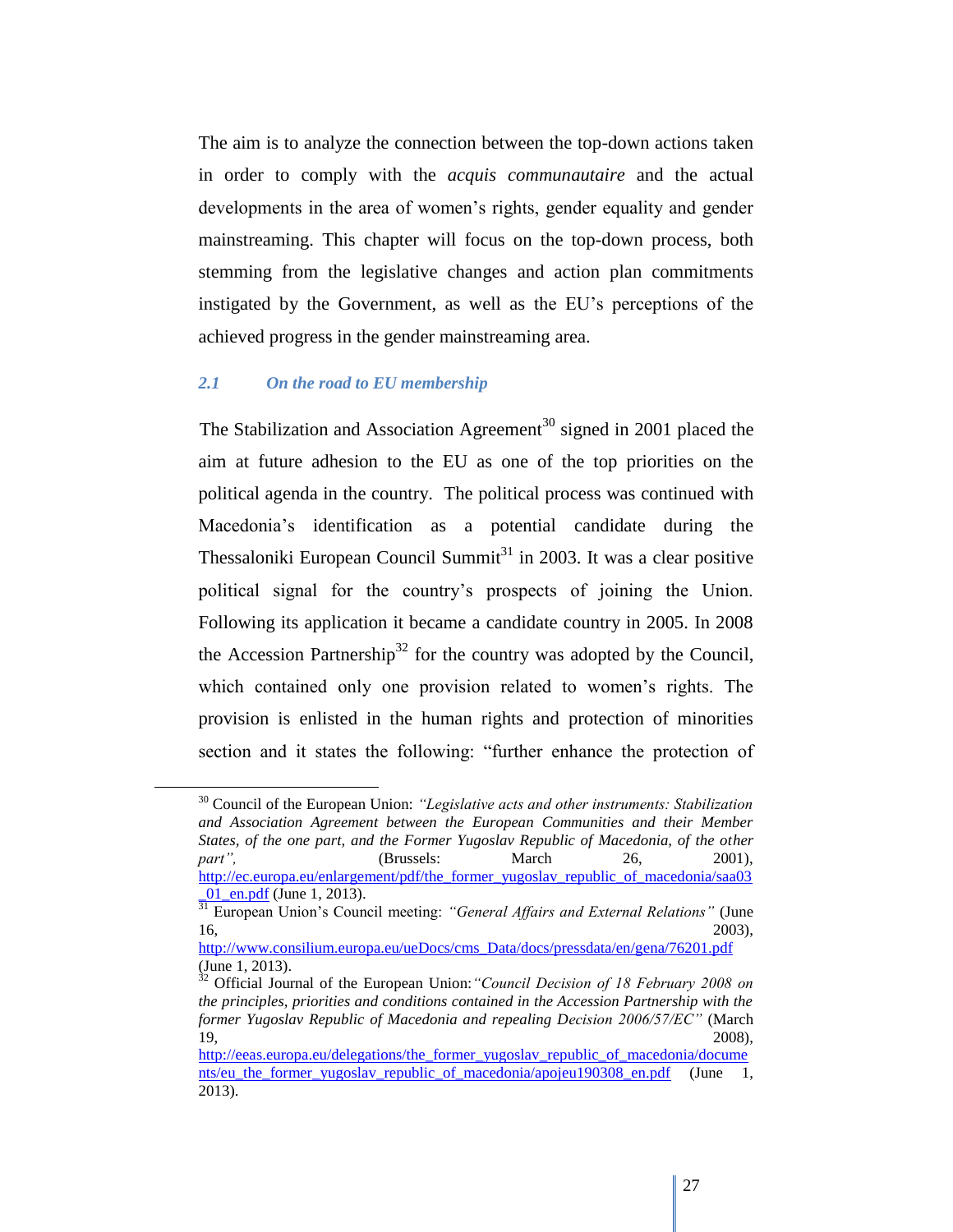The aim is to analyze the connection between the top-down actions taken in order to comply with the *acquis communautaire* and the actual developments in the area of women's rights, gender equality and gender mainstreaming. This chapter will focus on the top-down process, both stemming from the legislative changes and action plan commitments instigated by the Government, as well as the EU's perceptions of the achieved progress in the gender mainstreaming area.

### *2.1 On the road to EU membership*

The Stabilization and Association Agreement[30] signed in 2001 placed the aim at future adhesion to the EU as one of the top priorities on the political agenda in the country. The political process was continued with Macedonia's identification as a potential candidate during the Thessaloniki European Council Summit[31] in 2003. It was a clear positive political signal for the country's prospects of joining the Union. Following its application it became a candidate country in 2005. In 2008 the Accession Partnership[32] for the country was adopted by the Council, which contained only one provision related to women's rights. The provision is enlisted in the human rights and protection of minorities section and it states the following: "further enhance the protection of

---

[30] Council of the European Union: *"Legislative acts and other instruments: Stabilization and Association Agreement between the European Communities and their Member States, of the one part, and the Former Yugoslav Republic of Macedonia, of the other part"*, (Brussels: March 26, 2001), http://ec.europa.eu/enlargement/pdf/the_former_yugoslav_republic_of_macedonia/saa03_01_en.pdf (June 1, 2013).

[31] European Union's Council meeting: *"General Affairs and External Relations"* (June 16, 2003), http://www.consilium.europa.eu/ueDocs/cms_Data/docs/pressdata/en/gena/76201.pdf (June 1, 2013).

[32] Official Journal of the European Union: *"Council Decision of 18 February 2008 on the principles, priorities and conditions contained in the Accession Partnership with the former Yugoslav Republic of Macedonia and repealing Decision 2006/57/EC"* (March 19, 2008), http://eeas.europa.eu/delegations/the_former_yugoslav_republic_of_macedonia/documents/eu_the_former_yugoslav_republic_of_macedonia/apojeu190308_en.pdf (June 1, 2013).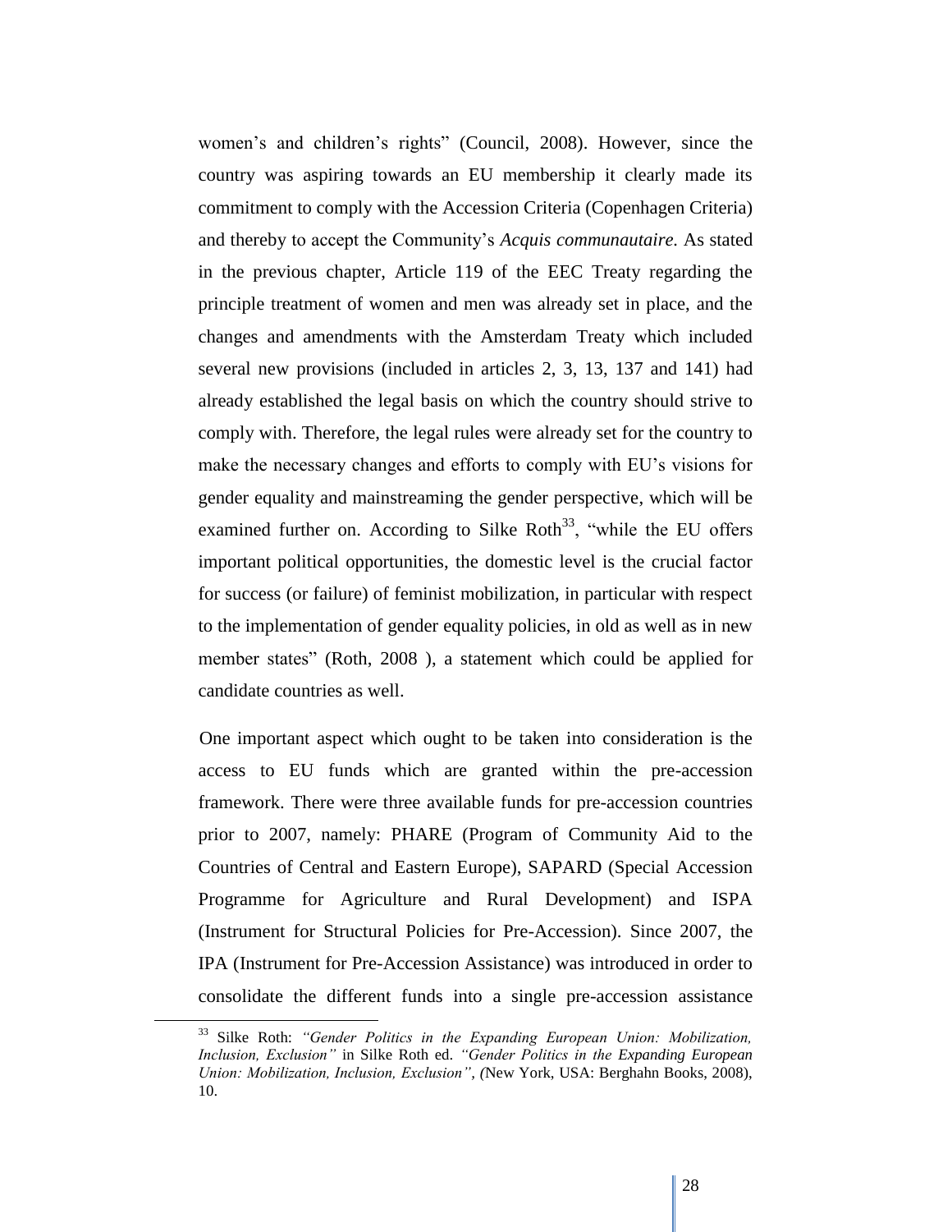women's and children's rights" (Council, 2008). However, since the country was aspiring towards an EU membership it clearly made its commitment to comply with the Accession Criteria (Copenhagen Criteria) and thereby to accept the Community's *Acquis communautaire.* As stated in the previous chapter, Article 119 of the EEC Treaty regarding the principle treatment of women and men was already set in place, and the changes and amendments with the Amsterdam Treaty which included several new provisions (included in articles 2, 3, 13, 137 and 141) had already established the legal basis on which the country should strive to comply with. Therefore, the legal rules were already set for the country to make the necessary changes and efforts to comply with EU's visions for gender equality and mainstreaming the gender perspective, which will be examined further on. According to Silke Roth[33], "while the EU offers important political opportunities, the domestic level is the crucial factor for success (or failure) of feminist mobilization, in particular with respect to the implementation of gender equality policies, in old as well as in new member states" (Roth, 2008 ), a statement which could be applied for candidate countries as well.

One important aspect which ought to be taken into consideration is the access to EU funds which are granted within the pre-accession framework. There were three available funds for pre-accession countries prior to 2007, namely: PHARE (Program of Community Aid to the Countries of Central and Eastern Europe), SAPARD (Special Accession Programme for Agriculture and Rural Development) and ISPA (Instrument for Structural Policies for Pre-Accession). Since 2007, the IPA (Instrument for Pre-Accession Assistance) was introduced in order to consolidate the different funds into a single pre-accession assistance

[33] Silke Roth: *"Gender Politics in the Expanding European Union: Mobilization, Inclusion, Exclusion"* in Silke Roth ed. *"Gender Politics in the Expanding European Union: Mobilization, Inclusion, Exclusion", (*New York, USA: Berghahn Books, 2008), 10.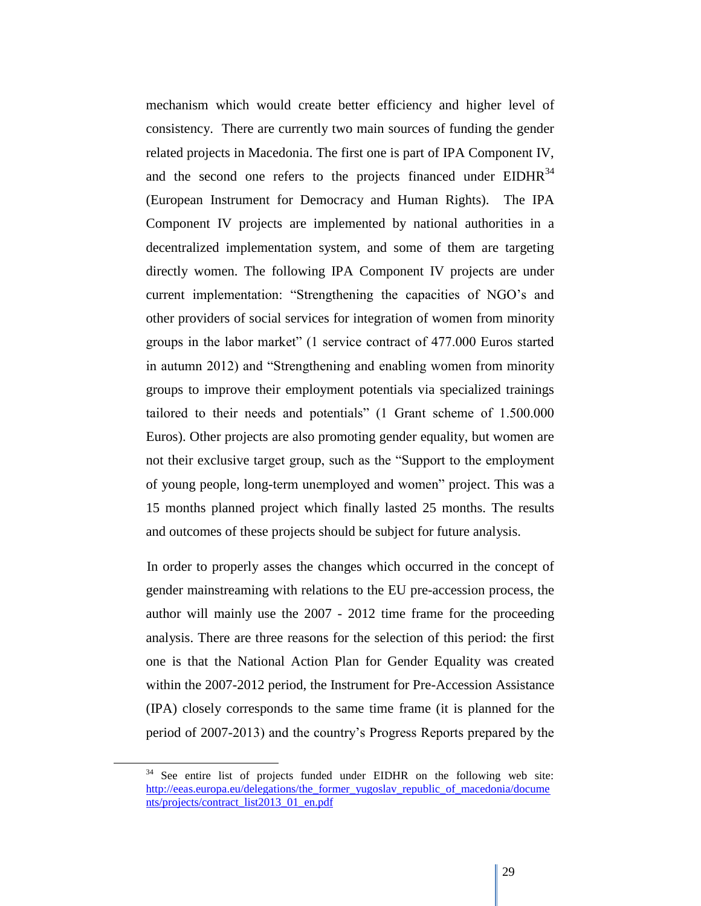mechanism which would create better efficiency and higher level of consistency. There are currently two main sources of funding the gender related projects in Macedonia. The first one is part of IPA Component IV, and the second one refers to the projects financed under EIDHR[34] (European Instrument for Democracy and Human Rights). The IPA Component IV projects are implemented by national authorities in a decentralized implementation system, and some of them are targeting directly women. The following IPA Component IV projects are under current implementation: "Strengthening the capacities of NGO's and other providers of social services for integration of women from minority groups in the labor market" (1 service contract of 477.000 Euros started in autumn 2012) and "Strengthening and enabling women from minority groups to improve their employment potentials via specialized trainings tailored to their needs and potentials" (1 Grant scheme of 1.500.000 Euros). Other projects are also promoting gender equality, but women are not their exclusive target group, such as the "Support to the employment of young people, long-term unemployed and women" project. This was a 15 months planned project which finally lasted 25 months. The results and outcomes of these projects should be subject for future analysis.

In order to properly asses the changes which occurred in the concept of gender mainstreaming with relations to the EU pre-accession process, the author will mainly use the 2007 - 2012 time frame for the proceeding analysis. There are three reasons for the selection of this period: the first one is that the National Action Plan for Gender Equality was created within the 2007-2012 period, the Instrument for Pre-Accession Assistance (IPA) closely corresponds to the same time frame (it is planned for the period of 2007-2013) and the country's Progress Reports prepared by the

---

[34] See entire list of projects funded under EIDHR on the following web site: http://eeas.europa.eu/delegations/the_former_yugoslav_republic_of_macedonia/documents/projects/contract_list2013_01_en.pdf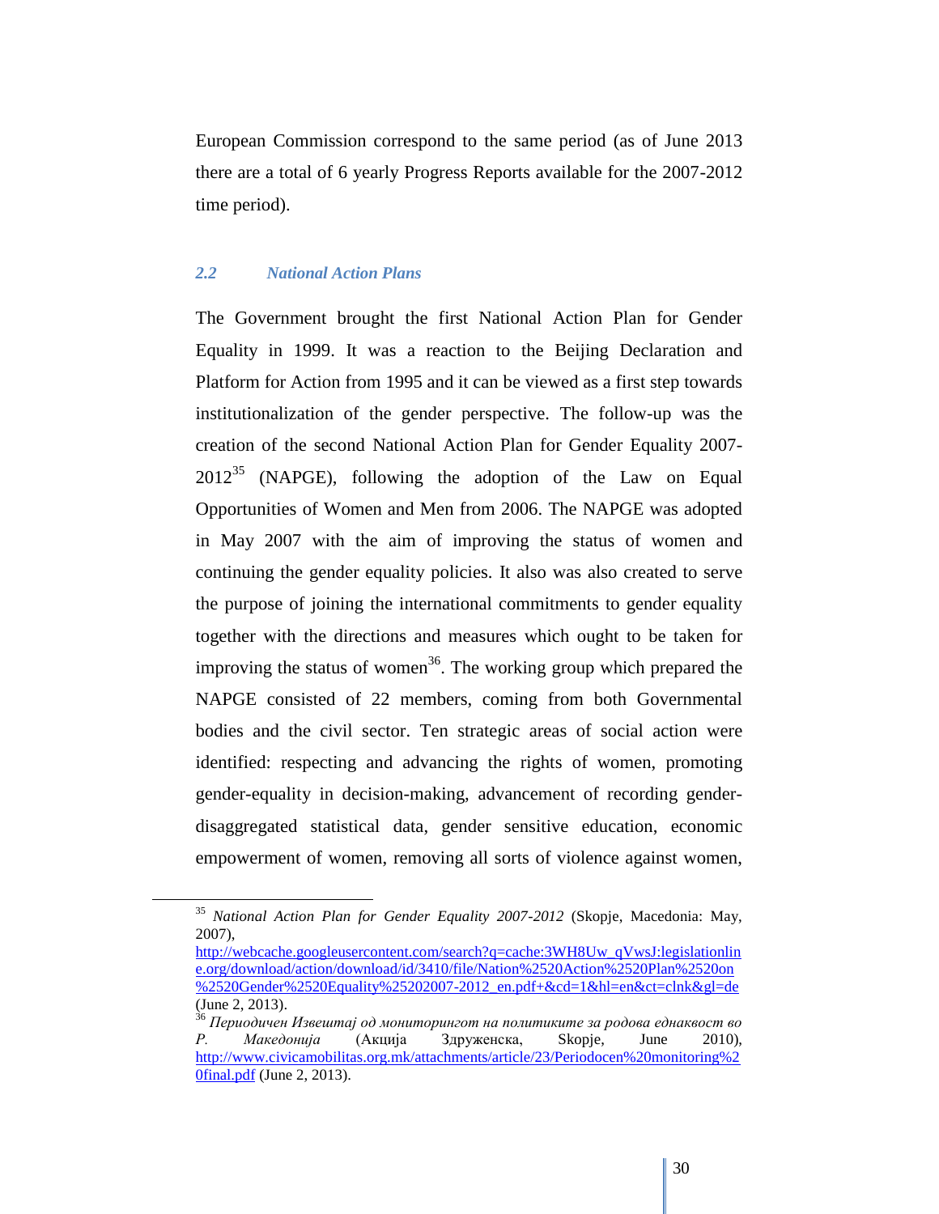European Commission correspond to the same period (as of June 2013 there are a total of 6 yearly Progress Reports available for the 2007-2012 time period).

### *2.2 National Action Plans*

The Government brought the first National Action Plan for Gender Equality in 1999. It was a reaction to the Beijing Declaration and Platform for Action from 1995 and it can be viewed as a first step towards institutionalization of the gender perspective. The follow-up was the creation of the second National Action Plan for Gender Equality 2007-2012[35] (NAPGE), following the adoption of the Law on Equal Opportunities of Women and Men from 2006. The NAPGE was adopted in May 2007 with the aim of improving the status of women and continuing the gender equality policies. It also was also created to serve the purpose of joining the international commitments to gender equality together with the directions and measures which ought to be taken for improving the status of women[36]. The working group which prepared the NAPGE consisted of 22 members, coming from both Governmental bodies and the civil sector. Ten strategic areas of social action were identified: respecting and advancing the rights of women, promoting gender-equality in decision-making, advancement of recording gender-disaggregated statistical data, gender sensitive education, economic empowerment of women, removing all sorts of violence against women,

---

[35] *National Action Plan for Gender Equality 2007-2012* (Skopje, Macedonia: May, 2007), http://webcache.googleusercontent.com/search?q=cache:3WH8Uw_qVwsJ:legislationline.org/download/action/download/id/3410/file/Nation%2520Action%2520Plan%2520on%2520Gender%2520Equality%25202007-2012_en.pdf+&cd=1&hl=en&ct=clnk&gl=de (June 2, 2013).

[36] *Периодичен Извештај од мониторингот на политиките за родова еднаквост во Р. Македонија* (Акција Здруженска, Skopje, June 2010), http://www.civicamobilitas.org.mk/attachments/article/23/Periodocen%20monitoring%20final.pdf (June 2, 2013).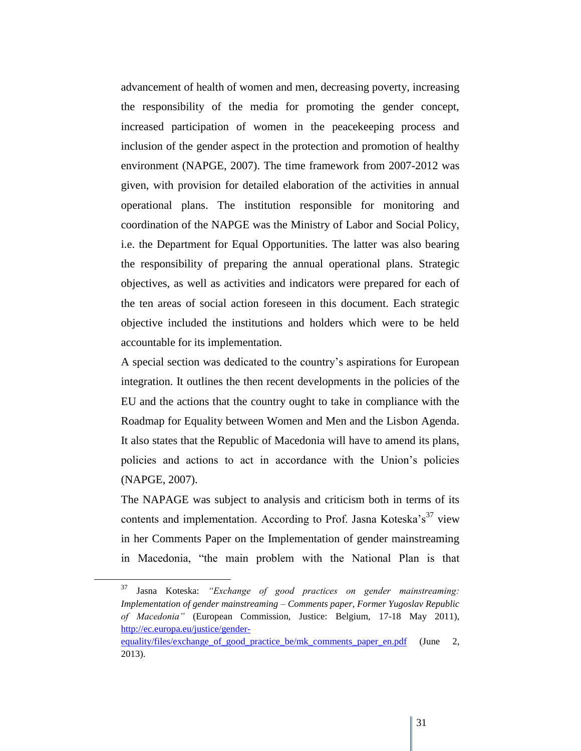advancement of health of women and men, decreasing poverty, increasing the responsibility of the media for promoting the gender concept, increased participation of women in the peacekeeping process and inclusion of the gender aspect in the protection and promotion of healthy environment (NAPGE, 2007). The time framework from 2007-2012 was given, with provision for detailed elaboration of the activities in annual operational plans. The institution responsible for monitoring and coordination of the NAPGE was the Ministry of Labor and Social Policy, i.e. the Department for Equal Opportunities. The latter was also bearing the responsibility of preparing the annual operational plans. Strategic objectives, as well as activities and indicators were prepared for each of the ten areas of social action foreseen in this document. Each strategic objective included the institutions and holders which were to be held accountable for its implementation.

A special section was dedicated to the country's aspirations for European integration. It outlines the then recent developments in the policies of the EU and the actions that the country ought to take in compliance with the Roadmap for Equality between Women and Men and the Lisbon Agenda. It also states that the Republic of Macedonia will have to amend its plans, policies and actions to act in accordance with the Union's policies (NAPGE, 2007).

The NAPAGE was subject to analysis and criticism both in terms of its contents and implementation. According to Prof. Jasna Koteska's[37] view in her Comments Paper on the Implementation of gender mainstreaming in Macedonia, "the main problem with the National Plan is that

---

[37] Jasna Koteska: *"Exchange of good practices on gender mainstreaming: Implementation of gender mainstreaming – Comments paper, Former Yugoslav Republic of Macedonia"* (European Commission, Justice: Belgium, 17-18 May 2011), http://ec.europa.eu/justice/gender-equality/files/exchange_of_good_practice_be/mk_comments_paper_en.pdf (June 2, 2013).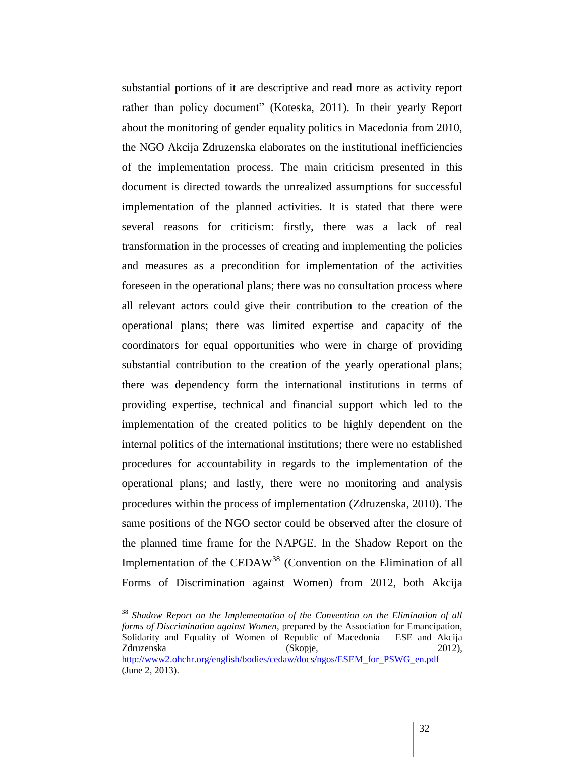substantial portions of it are descriptive and read more as activity report rather than policy document" (Koteska, 2011). In their yearly Report about the monitoring of gender equality politics in Macedonia from 2010, the NGO Akcija Zdruzenska elaborates on the institutional inefficiencies of the implementation process. The main criticism presented in this document is directed towards the unrealized assumptions for successful implementation of the planned activities. It is stated that there were several reasons for criticism: firstly, there was a lack of real transformation in the processes of creating and implementing the policies and measures as a precondition for implementation of the activities foreseen in the operational plans; there was no consultation process where all relevant actors could give their contribution to the creation of the operational plans; there was limited expertise and capacity of the coordinators for equal opportunities who were in charge of providing substantial contribution to the creation of the yearly operational plans; there was dependency form the international institutions in terms of providing expertise, technical and financial support which led to the implementation of the created politics to be highly dependent on the internal politics of the international institutions; there were no established procedures for accountability in regards to the implementation of the operational plans; and lastly, there were no monitoring and analysis procedures within the process of implementation (Zdruzenska, 2010). The same positions of the NGO sector could be observed after the closure of the planned time frame for the NAPGE. In the Shadow Report on the Implementation of the CEDAW[38] (Convention on the Elimination of all Forms of Discrimination against Women) from 2012, both Akcija

---

[38] *Shadow Report on the Implementation of the Convention on the Elimination of all forms of Discrimination against Women*, prepared by the Association for Emancipation, Solidarity and Equality of Women of Republic of Macedonia – ESE and Akcija Zdruzenska (Skopje, 2012), http://www2.ohchr.org/english/bodies/cedaw/docs/ngos/ESEM_for_PSWG_en.pdf (June 2, 2013).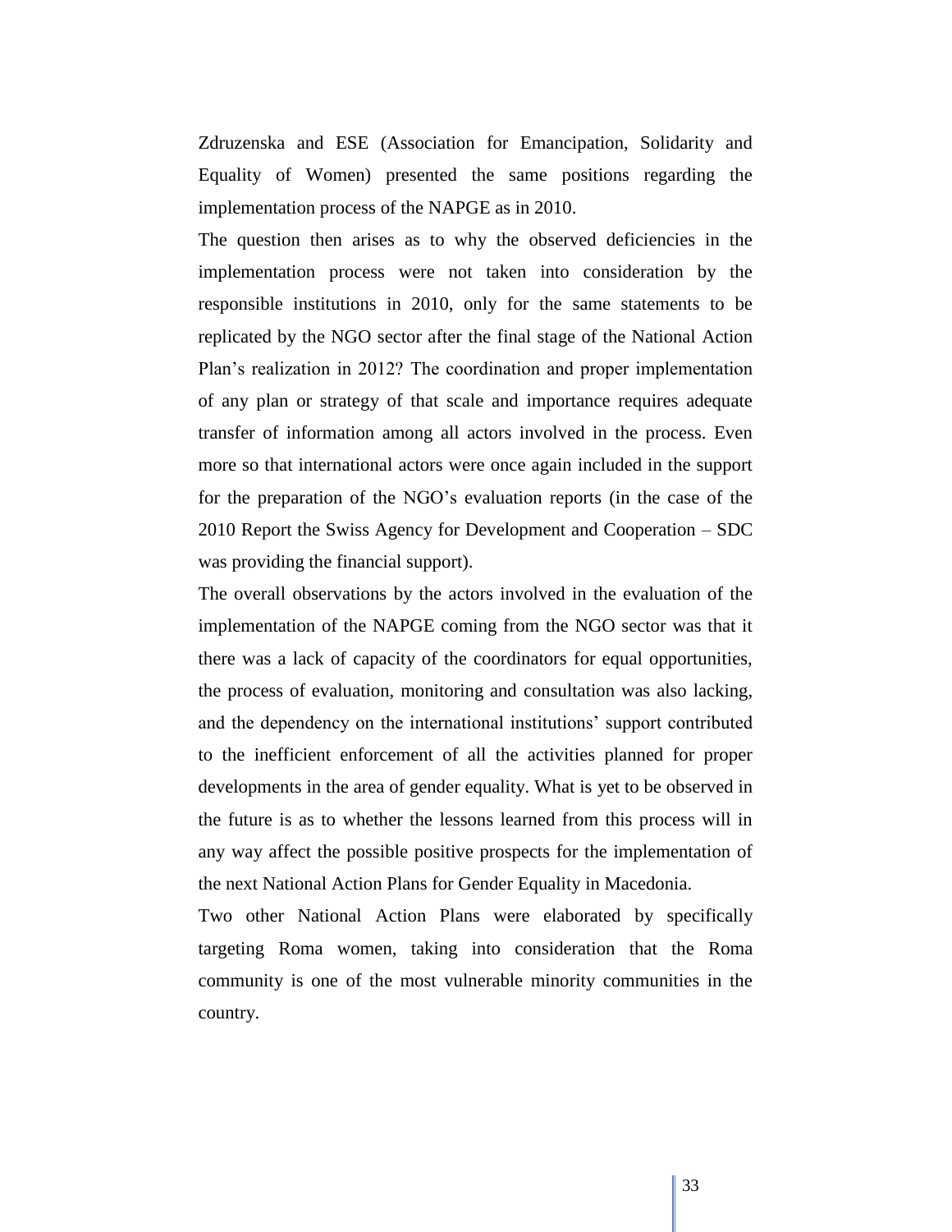Zdruzenska and ESE (Association for Emancipation, Solidarity and Equality of Women) presented the same positions regarding the implementation process of the NAPGE as in 2010.

The question then arises as to why the observed deficiencies in the implementation process were not taken into consideration by the responsible institutions in 2010, only for the same statements to be replicated by the NGO sector after the final stage of the National Action Plan's realization in 2012? The coordination and proper implementation of any plan or strategy of that scale and importance requires adequate transfer of information among all actors involved in the process. Even more so that international actors were once again included in the support for the preparation of the NGO's evaluation reports (in the case of the 2010 Report the Swiss Agency for Development and Cooperation – SDC was providing the financial support).

The overall observations by the actors involved in the evaluation of the implementation of the NAPGE coming from the NGO sector was that it there was a lack of capacity of the coordinators for equal opportunities, the process of evaluation, monitoring and consultation was also lacking, and the dependency on the international institutions' support contributed to the inefficient enforcement of all the activities planned for proper developments in the area of gender equality. What is yet to be observed in the future is as to whether the lessons learned from this process will in any way affect the possible positive prospects for the implementation of the next National Action Plans for Gender Equality in Macedonia.

Two other National Action Plans were elaborated by specifically targeting Roma women, taking into consideration that the Roma community is one of the most vulnerable minority communities in the country.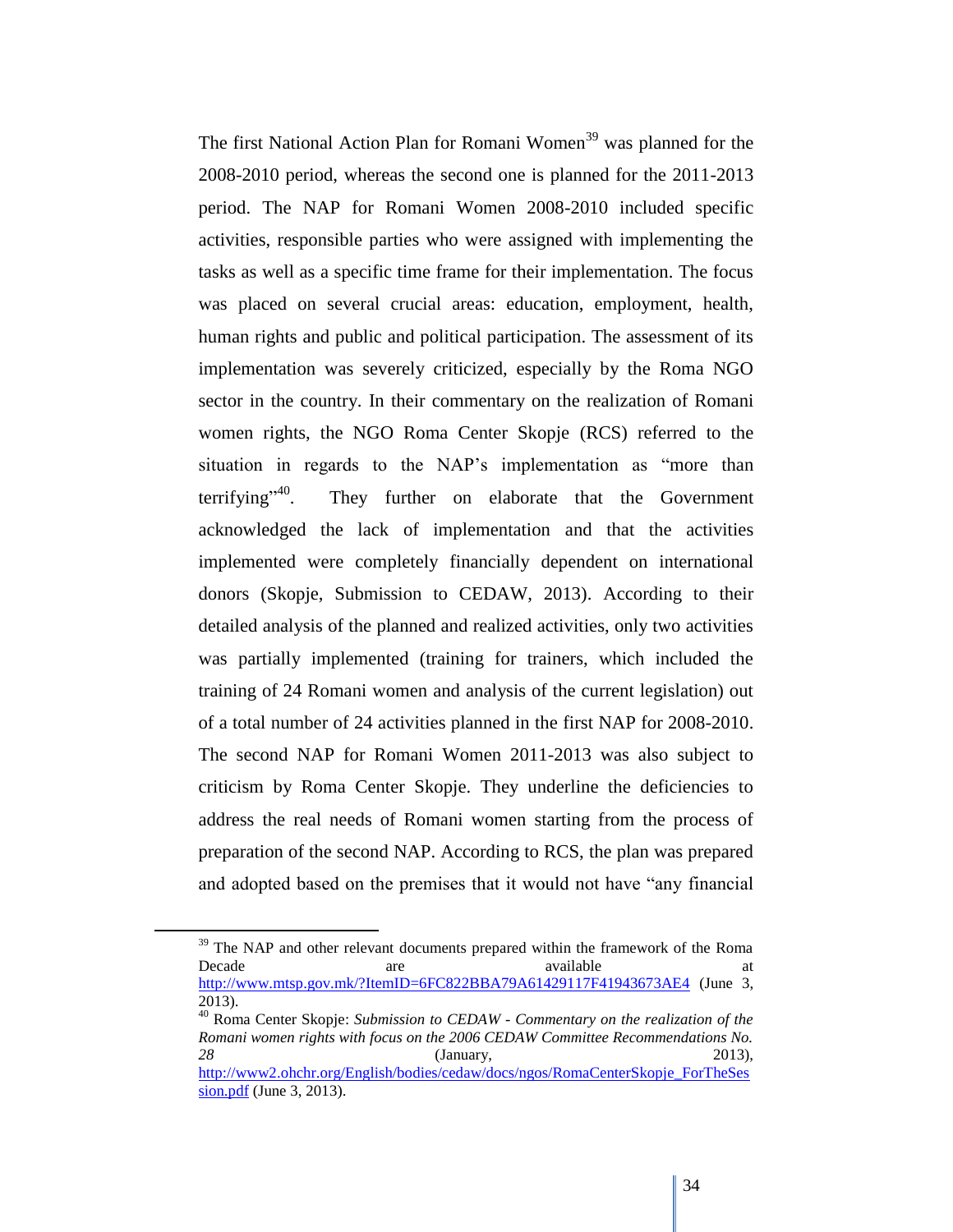The first National Action Plan for Romani Women[39] was planned for the 2008-2010 period, whereas the second one is planned for the 2011-2013 period. The NAP for Romani Women 2008-2010 included specific activities, responsible parties who were assigned with implementing the tasks as well as a specific time frame for their implementation. The focus was placed on several crucial areas: education, employment, health, human rights and public and political participation. The assessment of its implementation was severely criticized, especially by the Roma NGO sector in the country. In their commentary on the realization of Romani women rights, the NGO Roma Center Skopje (RCS) referred to the situation in regards to the NAP's implementation as "more than terrifying"[40]. They further on elaborate that the Government acknowledged the lack of implementation and that the activities implemented were completely financially dependent on international donors (Skopje, Submission to CEDAW, 2013). According to their detailed analysis of the planned and realized activities, only two activities was partially implemented (training for trainers, which included the training of 24 Romani women and analysis of the current legislation) out of a total number of 24 activities planned in the first NAP for 2008-2010. The second NAP for Romani Women 2011-2013 was also subject to criticism by Roma Center Skopje. They underline the deficiencies to address the real needs of Romani women starting from the process of preparation of the second NAP. According to RCS, the plan was prepared and adopted based on the premises that it would not have "any financial

---

[39] The NAP and other relevant documents prepared within the framework of the Roma Decade are available at http://www.mtsp.gov.mk/?ItemID=6FC822BBA79A61429117F41943673AE4 (June 3, 2013).

[40] Roma Center Skopje: *Submission to CEDAW - Commentary on the realization of the Romani women rights with focus on the 2006 CEDAW Committee Recommendations No. 28* (January, 2013), http://www2.ohchr.org/English/bodies/cedaw/docs/ngos/RomaCenterSkopje_ForTheSession.pdf (June 3, 2013).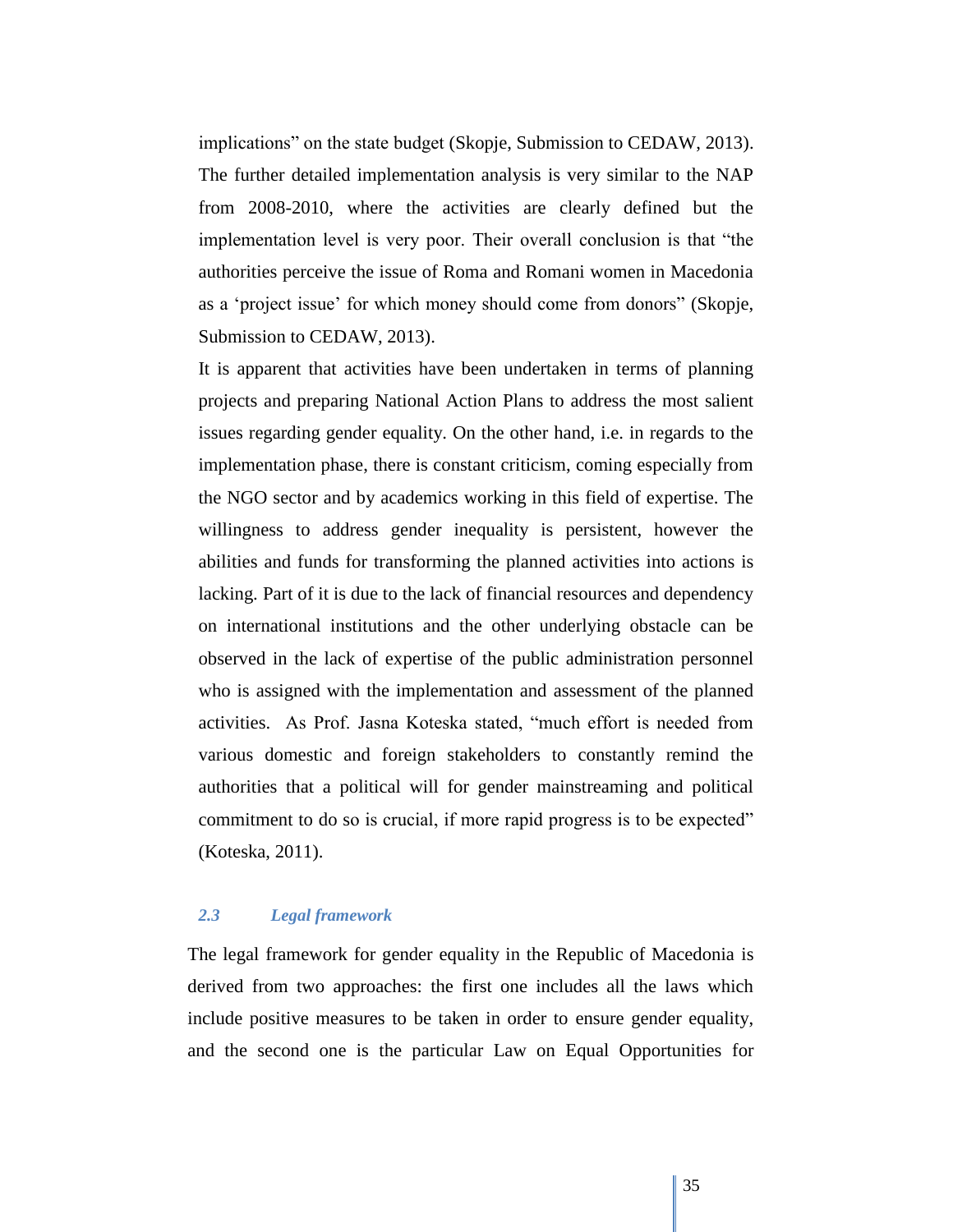implications" on the state budget (Skopje, Submission to CEDAW, 2013). The further detailed implementation analysis is very similar to the NAP from 2008-2010, where the activities are clearly defined but the implementation level is very poor. Their overall conclusion is that "the authorities perceive the issue of Roma and Romani women in Macedonia as a 'project issue' for which money should come from donors" (Skopje, Submission to CEDAW, 2013).

It is apparent that activities have been undertaken in terms of planning projects and preparing National Action Plans to address the most salient issues regarding gender equality. On the other hand, i.e. in regards to the implementation phase, there is constant criticism, coming especially from the NGO sector and by academics working in this field of expertise. The willingness to address gender inequality is persistent, however the abilities and funds for transforming the planned activities into actions is lacking. Part of it is due to the lack of financial resources and dependency on international institutions and the other underlying obstacle can be observed in the lack of expertise of the public administration personnel who is assigned with the implementation and assessment of the planned activities. As Prof. Jasna Koteska stated, "much effort is needed from various domestic and foreign stakeholders to constantly remind the authorities that a political will for gender mainstreaming and political commitment to do so is crucial, if more rapid progress is to be expected" (Koteska, 2011).

### *2.3 Legal framework*

The legal framework for gender equality in the Republic of Macedonia is derived from two approaches: the first one includes all the laws which include positive measures to be taken in order to ensure gender equality, and the second one is the particular Law on Equal Opportunities for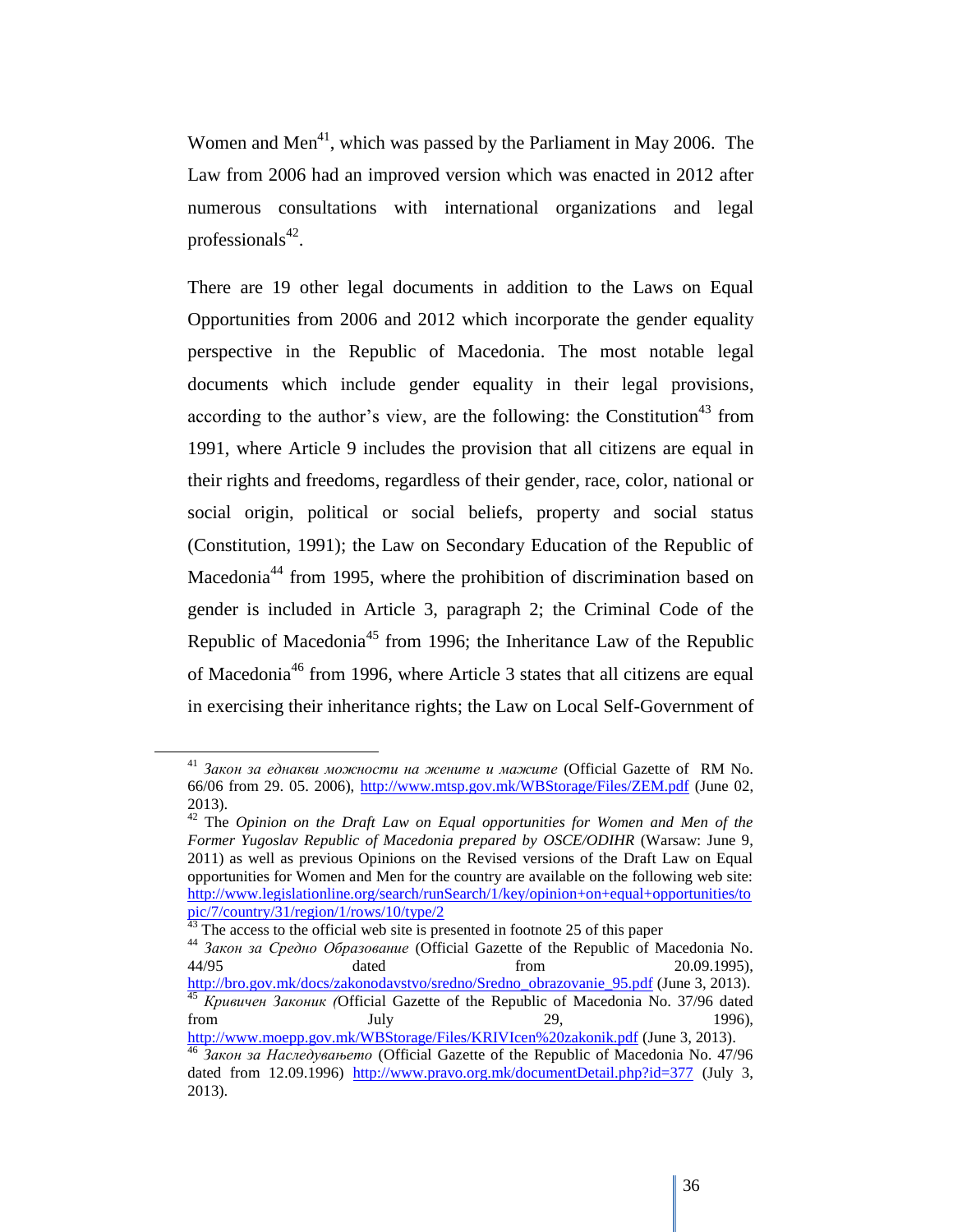Women and Men[41], which was passed by the Parliament in May 2006. The Law from 2006 had an improved version which was enacted in 2012 after numerous consultations with international organizations and legal professionals[42].

There are 19 other legal documents in addition to the Laws on Equal Opportunities from 2006 and 2012 which incorporate the gender equality perspective in the Republic of Macedonia. The most notable legal documents which include gender equality in their legal provisions, according to the author's view, are the following: the Constitution[43] from 1991, where Article 9 includes the provision that all citizens are equal in their rights and freedoms, regardless of their gender, race, color, national or social origin, political or social beliefs, property and social status (Constitution, 1991); the Law on Secondary Education of the Republic of Macedonia[44] from 1995, where the prohibition of discrimination based on gender is included in Article 3, paragraph 2; the Criminal Code of the Republic of Macedonia[45] from 1996; the Inheritance Law of the Republic of Macedonia[46] from 1996, where Article 3 states that all citizens are equal in exercising their inheritance rights; the Law on Local Self-Government of

---

[41] *Закон за еднакви можности на жените и мажите* (Official Gazette of RM No. 66/06 from 29. 05. 2006), http://www.mtsp.gov.mk/WBStorage/Files/ZEM.pdf (June 02, 2013).

[42] The *Opinion on the Draft Law on Equal opportunities for Women and Men of the Former Yugoslav Republic of Macedonia prepared by OSCE/ODIHR* (Warsaw: June 9, 2011) as well as previous Opinions on the Revised versions of the Draft Law on Equal opportunities for Women and Men for the country are available on the following web site: http://www.legislationline.org/search/runSearch/1/key/opinion+on+equal+opportunities/topic/7/country/31/region/1/rows/10/type/2

[43] The access to the official web site is presented in footnote 25 of this paper

[44] *Закон за Средно Образование* (Official Gazette of the Republic of Macedonia No. 44/95 dated from 20.09.1995), http://bro.gov.mk/docs/zakonodavstvo/sredno/Sredno_obrazovanie_95.pdf (June 3, 2013).

[45] *Кривичен Законик (*Official Gazette of the Republic of Macedonia No. 37/96 dated from July 29, 1996), http://www.moepp.gov.mk/WBStorage/Files/KRIVIcen%20zakonik.pdf (June 3, 2013).

[46] *Закон за Наследувањето* (Official Gazette of the Republic of Macedonia No. 47/96 dated from 12.09.1996) http://www.pravo.org.mk/documentDetail.php?id=377 (July 3, 2013).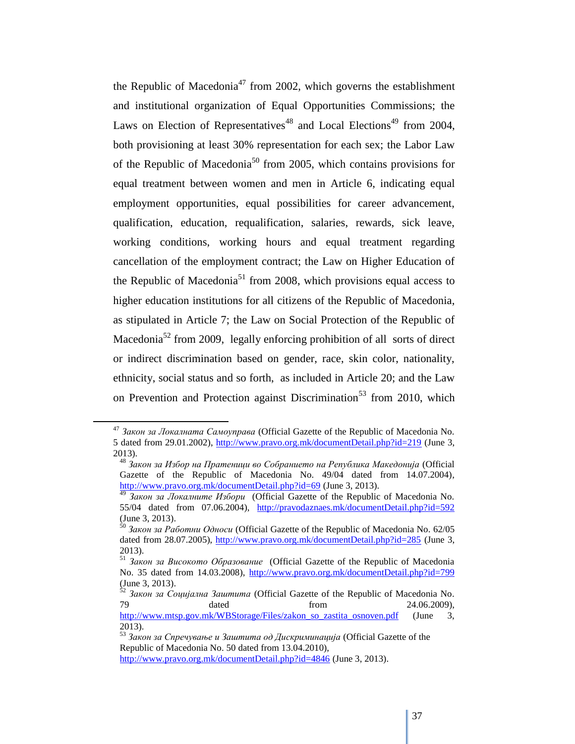the Republic of Macedonia[47] from 2002, which governs the establishment and institutional organization of Equal Opportunities Commissions; the Laws on Election of Representatives[48] and Local Elections[49] from 2004, both provisioning at least 30% representation for each sex; the Labor Law of the Republic of Macedonia[50] from 2005, which contains provisions for equal treatment between women and men in Article 6, indicating equal employment opportunities, equal possibilities for career advancement, qualification, education, requalification, salaries, rewards, sick leave, working conditions, working hours and equal treatment regarding cancellation of the employment contract; the Law on Higher Education of the Republic of Macedonia[51] from 2008, which provisions equal access to higher education institutions for all citizens of the Republic of Macedonia, as stipulated in Article 7; the Law on Social Protection of the Republic of Macedonia[52] from 2009, legally enforcing prohibition of all sorts of direct or indirect discrimination based on gender, race, skin color, nationality, ethnicity, social status and so forth, as included in Article 20; and the Law on Prevention and Protection against Discrimination[53] from 2010, which

---

[47] *Закон за Локалната Самоуправа* (Official Gazette of the Republic of Macedonia No. 5 dated from 29.01.2002), http://www.pravo.org.mk/documentDetail.php?id=219 (June 3, 2013).

[48] *Закон за Избор на Пратеници во Собранието на Република Македонија* (Official Gazette of the Republic of Macedonia No. 49/04 dated from 14.07.2004), http://www.pravo.org.mk/documentDetail.php?id=69 (June 3, 2013).

[49] *Закон за Локалните Избори* (Official Gazette of the Republic of Macedonia No. 55/04 dated from 07.06.2004), http://pravodaznaes.mk/documentDetail.php?id=592 (June 3, 2013).

[50] *Закон за Работни Односи* (Official Gazette of the Republic of Macedonia No. 62/05 dated from 28.07.2005), http://www.pravo.org.mk/documentDetail.php?id=285 (June 3, 2013).

[51] *Закон за Високото Образование* (Official Gazette of the Republic of Macedonia No. 35 dated from 14.03.2008), http://www.pravo.org.mk/documentDetail.php?id=799 (June 3, 2013).

[52] *Закон за Социјална Заштита* (Official Gazette of the Republic of Macedonia No. 79 dated from 24.06.2009), http://www.mtsp.gov.mk/WBStorage/Files/zakon_so_zastita_osnoven.pdf (June 3, 2013).

[53] *Закон за Спречување и Заштита од Дискриминација* (Official Gazette of the Republic of Macedonia No. 50 dated from 13.04.2010), http://www.pravo.org.mk/documentDetail.php?id=4846 (June 3, 2013).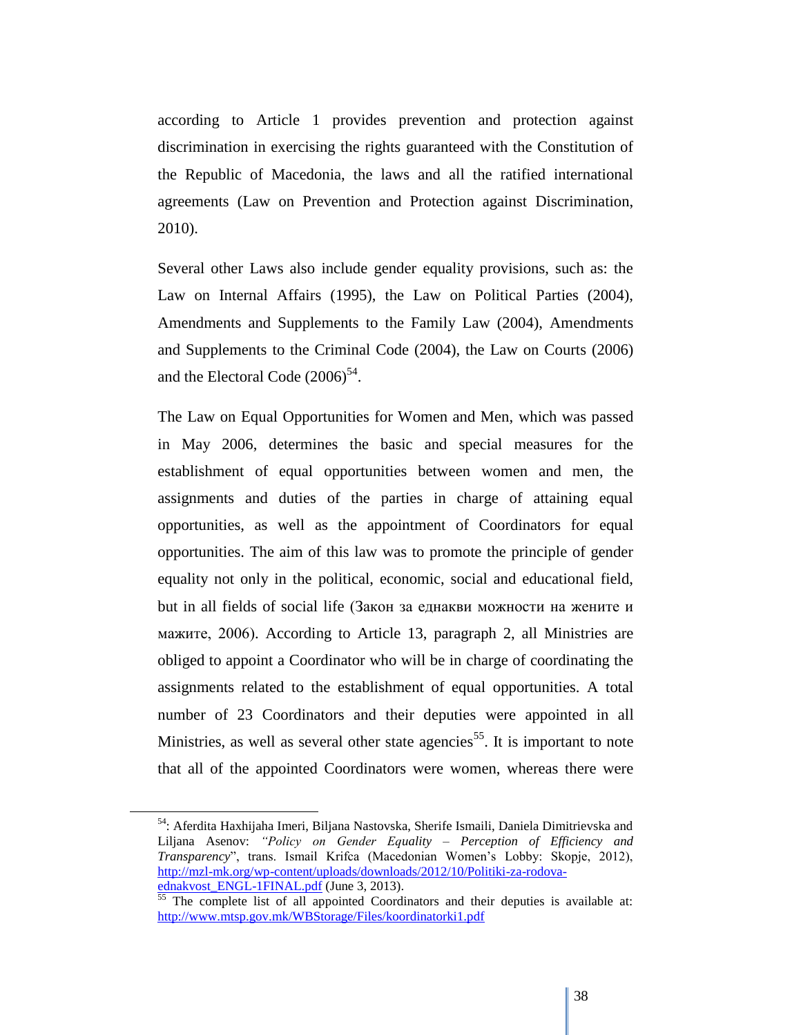according to Article 1 provides prevention and protection against discrimination in exercising the rights guaranteed with the Constitution of the Republic of Macedonia, the laws and all the ratified international agreements (Law on Prevention and Protection against Discrimination, 2010).

Several other Laws also include gender equality provisions, such as: the Law on Internal Affairs (1995), the Law on Political Parties (2004), Amendments and Supplements to the Family Law (2004), Amendments and Supplements to the Criminal Code (2004), the Law on Courts (2006) and the Electoral Code (2006)[54].

The Law on Equal Opportunities for Women and Men, which was passed in May 2006, determines the basic and special measures for the establishment of equal opportunities between women and men, the assignments and duties of the parties in charge of attaining equal opportunities, as well as the appointment of Coordinators for equal opportunities. The aim of this law was to promote the principle of gender equality not only in the political, economic, social and educational field, but in all fields of social life (Закон за еднакви можности на жените и мажите, 2006). According to Article 13, paragraph 2, all Ministries are obliged to appoint a Coordinator who will be in charge of coordinating the assignments related to the establishment of equal opportunities. A total number of 23 Coordinators and their deputies were appointed in all Ministries, as well as several other state agencies[55]. It is important to note that all of the appointed Coordinators were women, whereas there were

---

[54]: Aferdita Haxhijaha Imeri, Biljana Nastovska, Sherife Ismaili, Daniela Dimitrievska and Liljana Asenov: *"Policy on Gender Equality – Perception of Efficiency and Transparency*", trans. Ismail Krifca (Macedonian Women's Lobby: Skopje, 2012), http://mzl-mk.org/wp-content/uploads/downloads/2012/10/Politiki-za-rodova-ednakvost_ENGL-1FINAL.pdf (June 3, 2013).

[55] The complete list of all appointed Coordinators and their deputies is available at: http://www.mtsp.gov.mk/WBStorage/Files/koordinatorki1.pdf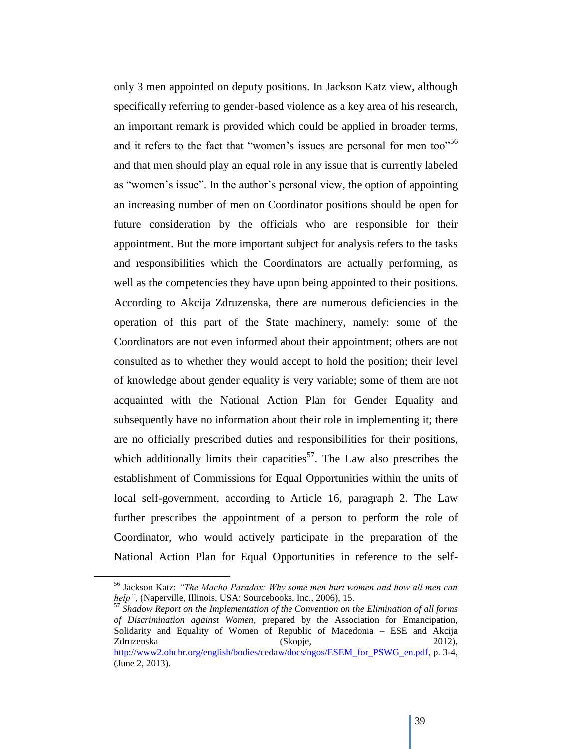only 3 men appointed on deputy positions. In Jackson Katz view, although specifically referring to gender-based violence as a key area of his research, an important remark is provided which could be applied in broader terms, and it refers to the fact that "women's issues are personal for men too"[56] and that men should play an equal role in any issue that is currently labeled as "women's issue". In the author's personal view, the option of appointing an increasing number of men on Coordinator positions should be open for future consideration by the officials who are responsible for their appointment. But the more important subject for analysis refers to the tasks and responsibilities which the Coordinators are actually performing, as well as the competencies they have upon being appointed to their positions. According to Akcija Zdruzenska, there are numerous deficiencies in the operation of this part of the State machinery, namely: some of the Coordinators are not even informed about their appointment; others are not consulted as to whether they would accept to hold the position; their level of knowledge about gender equality is very variable; some of them are not acquainted with the National Action Plan for Gender Equality and subsequently have no information about their role in implementing it; there are no officially prescribed duties and responsibilities for their positions, which additionally limits their capacities[57]. The Law also prescribes the establishment of Commissions for Equal Opportunities within the units of local self-government, according to Article 16, paragraph 2. The Law further prescribes the appointment of a person to perform the role of Coordinator, who would actively participate in the preparation of the National Action Plan for Equal Opportunities in reference to the self-

---

[56] Jackson Katz: *"The Macho Paradox: Why some men hurt women and how all men can help",* (Naperville, Illinois, USA: Sourcebooks, Inc., 2006), 15.

[57] *Shadow Report on the Implementation of the Convention on the Elimination of all forms of Discrimination against Women*, prepared by the Association for Emancipation, Solidarity and Equality of Women of Republic of Macedonia – ESE and Akcija Zdruzenska (Skopje, 2012), http://www2.ohchr.org/english/bodies/cedaw/docs/ngos/ESEM_for_PSWG_en.pdf, p. 3-4, (June 2, 2013).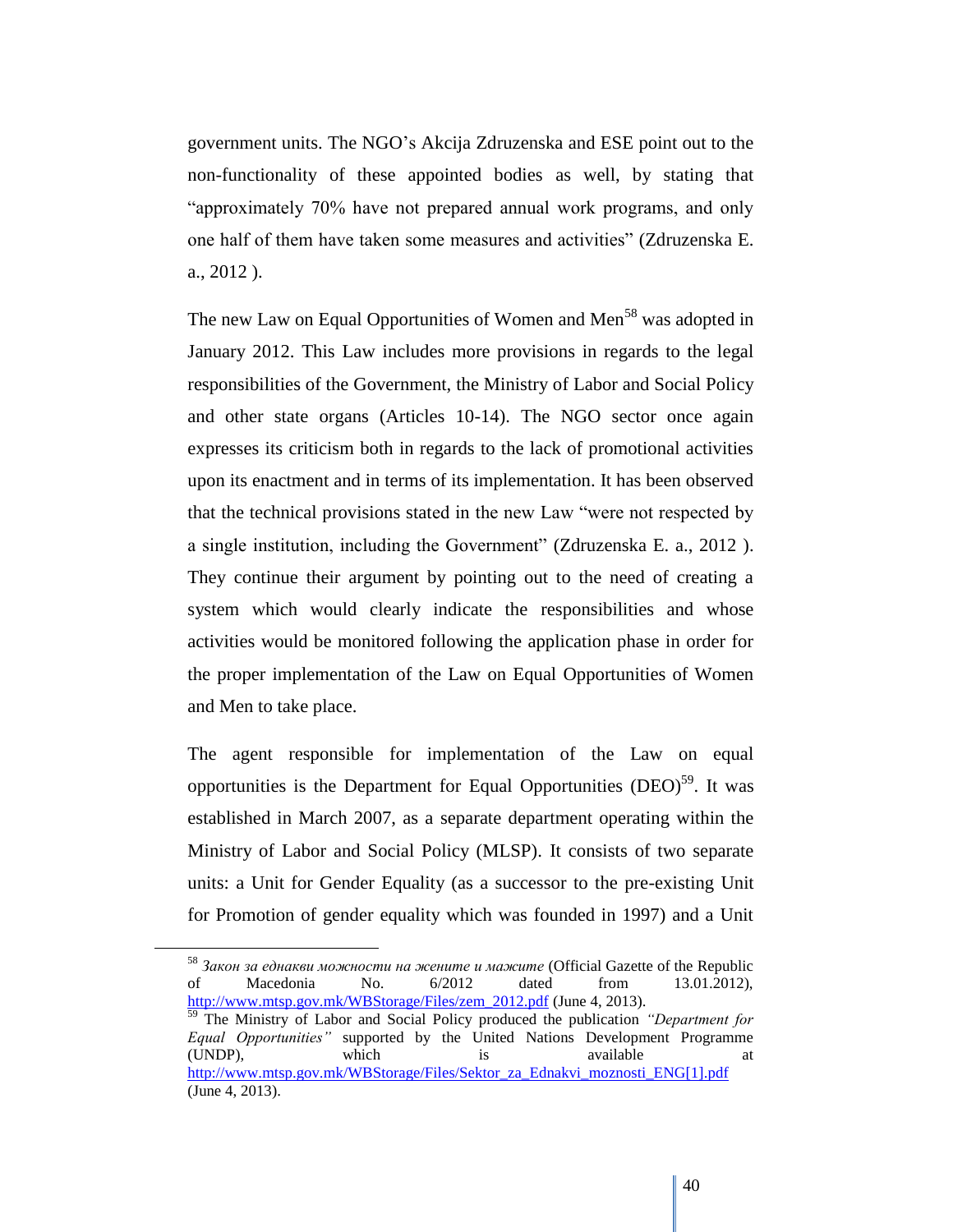government units. The NGO's Akcija Zdruzenska and ESE point out to the non-functionality of these appointed bodies as well, by stating that "approximately 70% have not prepared annual work programs, and only one half of them have taken some measures and activities" (Zdruzenska E. a., 2012 ).

The new Law on Equal Opportunities of Women and Men[58] was adopted in January 2012. This Law includes more provisions in regards to the legal responsibilities of the Government, the Ministry of Labor and Social Policy and other state organs (Articles 10-14). The NGO sector once again expresses its criticism both in regards to the lack of promotional activities upon its enactment and in terms of its implementation. It has been observed that the technical provisions stated in the new Law "were not respected by a single institution, including the Government" (Zdruzenska E. a., 2012 ). They continue their argument by pointing out to the need of creating a system which would clearly indicate the responsibilities and whose activities would be monitored following the application phase in order for the proper implementation of the Law on Equal Opportunities of Women and Men to take place.

The agent responsible for implementation of the Law on equal opportunities is the Department for Equal Opportunities (DEO)[59]. It was established in March 2007, as a separate department operating within the Ministry of Labor and Social Policy (MLSP). It consists of two separate units: a Unit for Gender Equality (as a successor to the pre-existing Unit for Promotion of gender equality which was founded in 1997) and a Unit

---

[58] *Закон за еднакви можности на жените и мажите* (Official Gazette of the Republic of Macedonia No. 6/2012 dated from 13.01.2012), http://www.mtsp.gov.mk/WBStorage/Files/zem_2012.pdf (June 4, 2013).

[59] The Ministry of Labor and Social Policy produced the publication *"Department for Equal Opportunities"* supported by the United Nations Development Programme (UNDP), which is available at http://www.mtsp.gov.mk/WBStorage/Files/Sektor_za_Ednakvi_moznosti_ENG[1].pdf (June 4, 2013).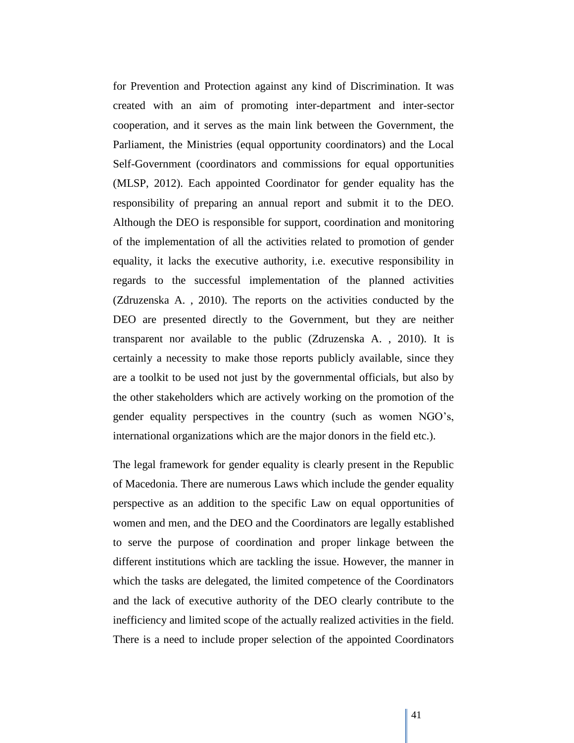for Prevention and Protection against any kind of Discrimination. It was created with an aim of promoting inter-department and inter-sector cooperation, and it serves as the main link between the Government, the Parliament, the Ministries (equal opportunity coordinators) and the Local Self-Government (coordinators and commissions for equal opportunities (MLSP, 2012). Each appointed Coordinator for gender equality has the responsibility of preparing an annual report and submit it to the DEO. Although the DEO is responsible for support, coordination and monitoring of the implementation of all the activities related to promotion of gender equality, it lacks the executive authority, i.e. executive responsibility in regards to the successful implementation of the planned activities (Zdruzenska A. , 2010). The reports on the activities conducted by the DEO are presented directly to the Government, but they are neither transparent nor available to the public (Zdruzenska A. , 2010). It is certainly a necessity to make those reports publicly available, since they are a toolkit to be used not just by the governmental officials, but also by the other stakeholders which are actively working on the promotion of the gender equality perspectives in the country (such as women NGO's, international organizations which are the major donors in the field etc.).

The legal framework for gender equality is clearly present in the Republic of Macedonia. There are numerous Laws which include the gender equality perspective as an addition to the specific Law on equal opportunities of women and men, and the DEO and the Coordinators are legally established to serve the purpose of coordination and proper linkage between the different institutions which are tackling the issue. However, the manner in which the tasks are delegated, the limited competence of the Coordinators and the lack of executive authority of the DEO clearly contribute to the inefficiency and limited scope of the actually realized activities in the field. There is a need to include proper selection of the appointed Coordinators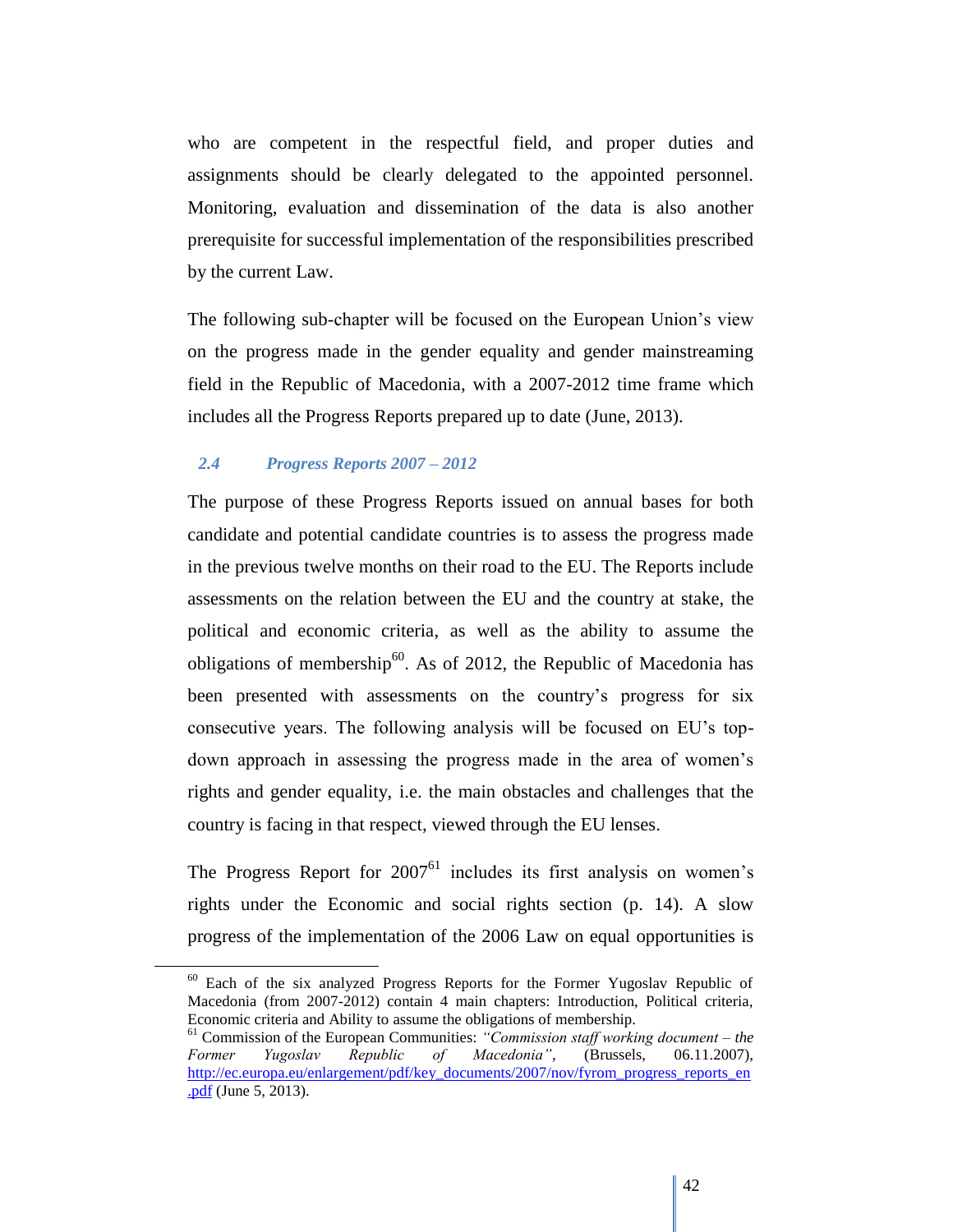who are competent in the respectful field, and proper duties and assignments should be clearly delegated to the appointed personnel. Monitoring, evaluation and dissemination of the data is also another prerequisite for successful implementation of the responsibilities prescribed by the current Law.

The following sub-chapter will be focused on the European Union's view on the progress made in the gender equality and gender mainstreaming field in the Republic of Macedonia, with a 2007-2012 time frame which includes all the Progress Reports prepared up to date (June, 2013).

### *2.4 Progress Reports 2007 – 2012*

The purpose of these Progress Reports issued on annual bases for both candidate and potential candidate countries is to assess the progress made in the previous twelve months on their road to the EU. The Reports include assessments on the relation between the EU and the country at stake, the political and economic criteria, as well as the ability to assume the obligations of membership[60]. As of 2012, the Republic of Macedonia has been presented with assessments on the country's progress for six consecutive years. The following analysis will be focused on EU's top-down approach in assessing the progress made in the area of women's rights and gender equality, i.e. the main obstacles and challenges that the country is facing in that respect, viewed through the EU lenses.

The Progress Report for 2007[61] includes its first analysis on women's rights under the Economic and social rights section (p. 14). A slow progress of the implementation of the 2006 Law on equal opportunities is

---

[60] Each of the six analyzed Progress Reports for the Former Yugoslav Republic of Macedonia (from 2007-2012) contain 4 main chapters: Introduction, Political criteria, Economic criteria and Ability to assume the obligations of membership.

[61] Commission of the European Communities: *"Commission staff working document – the Former Yugoslav Republic of Macedonia"*, (Brussels, 06.11.2007), http://ec.europa.eu/enlargement/pdf/key_documents/2007/nov/fyrom_progress_reports_en.pdf (June 5, 2013).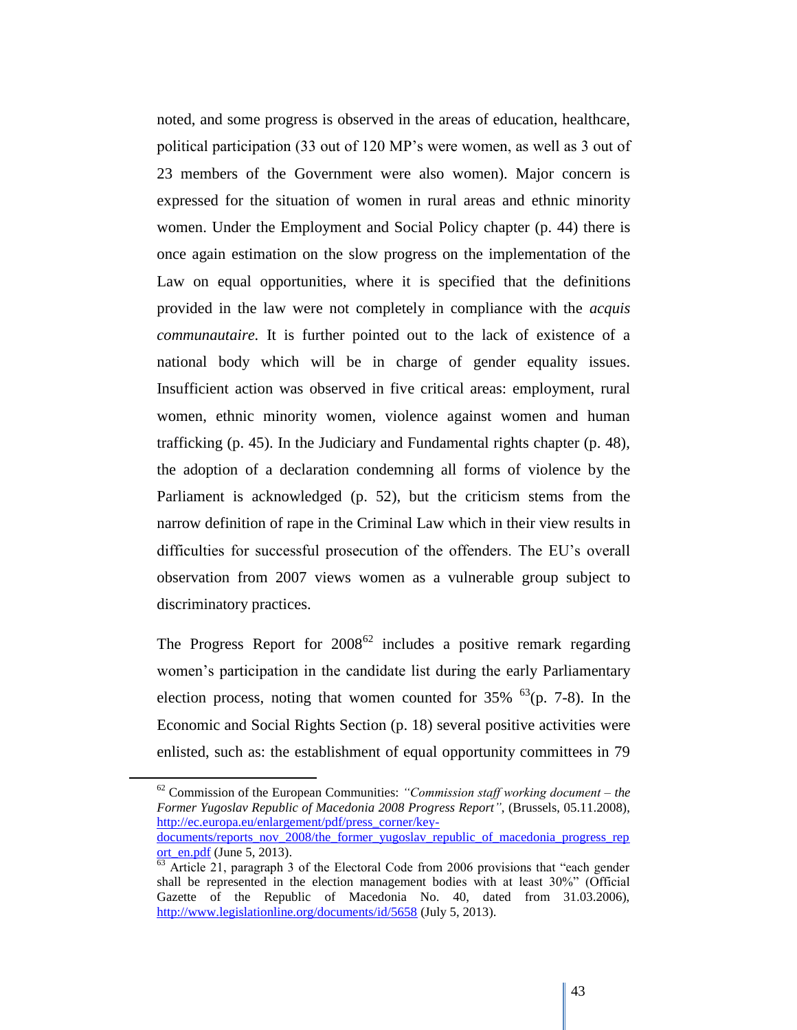noted, and some progress is observed in the areas of education, healthcare, political participation (33 out of 120 MP's were women, as well as 3 out of 23 members of the Government were also women). Major concern is expressed for the situation of women in rural areas and ethnic minority women. Under the Employment and Social Policy chapter (p. 44) there is once again estimation on the slow progress on the implementation of the Law on equal opportunities, where it is specified that the definitions provided in the law were not completely in compliance with the *acquis communautaire.* It is further pointed out to the lack of existence of a national body which will be in charge of gender equality issues. Insufficient action was observed in five critical areas: employment, rural women, ethnic minority women, violence against women and human trafficking (p. 45). In the Judiciary and Fundamental rights chapter (p. 48), the adoption of a declaration condemning all forms of violence by the Parliament is acknowledged (p. 52), but the criticism stems from the narrow definition of rape in the Criminal Law which in their view results in difficulties for successful prosecution of the offenders. The EU's overall observation from 2007 views women as a vulnerable group subject to discriminatory practices.

The Progress Report for 2008[62] includes a positive remark regarding women's participation in the candidate list during the early Parliamentary election process, noting that women counted for 35% [63](p. 7-8). In the Economic and Social Rights Section (p. 18) several positive activities were enlisted, such as: the establishment of equal opportunity committees in 79

---

[62] Commission of the European Communities: *"Commission staff working document – the Former Yugoslav Republic of Macedonia 2008 Progress Report"*, (Brussels, 05.11.2008), http://ec.europa.eu/enlargement/pdf/press_corner/key-documents/reports_nov_2008/the_former_yugoslav_republic_of_macedonia_progress_report_en.pdf (June 5, 2013).

[63] Article 21, paragraph 3 of the Electoral Code from 2006 provisions that "each gender shall be represented in the election management bodies with at least 30%" (Official Gazette of the Republic of Macedonia No. 40, dated from 31.03.2006), http://www.legislationline.org/documents/id/5658 (July 5, 2013).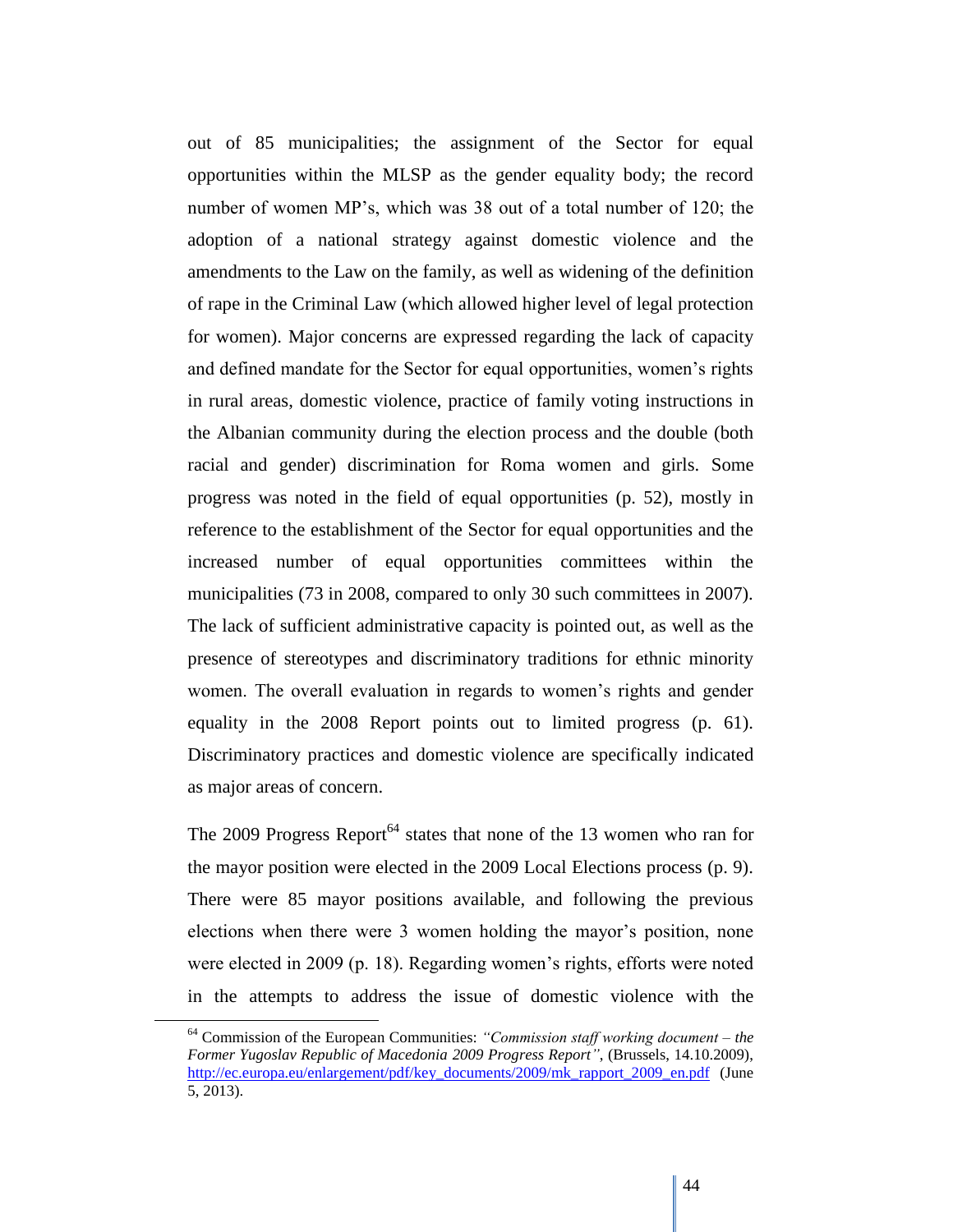out of 85 municipalities; the assignment of the Sector for equal opportunities within the MLSP as the gender equality body; the record number of women MP's, which was 38 out of a total number of 120; the adoption of a national strategy against domestic violence and the amendments to the Law on the family, as well as widening of the definition of rape in the Criminal Law (which allowed higher level of legal protection for women). Major concerns are expressed regarding the lack of capacity and defined mandate for the Sector for equal opportunities, women's rights in rural areas, domestic violence, practice of family voting instructions in the Albanian community during the election process and the double (both racial and gender) discrimination for Roma women and girls. Some progress was noted in the field of equal opportunities (p. 52), mostly in reference to the establishment of the Sector for equal opportunities and the increased number of equal opportunities committees within the municipalities (73 in 2008, compared to only 30 such committees in 2007). The lack of sufficient administrative capacity is pointed out, as well as the presence of stereotypes and discriminatory traditions for ethnic minority women. The overall evaluation in regards to women's rights and gender equality in the 2008 Report points out to limited progress (p. 61). Discriminatory practices and domestic violence are specifically indicated as major areas of concern.

The 2009 Progress Report[64] states that none of the 13 women who ran for the mayor position were elected in the 2009 Local Elections process (p. 9). There were 85 mayor positions available, and following the previous elections when there were 3 women holding the mayor's position, none were elected in 2009 (p. 18). Regarding women's rights, efforts were noted in the attempts to address the issue of domestic violence with the

---

[64] Commission of the European Communities: *"Commission staff working document – the Former Yugoslav Republic of Macedonia 2009 Progress Report"*, (Brussels, 14.10.2009), http://ec.europa.eu/enlargement/pdf/key_documents/2009/mk_rapport_2009_en.pdf (June 5, 2013).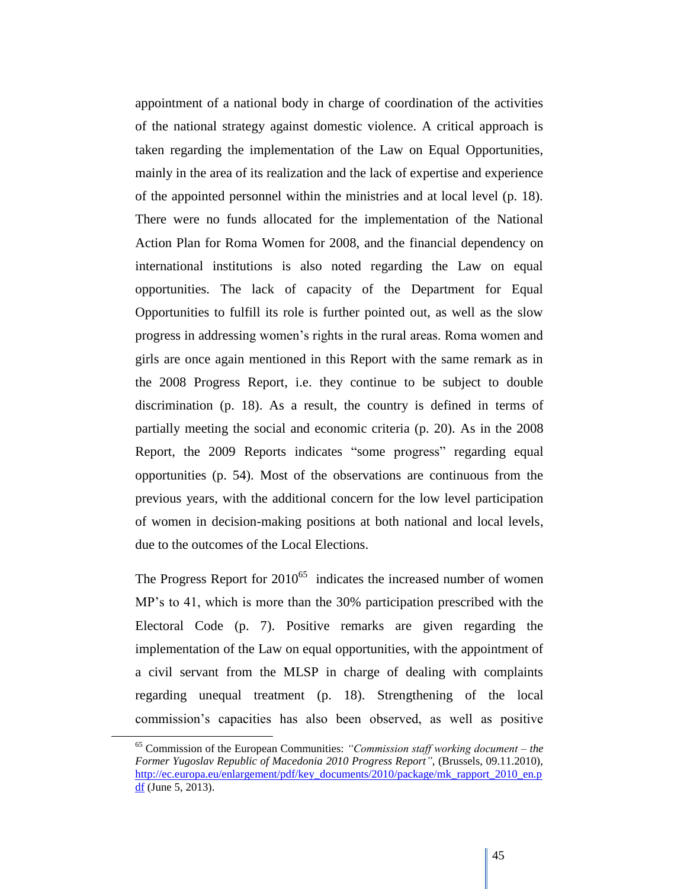appointment of a national body in charge of coordination of the activities of the national strategy against domestic violence. A critical approach is taken regarding the implementation of the Law on Equal Opportunities, mainly in the area of its realization and the lack of expertise and experience of the appointed personnel within the ministries and at local level (p. 18). There were no funds allocated for the implementation of the National Action Plan for Roma Women for 2008, and the financial dependency on international institutions is also noted regarding the Law on equal opportunities. The lack of capacity of the Department for Equal Opportunities to fulfill its role is further pointed out, as well as the slow progress in addressing women's rights in the rural areas. Roma women and girls are once again mentioned in this Report with the same remark as in the 2008 Progress Report, i.e. they continue to be subject to double discrimination (p. 18). As a result, the country is defined in terms of partially meeting the social and economic criteria (p. 20). As in the 2008 Report, the 2009 Reports indicates "some progress" regarding equal opportunities (p. 54). Most of the observations are continuous from the previous years, with the additional concern for the low level participation of women in decision-making positions at both national and local levels, due to the outcomes of the Local Elections.

The Progress Report for 2010[65] indicates the increased number of women MP's to 41, which is more than the 30% participation prescribed with the Electoral Code (p. 7). Positive remarks are given regarding the implementation of the Law on equal opportunities, with the appointment of a civil servant from the MLSP in charge of dealing with complaints regarding unequal treatment (p. 18). Strengthening of the local commission's capacities has also been observed, as well as positive

---

[65] Commission of the European Communities: *"Commission staff working document – the Former Yugoslav Republic of Macedonia 2010 Progress Report"*, (Brussels, 09.11.2010), http://ec.europa.eu/enlargement/pdf/key_documents/2010/package/mk_rapport_2010_en.pdf (June 5, 2013).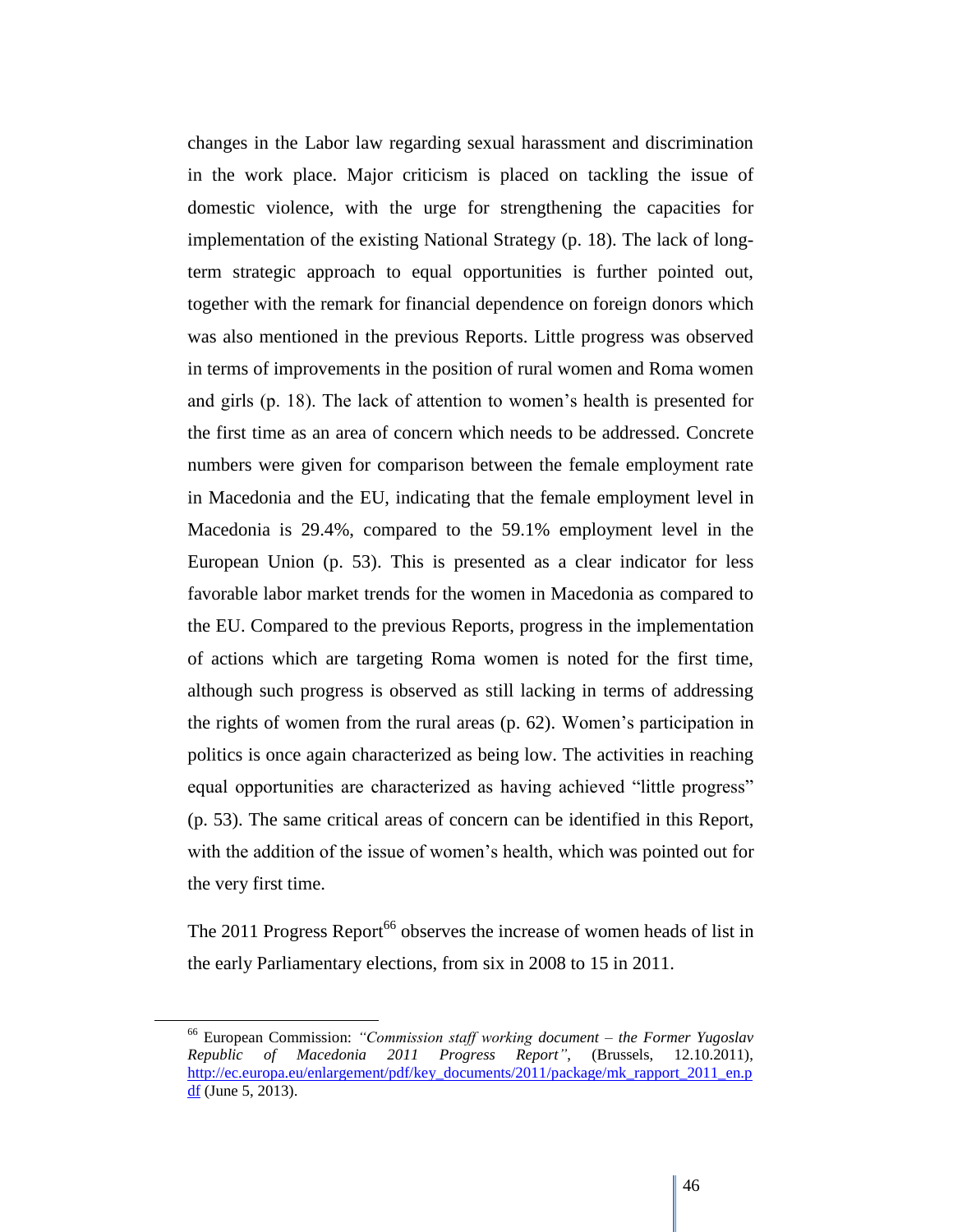changes in the Labor law regarding sexual harassment and discrimination in the work place. Major criticism is placed on tackling the issue of domestic violence, with the urge for strengthening the capacities for implementation of the existing National Strategy (p. 18). The lack of long-term strategic approach to equal opportunities is further pointed out, together with the remark for financial dependence on foreign donors which was also mentioned in the previous Reports. Little progress was observed in terms of improvements in the position of rural women and Roma women and girls (p. 18). The lack of attention to women's health is presented for the first time as an area of concern which needs to be addressed. Concrete numbers were given for comparison between the female employment rate in Macedonia and the EU, indicating that the female employment level in Macedonia is 29.4%, compared to the 59.1% employment level in the European Union (p. 53). This is presented as a clear indicator for less favorable labor market trends for the women in Macedonia as compared to the EU. Compared to the previous Reports, progress in the implementation of actions which are targeting Roma women is noted for the first time, although such progress is observed as still lacking in terms of addressing the rights of women from the rural areas (p. 62). Women's participation in politics is once again characterized as being low. The activities in reaching equal opportunities are characterized as having achieved "little progress" (p. 53). The same critical areas of concern can be identified in this Report, with the addition of the issue of women's health, which was pointed out for the very first time.

The 2011 Progress Report[66] observes the increase of women heads of list in the early Parliamentary elections, from six in 2008 to 15 in 2011.

---

[66] European Commission: *"Commission staff working document – the Former Yugoslav Republic of Macedonia 2011 Progress Report"*, (Brussels, 12.10.2011), http://ec.europa.eu/enlargement/pdf/key_documents/2011/package/mk_rapport_2011_en.pdf (June 5, 2013).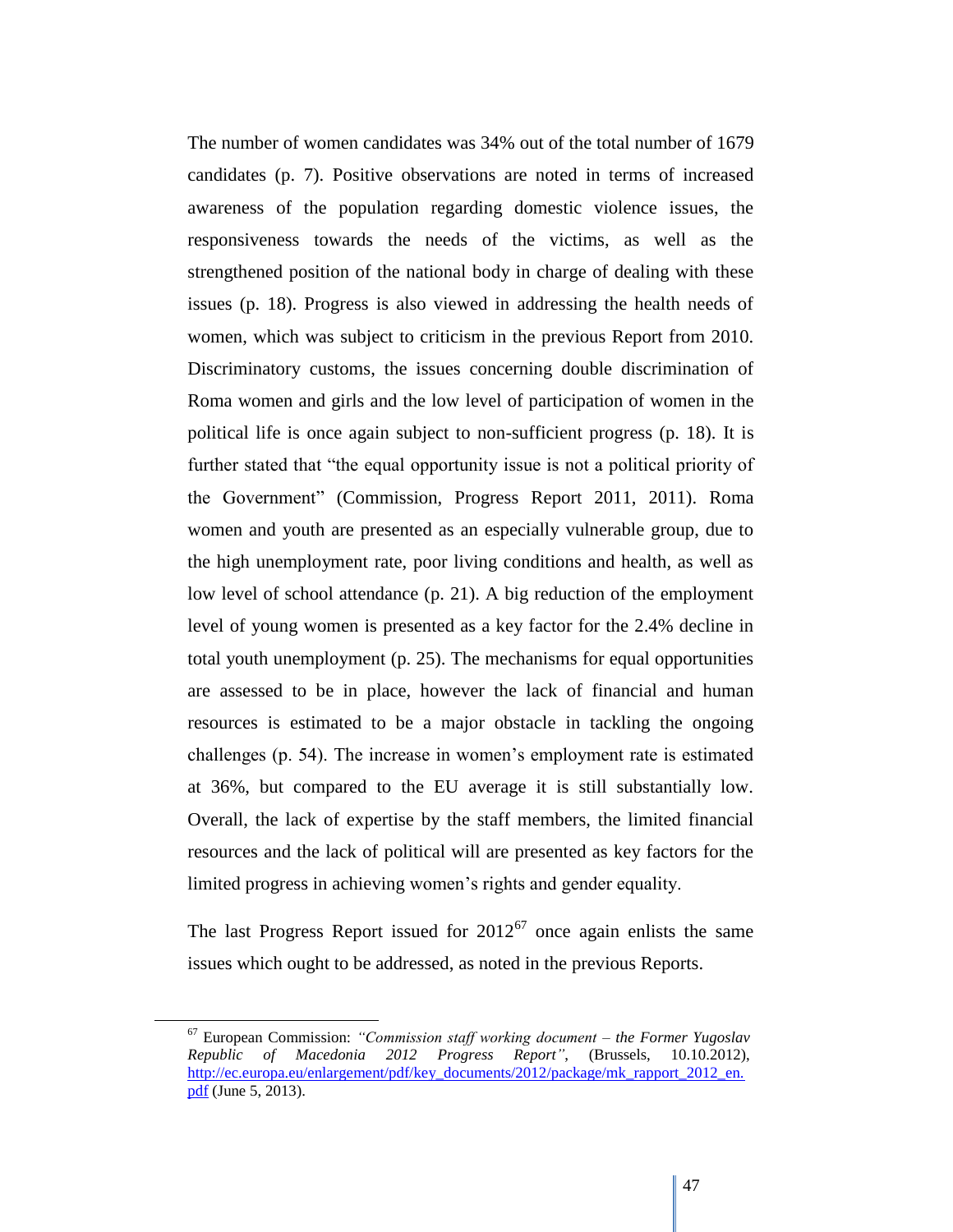The number of women candidates was 34% out of the total number of 1679 candidates (p. 7). Positive observations are noted in terms of increased awareness of the population regarding domestic violence issues, the responsiveness towards the needs of the victims, as well as the strengthened position of the national body in charge of dealing with these issues (p. 18). Progress is also viewed in addressing the health needs of women, which was subject to criticism in the previous Report from 2010. Discriminatory customs, the issues concerning double discrimination of Roma women and girls and the low level of participation of women in the political life is once again subject to non-sufficient progress (p. 18). It is further stated that "the equal opportunity issue is not a political priority of the Government" (Commission, Progress Report 2011, 2011). Roma women and youth are presented as an especially vulnerable group, due to the high unemployment rate, poor living conditions and health, as well as low level of school attendance (p. 21). A big reduction of the employment level of young women is presented as a key factor for the 2.4% decline in total youth unemployment (p. 25). The mechanisms for equal opportunities are assessed to be in place, however the lack of financial and human resources is estimated to be a major obstacle in tackling the ongoing challenges (p. 54). The increase in women's employment rate is estimated at 36%, but compared to the EU average it is still substantially low. Overall, the lack of expertise by the staff members, the limited financial resources and the lack of political will are presented as key factors for the limited progress in achieving women's rights and gender equality.

The last Progress Report issued for 2012[67] once again enlists the same issues which ought to be addressed, as noted in the previous Reports.

---

[67] European Commission: *"Commission staff working document – the Former Yugoslav Republic of Macedonia 2012 Progress Report"*, (Brussels, 10.10.2012), http://ec.europa.eu/enlargement/pdf/key_documents/2012/package/mk_rapport_2012_en.pdf (June 5, 2013).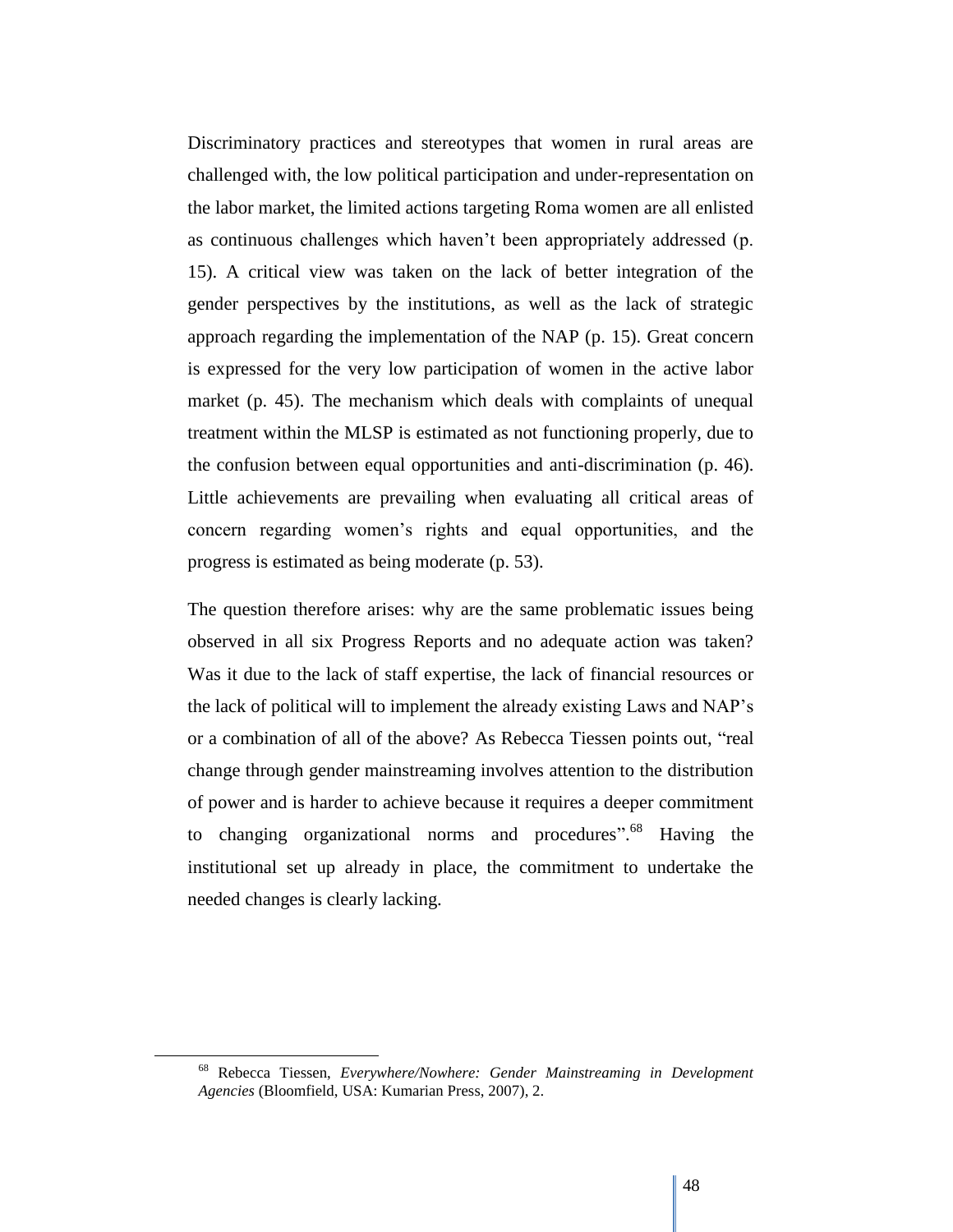Discriminatory practices and stereotypes that women in rural areas are challenged with, the low political participation and under-representation on the labor market, the limited actions targeting Roma women are all enlisted as continuous challenges which haven't been appropriately addressed (p. 15). A critical view was taken on the lack of better integration of the gender perspectives by the institutions, as well as the lack of strategic approach regarding the implementation of the NAP (p. 15). Great concern is expressed for the very low participation of women in the active labor market (p. 45). The mechanism which deals with complaints of unequal treatment within the MLSP is estimated as not functioning properly, due to the confusion between equal opportunities and anti-discrimination (p. 46). Little achievements are prevailing when evaluating all critical areas of concern regarding women's rights and equal opportunities, and the progress is estimated as being moderate (p. 53).

The question therefore arises: why are the same problematic issues being observed in all six Progress Reports and no adequate action was taken? Was it due to the lack of staff expertise, the lack of financial resources or the lack of political will to implement the already existing Laws and NAP's or a combination of all of the above? As Rebecca Tiessen points out, "real change through gender mainstreaming involves attention to the distribution of power and is harder to achieve because it requires a deeper commitment to changing organizational norms and procedures".[68] Having the institutional set up already in place, the commitment to undertake the needed changes is clearly lacking.

---

[68] Rebecca Tiessen, *Everywhere/Nowhere: Gender Mainstreaming in Development Agencies* (Bloomfield, USA: Kumarian Press, 2007), 2.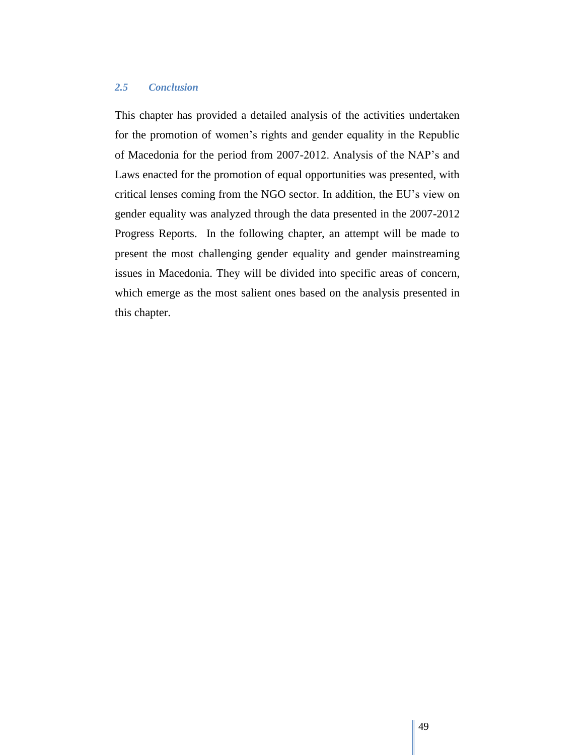### *2.5 Conclusion*

This chapter has provided a detailed analysis of the activities undertaken for the promotion of women's rights and gender equality in the Republic of Macedonia for the period from 2007-2012. Analysis of the NAP's and Laws enacted for the promotion of equal opportunities was presented, with critical lenses coming from the NGO sector. In addition, the EU's view on gender equality was analyzed through the data presented in the 2007-2012 Progress Reports. In the following chapter, an attempt will be made to present the most challenging gender equality and gender mainstreaming issues in Macedonia. They will be divided into specific areas of concern, which emerge as the most salient ones based on the analysis presented in this chapter.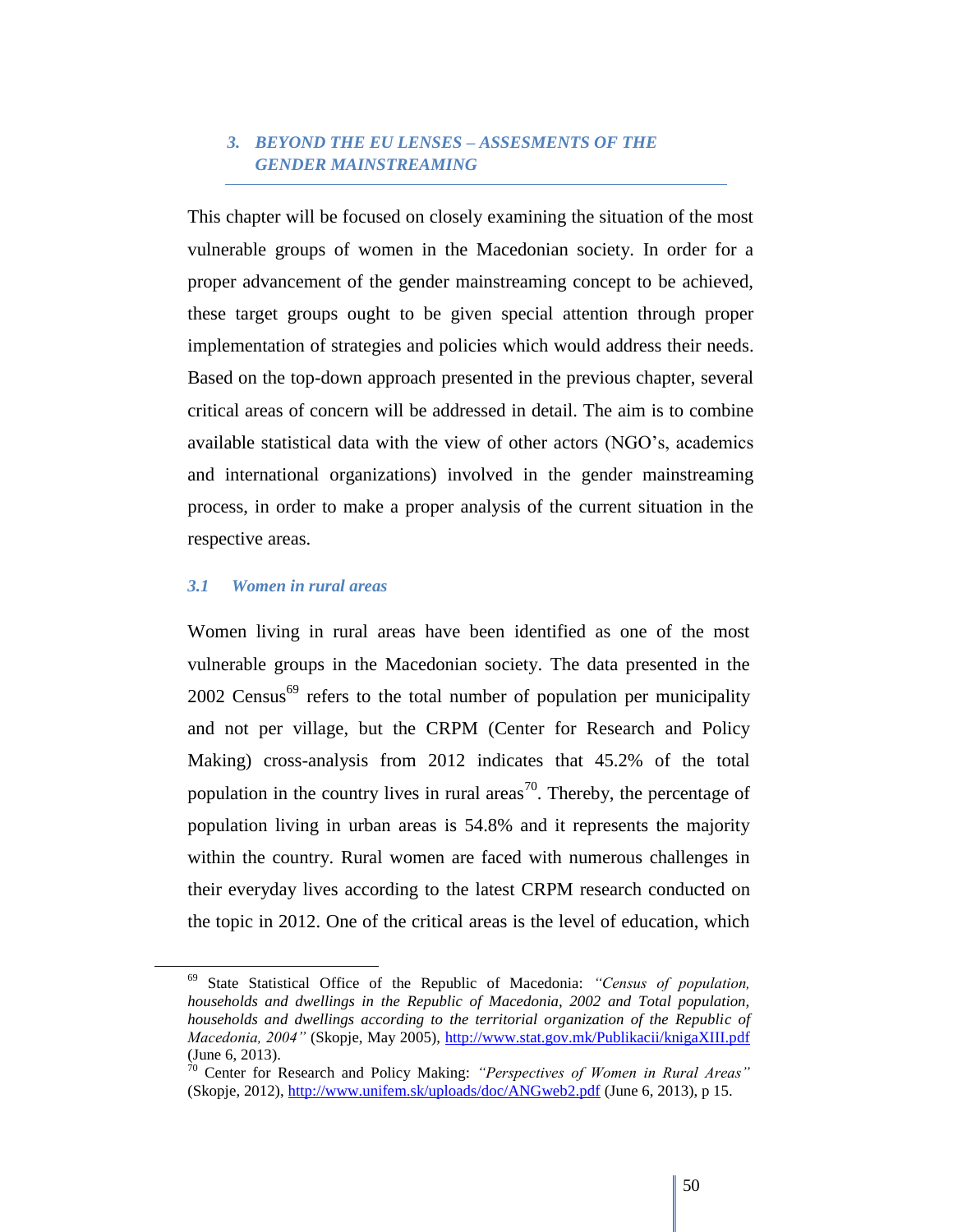## *3. BEYOND THE EU LENSES – ASSESMENTS OF THE GENDER MAINSTREAMING*

This chapter will be focused on closely examining the situation of the most vulnerable groups of women in the Macedonian society. In order for a proper advancement of the gender mainstreaming concept to be achieved, these target groups ought to be given special attention through proper implementation of strategies and policies which would address their needs. Based on the top-down approach presented in the previous chapter, several critical areas of concern will be addressed in detail. The aim is to combine available statistical data with the view of other actors (NGO's, academics and international organizations) involved in the gender mainstreaming process, in order to make a proper analysis of the current situation in the respective areas.

### *3.1 Women in rural areas*

Women living in rural areas have been identified as one of the most vulnerable groups in the Macedonian society. The data presented in the 2002 Census[69] refers to the total number of population per municipality and not per village, but the CRPM (Center for Research and Policy Making) cross-analysis from 2012 indicates that 45.2% of the total population in the country lives in rural areas[70]. Thereby, the percentage of population living in urban areas is 54.8% and it represents the majority within the country. Rural women are faced with numerous challenges in their everyday lives according to the latest CRPM research conducted on the topic in 2012. One of the critical areas is the level of education, which

---

[69] State Statistical Office of the Republic of Macedonia: *"Census of population, households and dwellings in the Republic of Macedonia, 2002 and Total population, households and dwellings according to the territorial organization of the Republic of Macedonia, 2004"* (Skopje, May 2005), http://www.stat.gov.mk/Publikacii/knigaXIII.pdf (June 6, 2013).

[70] Center for Research and Policy Making: *"Perspectives of Women in Rural Areas"* (Skopje, 2012), http://www.unifem.sk/uploads/doc/ANGweb2.pdf (June 6, 2013), p 15.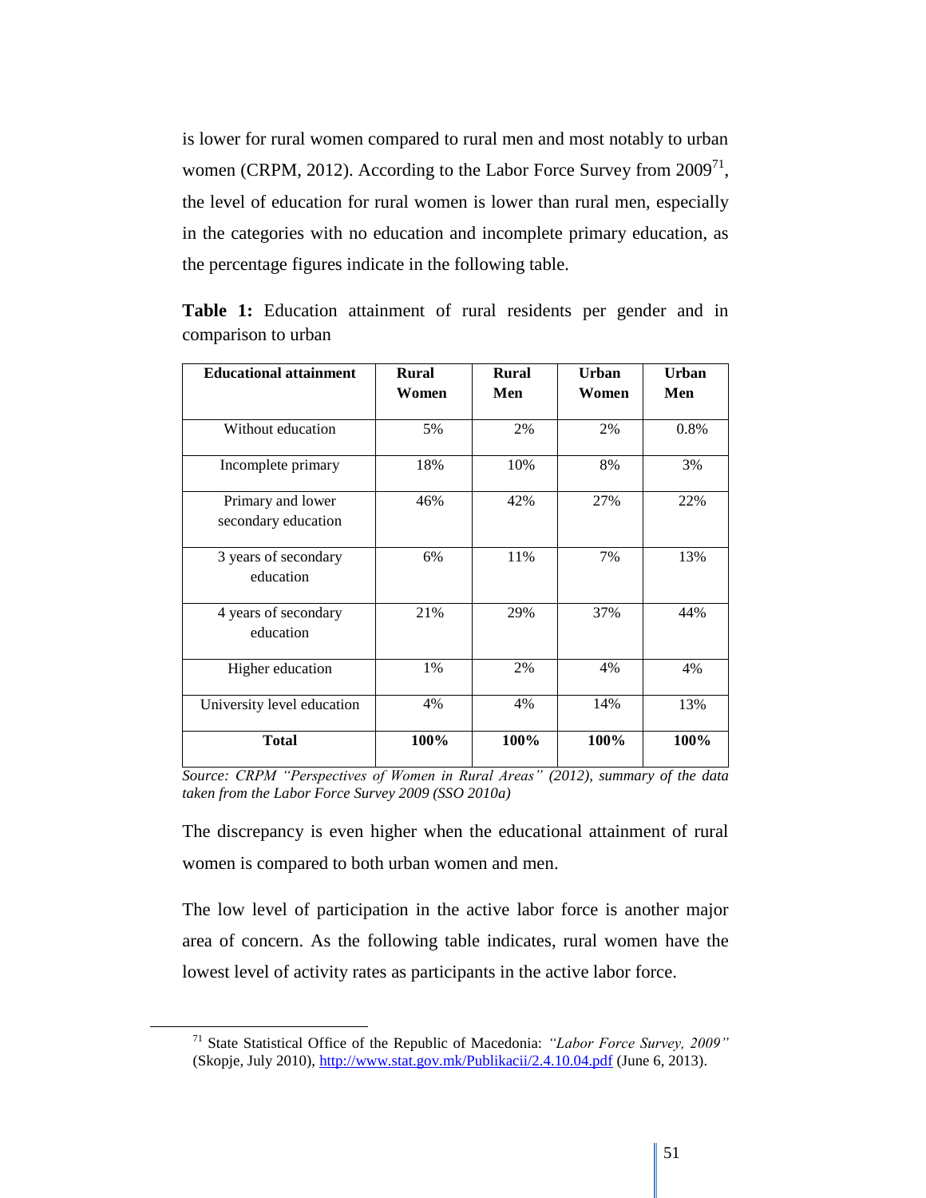is lower for rural women compared to rural men and most notably to urban women (CRPM, 2012). According to the Labor Force Survey from 2009[71], the level of education for rural women is lower than rural men, especially in the categories with no education and incomplete primary education, as the percentage figures indicate in the following table.

**Table 1:** Education attainment of rural residents per gender and in comparison to urban

| Educational attainment | Rural Women | Rural Men | Urban Women | Urban Men |
|---|---|---|---|---|
| Without education | 5% | 2% | 2% | 0.8% |
| Incomplete primary | 18% | 10% | 8% | 3% |
| Primary and lower secondary education | 46% | 42% | 27% | 22% |
| 3 years of secondary education | 6% | 11% | 7% | 13% |
| 4 years of secondary education | 21% | 29% | 37% | 44% |
| Higher education | 1% | 2% | 4% | 4% |
| University level education | 4% | 4% | 14% | 13% |
| **Total** | **100%** | **100%** | **100%** | **100%** |

*Source: CRPM "Perspectives of Women in Rural Areas" (2012), summary of the data taken from the Labor Force Survey 2009 (SSO 2010a)*

The discrepancy is even higher when the educational attainment of rural women is compared to both urban women and men.

The low level of participation in the active labor force is another major area of concern. As the following table indicates, rural women have the lowest level of activity rates as participants in the active labor force.

---

[71] State Statistical Office of the Republic of Macedonia: *"Labor Force Survey, 2009"* (Skopje, July 2010), http://www.stat.gov.mk/Publikacii/2.4.10.04.pdf (June 6, 2013).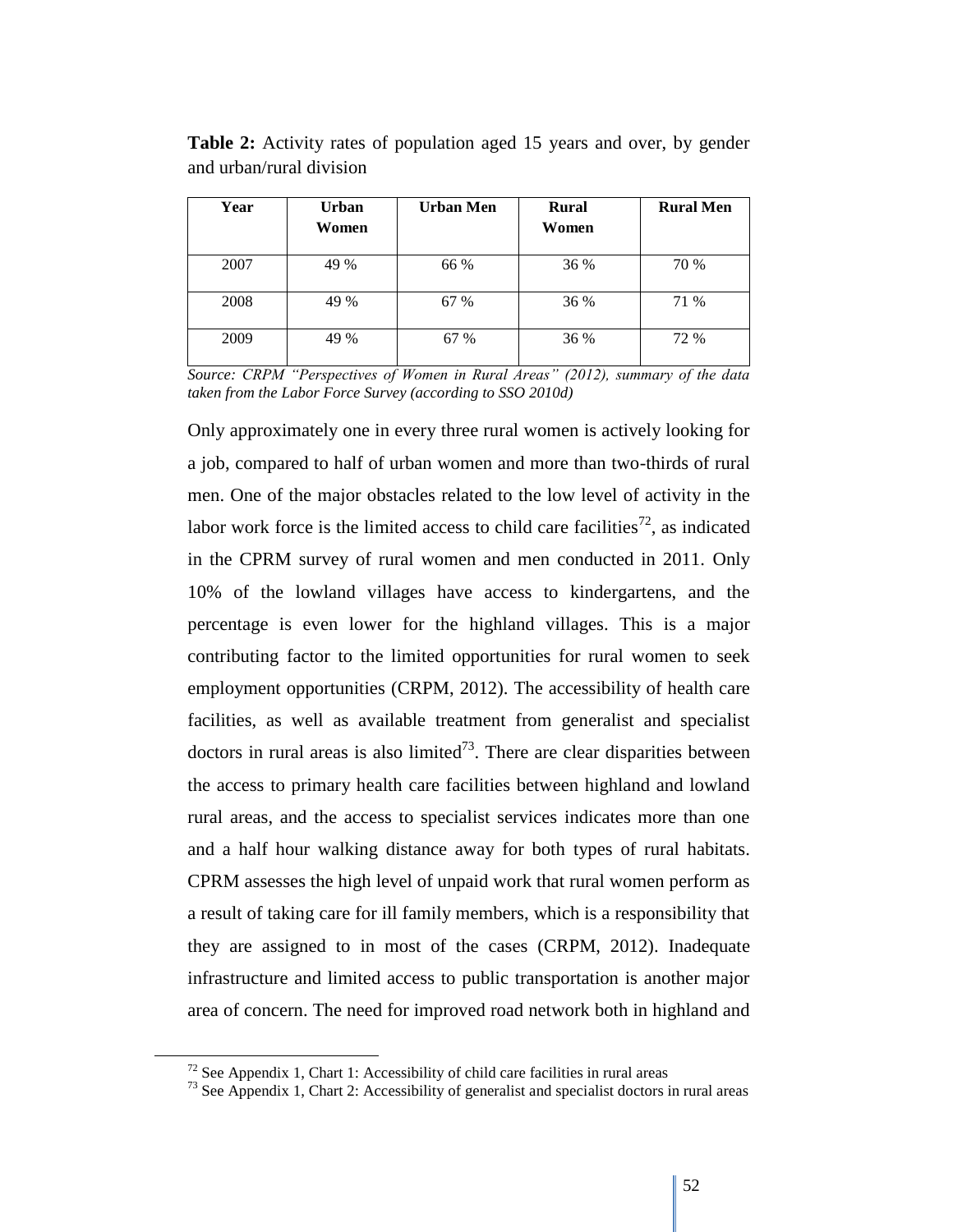**Table 2:** Activity rates of population aged 15 years and over, by gender and urban/rural division

| Year | Urban Women | Urban Men | Rural Women | Rural Men |
|---|---|---|---|---|
| 2007 | 49 % | 66 % | 36 % | 70 % |
| 2008 | 49 % | 67 % | 36 % | 71 % |
| 2009 | 49 % | 67 % | 36 % | 72 % |

*Source: CRPM "Perspectives of Women in Rural Areas" (2012), summary of the data taken from the Labor Force Survey (according to SSO 2010d)*

Only approximately one in every three rural women is actively looking for a job, compared to half of urban women and more than two-thirds of rural men. One of the major obstacles related to the low level of activity in the labor work force is the limited access to child care facilities[72], as indicated in the CPRM survey of rural women and men conducted in 2011. Only 10% of the lowland villages have access to kindergartens, and the percentage is even lower for the highland villages. This is a major contributing factor to the limited opportunities for rural women to seek employment opportunities (CRPM, 2012). The accessibility of health care facilities, as well as available treatment from generalist and specialist doctors in rural areas is also limited[73]. There are clear disparities between the access to primary health care facilities between highland and lowland rural areas, and the access to specialist services indicates more than one and a half hour walking distance away for both types of rural habitats. CPRM assesses the high level of unpaid work that rural women perform as a result of taking care for ill family members, which is a responsibility that they are assigned to in most of the cases (CRPM, 2012). Inadequate infrastructure and limited access to public transportation is another major area of concern. The need for improved road network both in highland and

[72] See Appendix 1, Chart 1: Accessibility of child care facilities in rural areas

[73] See Appendix 1, Chart 2: Accessibility of generalist and specialist doctors in rural areas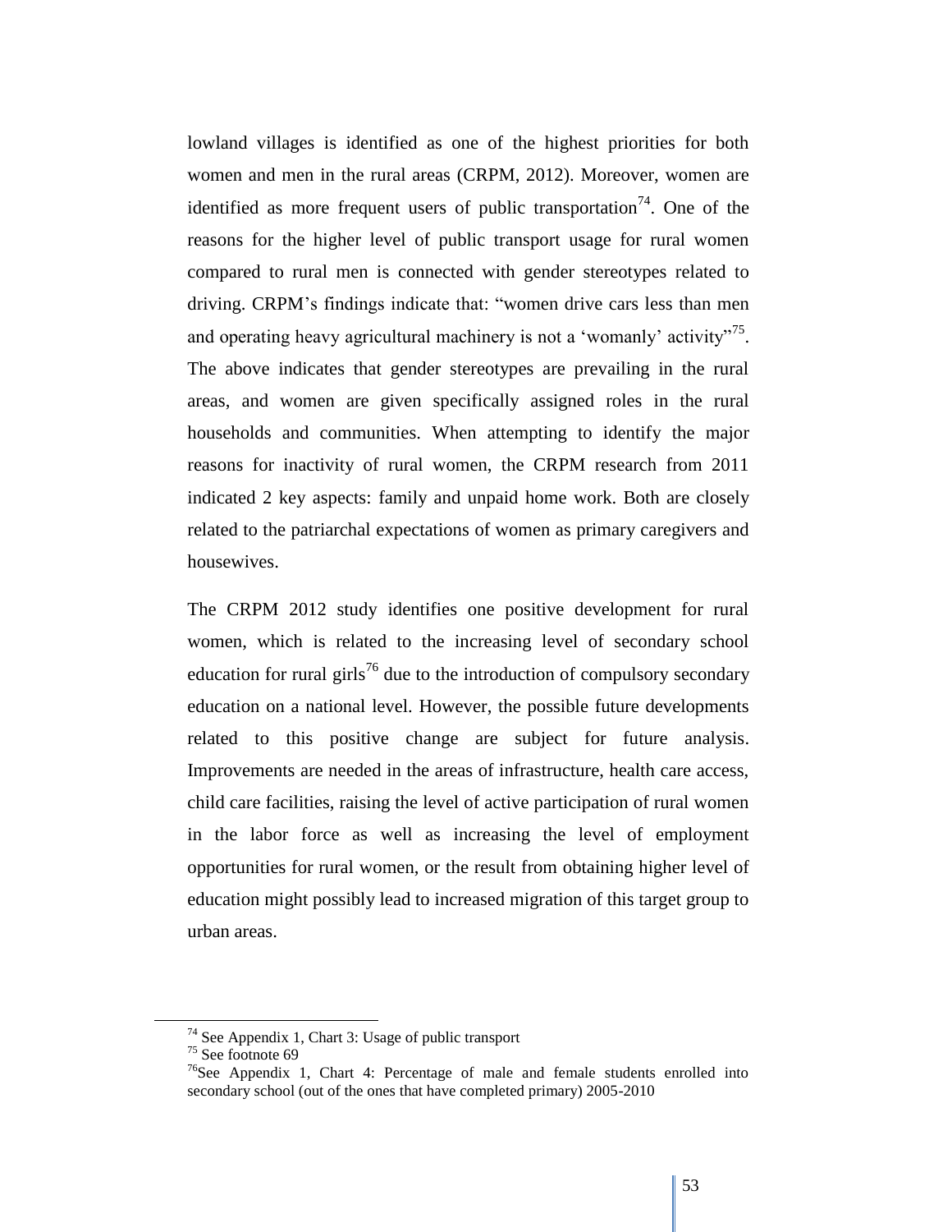lowland villages is identified as one of the highest priorities for both women and men in the rural areas (CRPM, 2012). Moreover, women are identified as more frequent users of public transportation[74]. One of the reasons for the higher level of public transport usage for rural women compared to rural men is connected with gender stereotypes related to driving. CRPM's findings indicate that: "women drive cars less than men and operating heavy agricultural machinery is not a 'womanly' activity"[75]. The above indicates that gender stereotypes are prevailing in the rural areas, and women are given specifically assigned roles in the rural households and communities. When attempting to identify the major reasons for inactivity of rural women, the CRPM research from 2011 indicated 2 key aspects: family and unpaid home work. Both are closely related to the patriarchal expectations of women as primary caregivers and housewives.

The CRPM 2012 study identifies one positive development for rural women, which is related to the increasing level of secondary school education for rural girls[76] due to the introduction of compulsory secondary education on a national level. However, the possible future developments related to this positive change are subject for future analysis. Improvements are needed in the areas of infrastructure, health care access, child care facilities, raising the level of active participation of rural women in the labor force as well as increasing the level of employment opportunities for rural women, or the result from obtaining higher level of education might possibly lead to increased migration of this target group to urban areas.

---

[74] See Appendix 1, Chart 3: Usage of public transport

[75] See footnote 69

[76] See Appendix 1, Chart 4: Percentage of male and female students enrolled into secondary school (out of the ones that have completed primary) 2005-2010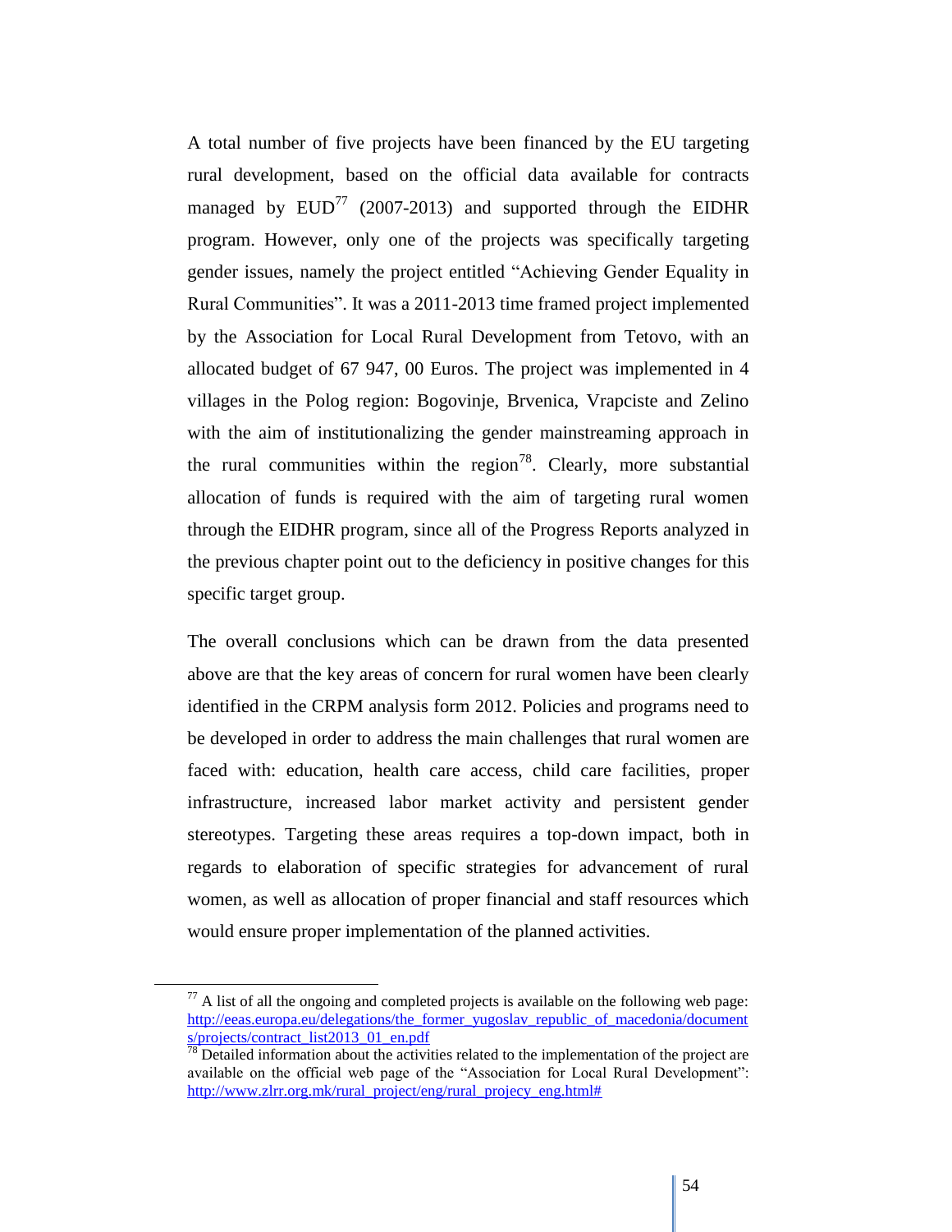A total number of five projects have been financed by the EU targeting rural development, based on the official data available for contracts managed by EUD[77] (2007-2013) and supported through the EIDHR program. However, only one of the projects was specifically targeting gender issues, namely the project entitled "Achieving Gender Equality in Rural Communities". It was a 2011-2013 time framed project implemented by the Association for Local Rural Development from Tetovo, with an allocated budget of 67 947, 00 Euros. The project was implemented in 4 villages in the Polog region: Bogovinje, Brvenica, Vrapciste and Zelino with the aim of institutionalizing the gender mainstreaming approach in the rural communities within the region[78]. Clearly, more substantial allocation of funds is required with the aim of targeting rural women through the EIDHR program, since all of the Progress Reports analyzed in the previous chapter point out to the deficiency in positive changes for this specific target group.

The overall conclusions which can be drawn from the data presented above are that the key areas of concern for rural women have been clearly identified in the CRPM analysis form 2012. Policies and programs need to be developed in order to address the main challenges that rural women are faced with: education, health care access, child care facilities, proper infrastructure, increased labor market activity and persistent gender stereotypes. Targeting these areas requires a top-down impact, both in regards to elaboration of specific strategies for advancement of rural women, as well as allocation of proper financial and staff resources which would ensure proper implementation of the planned activities.

---

[77] A list of all the ongoing and completed projects is available on the following web page: http://eeas.europa.eu/delegations/the_former_yugoslav_republic_of_macedonia/documents/projects/contract_list2013_01_en.pdf

[78] Detailed information about the activities related to the implementation of the project are available on the official web page of the "Association for Local Rural Development": http://www.zlrr.org.mk/rural_project/eng/rural_projecy_eng.html#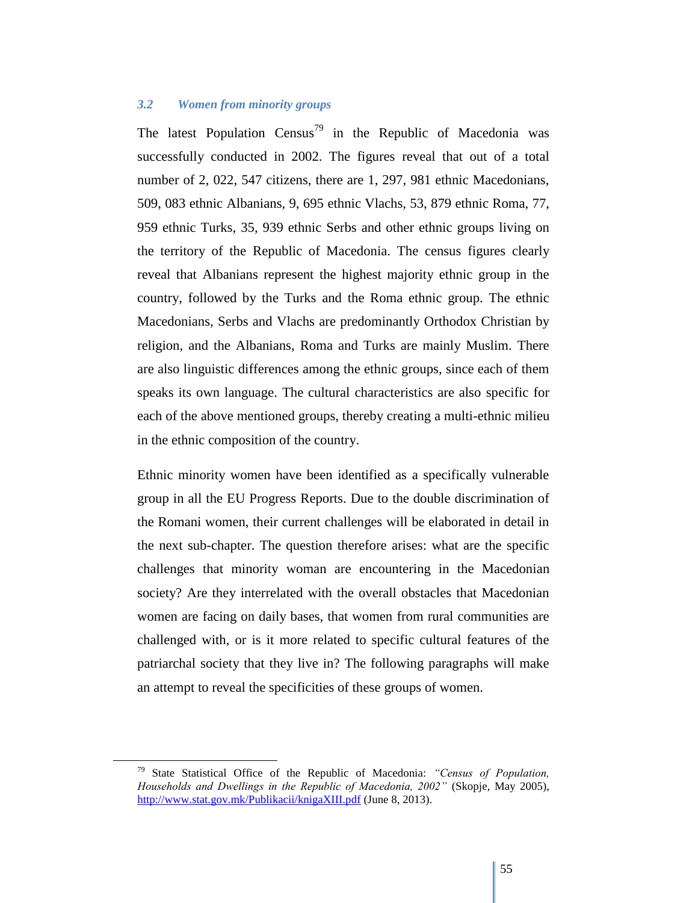### *3.2 Women from minority groups*

The latest Population Census[79] in the Republic of Macedonia was successfully conducted in 2002. The figures reveal that out of a total number of 2, 022, 547 citizens, there are 1, 297, 981 ethnic Macedonians, 509, 083 ethnic Albanians, 9, 695 ethnic Vlachs, 53, 879 ethnic Roma, 77, 959 ethnic Turks, 35, 939 ethnic Serbs and other ethnic groups living on the territory of the Republic of Macedonia. The census figures clearly reveal that Albanians represent the highest majority ethnic group in the country, followed by the Turks and the Roma ethnic group. The ethnic Macedonians, Serbs and Vlachs are predominantly Orthodox Christian by religion, and the Albanians, Roma and Turks are mainly Muslim. There are also linguistic differences among the ethnic groups, since each of them speaks its own language. The cultural characteristics are also specific for each of the above mentioned groups, thereby creating a multi-ethnic milieu in the ethnic composition of the country.

Ethnic minority women have been identified as a specifically vulnerable group in all the EU Progress Reports. Due to the double discrimination of the Romani women, their current challenges will be elaborated in detail in the next sub-chapter. The question therefore arises: what are the specific challenges that minority woman are encountering in the Macedonian society? Are they interrelated with the overall obstacles that Macedonian women are facing on daily bases, that women from rural communities are challenged with, or is it more related to specific cultural features of the patriarchal society that they live in? The following paragraphs will make an attempt to reveal the specificities of these groups of women.

---

[79] State Statistical Office of the Republic of Macedonia: *"Census of Population, Households and Dwellings in the Republic of Macedonia, 2002"* (Skopje, May 2005), http://www.stat.gov.mk/Publikacii/knigaXIII.pdf (June 8, 2013).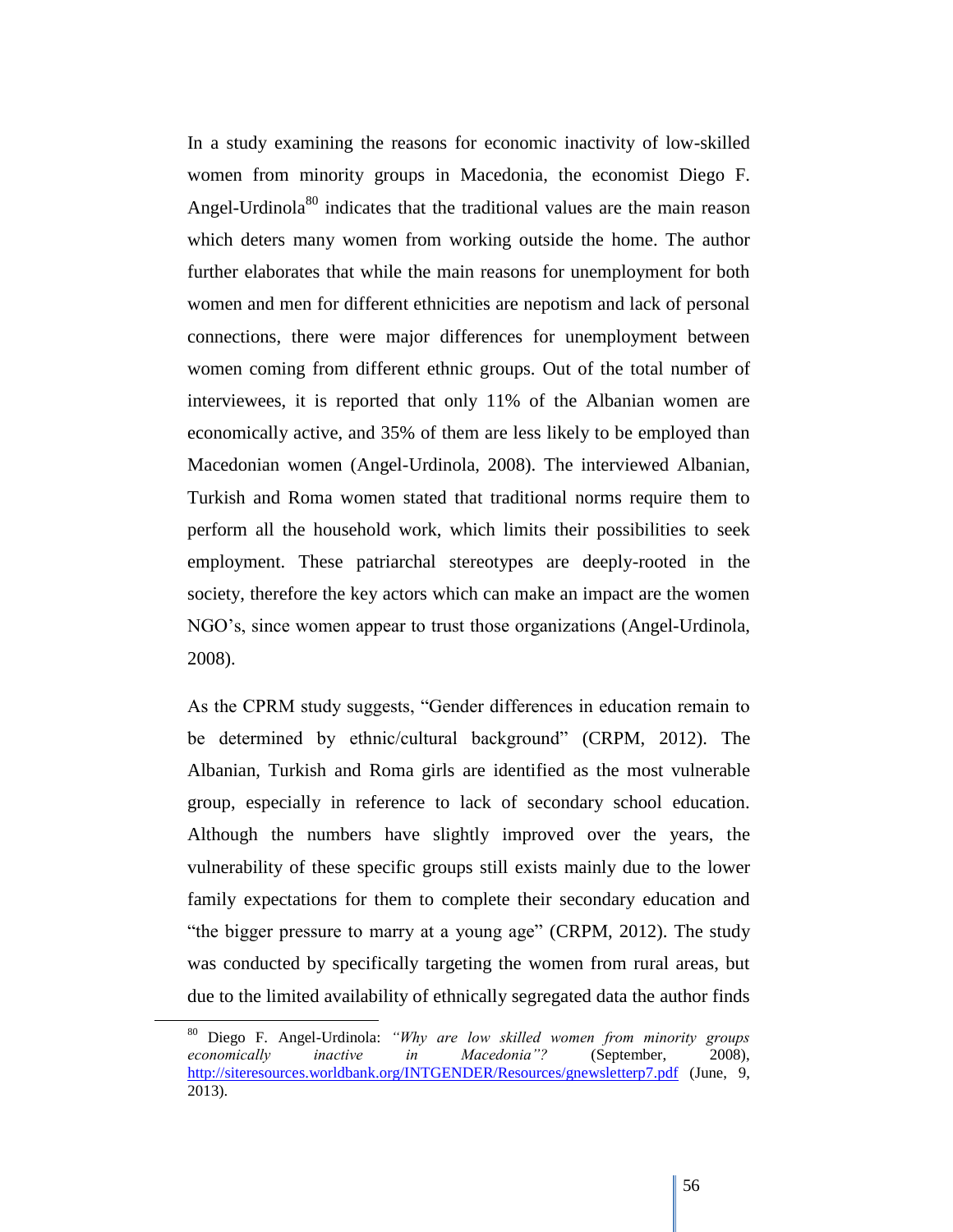In a study examining the reasons for economic inactivity of low-skilled women from minority groups in Macedonia, the economist Diego F. Angel-Urdinola[80] indicates that the traditional values are the main reason which deters many women from working outside the home. The author further elaborates that while the main reasons for unemployment for both women and men for different ethnicities are nepotism and lack of personal connections, there were major differences for unemployment between women coming from different ethnic groups. Out of the total number of interviewees, it is reported that only 11% of the Albanian women are economically active, and 35% of them are less likely to be employed than Macedonian women (Angel-Urdinola, 2008). The interviewed Albanian, Turkish and Roma women stated that traditional norms require them to perform all the household work, which limits their possibilities to seek employment. These patriarchal stereotypes are deeply-rooted in the society, therefore the key actors which can make an impact are the women NGO's, since women appear to trust those organizations (Angel-Urdinola, 2008).

As the CPRM study suggests, "Gender differences in education remain to be determined by ethnic/cultural background" (CRPM, 2012). The Albanian, Turkish and Roma girls are identified as the most vulnerable group, especially in reference to lack of secondary school education. Although the numbers have slightly improved over the years, the vulnerability of these specific groups still exists mainly due to the lower family expectations for them to complete their secondary education and "the bigger pressure to marry at a young age" (CRPM, 2012). The study was conducted by specifically targeting the women from rural areas, but due to the limited availability of ethnically segregated data the author finds

---

[80] Diego F. Angel-Urdinola: *"Why are low skilled women from minority groups economically inactive in Macedonia"?* (September, 2008), http://siteresources.worldbank.org/INTGENDER/Resources/gnewsletterp7.pdf (June, 9, 2013).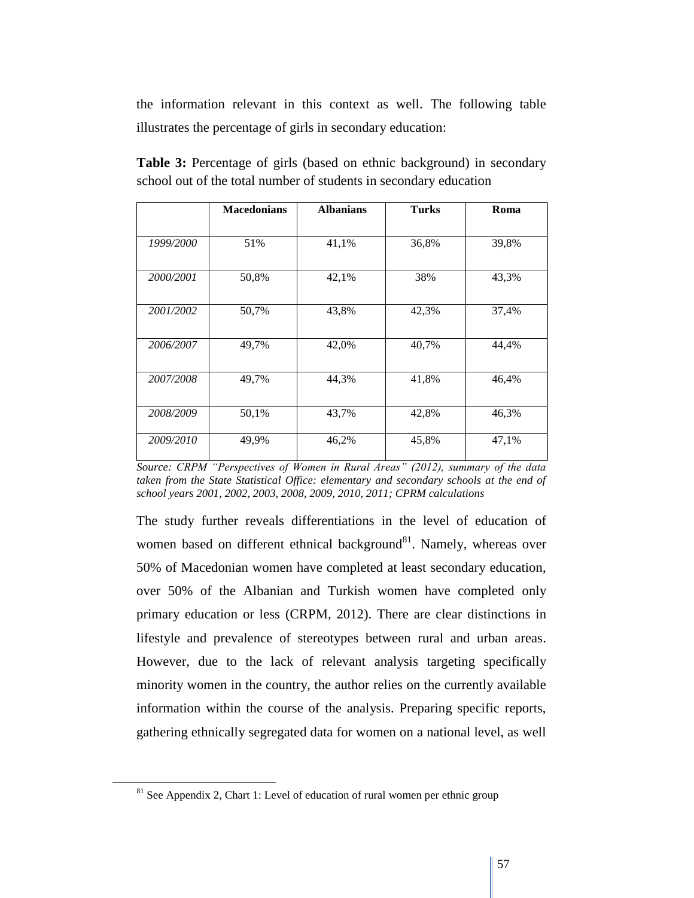the information relevant in this context as well. The following table illustrates the percentage of girls in secondary education:

**Table 3:** Percentage of girls (based on ethnic background) in secondary school out of the total number of students in secondary education

| | Macedonians | Albanians | Turks | Roma |
|---|---|---|---|---|
| *1999/2000* | 51% | 41,1% | 36,8% | 39,8% |
| *2000/2001* | 50,8% | 42,1% | 38% | 43,3% |
| *2001/2002* | 50,7% | 43,8% | 42,3% | 37,4% |
| *2006/2007* | 49,7% | 42,0% | 40,7% | 44,4% |
| *2007/2008* | 49,7% | 44,3% | 41,8% | 46,4% |
| *2008/2009* | 50,1% | 43,7% | 42,8% | 46,3% |
| *2009/2010* | 49,9% | 46,2% | 45,8% | 47,1% |

*Source: CRPM "Perspectives of Women in Rural Areas" (2012), summary of the data taken from the State Statistical Office: elementary and secondary schools at the end of school years 2001, 2002, 2003, 2008, 2009, 2010, 2011; CPRM calculations*

The study further reveals differentiations in the level of education of women based on different ethnical background[81]. Namely, whereas over 50% of Macedonian women have completed at least secondary education, over 50% of the Albanian and Turkish women have completed only primary education or less (CRPM, 2012). There are clear distinctions in lifestyle and prevalence of stereotypes between rural and urban areas. However, due to the lack of relevant analysis targeting specifically minority women in the country, the author relies on the currently available information within the course of the analysis. Preparing specific reports, gathering ethnically segregated data for women on a national level, as well

[81] See Appendix 2, Chart 1: Level of education of rural women per ethnic group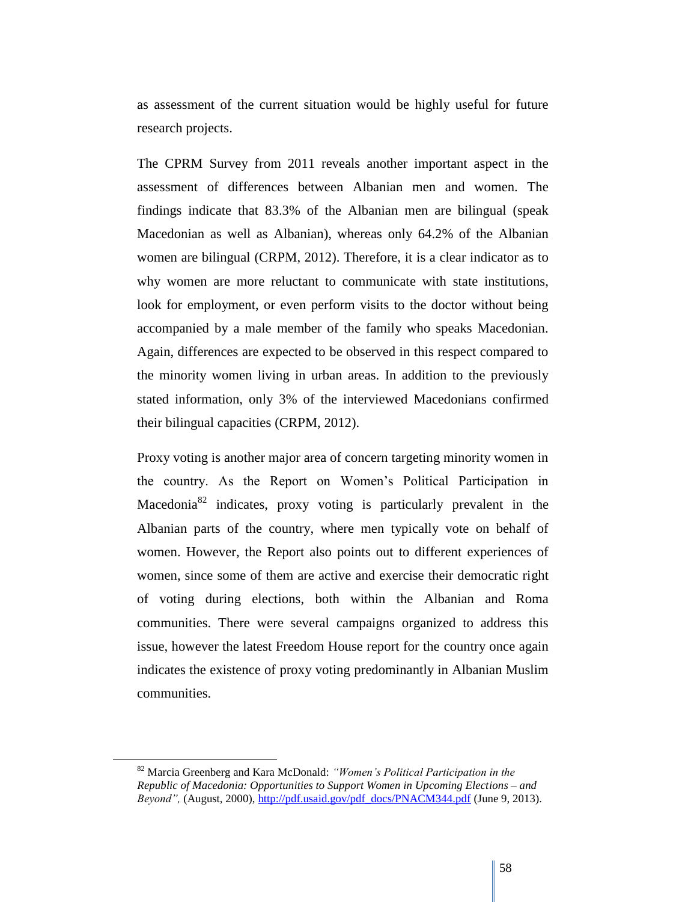as assessment of the current situation would be highly useful for future research projects.

The CPRM Survey from 2011 reveals another important aspect in the assessment of differences between Albanian men and women. The findings indicate that 83.3% of the Albanian men are bilingual (speak Macedonian as well as Albanian), whereas only 64.2% of the Albanian women are bilingual (CRPM, 2012). Therefore, it is a clear indicator as to why women are more reluctant to communicate with state institutions, look for employment, or even perform visits to the doctor without being accompanied by a male member of the family who speaks Macedonian. Again, differences are expected to be observed in this respect compared to the minority women living in urban areas. In addition to the previously stated information, only 3% of the interviewed Macedonians confirmed their bilingual capacities (CRPM, 2012).

Proxy voting is another major area of concern targeting minority women in the country. As the Report on Women's Political Participation in Macedonia[82] indicates, proxy voting is particularly prevalent in the Albanian parts of the country, where men typically vote on behalf of women. However, the Report also points out to different experiences of women, since some of them are active and exercise their democratic right of voting during elections, both within the Albanian and Roma communities. There were several campaigns organized to address this issue, however the latest Freedom House report for the country once again indicates the existence of proxy voting predominantly in Albanian Muslim communities.

---

[82] Marcia Greenberg and Kara McDonald: *"Women's Political Participation in the Republic of Macedonia: Opportunities to Support Women in Upcoming Elections – and Beyond",* (August, 2000), http://pdf.usaid.gov/pdf_docs/PNACM344.pdf (June 9, 2013).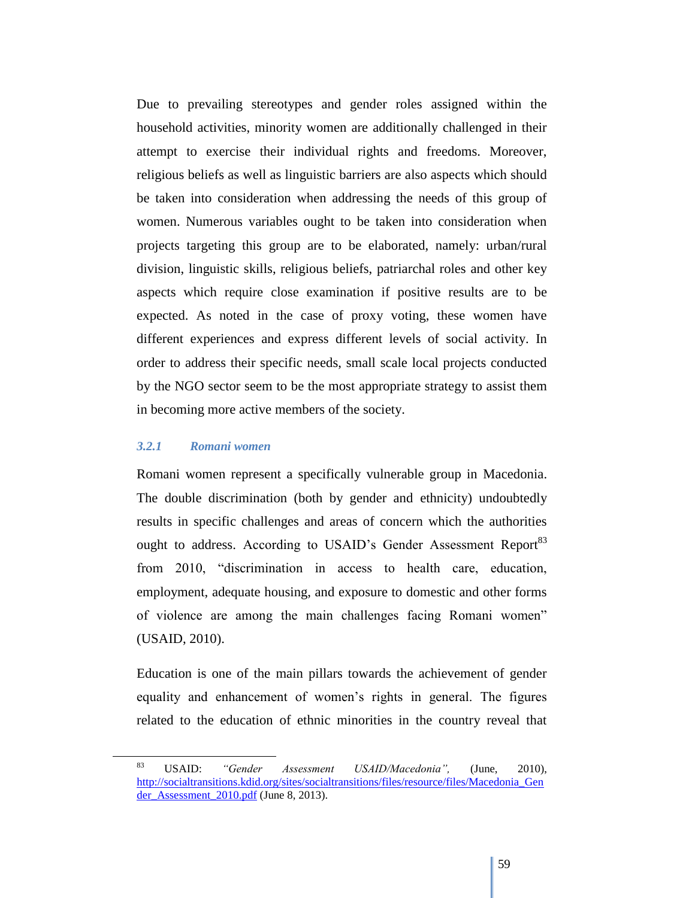Due to prevailing stereotypes and gender roles assigned within the household activities, minority women are additionally challenged in their attempt to exercise their individual rights and freedoms. Moreover, religious beliefs as well as linguistic barriers are also aspects which should be taken into consideration when addressing the needs of this group of women. Numerous variables ought to be taken into consideration when projects targeting this group are to be elaborated, namely: urban/rural division, linguistic skills, religious beliefs, patriarchal roles and other key aspects which require close examination if positive results are to be expected. As noted in the case of proxy voting, these women have different experiences and express different levels of social activity. In order to address their specific needs, small scale local projects conducted by the NGO sector seem to be the most appropriate strategy to assist them in becoming more active members of the society.

### *3.2.1 Romani women*

Romani women represent a specifically vulnerable group in Macedonia. The double discrimination (both by gender and ethnicity) undoubtedly results in specific challenges and areas of concern which the authorities ought to address. According to USAID's Gender Assessment Report[83] from 2010, "discrimination in access to health care, education, employment, adequate housing, and exposure to domestic and other forms of violence are among the main challenges facing Romani women" (USAID, 2010).

Education is one of the main pillars towards the achievement of gender equality and enhancement of women's rights in general. The figures related to the education of ethnic minorities in the country reveal that

---

[83] USAID: *"Gender Assessment USAID/Macedonia",* (June, 2010), http://socialtransitions.kdid.org/sites/socialtransitions/files/resource/files/Macedonia_Gender_Assessment_2010.pdf (June 8, 2013).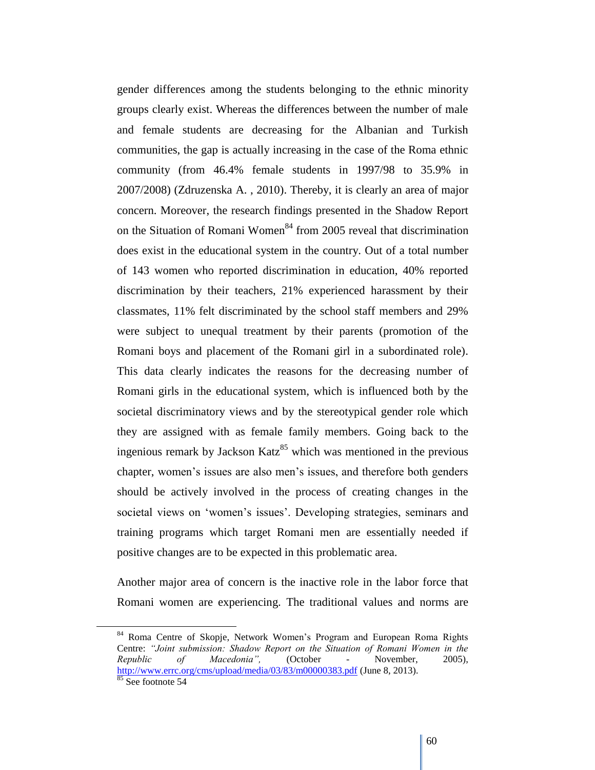gender differences among the students belonging to the ethnic minority groups clearly exist. Whereas the differences between the number of male and female students are decreasing for the Albanian and Turkish communities, the gap is actually increasing in the case of the Roma ethnic community (from 46.4% female students in 1997/98 to 35.9% in 2007/2008) (Zdruzenska A. , 2010). Thereby, it is clearly an area of major concern. Moreover, the research findings presented in the Shadow Report on the Situation of Romani Women[84] from 2005 reveal that discrimination does exist in the educational system in the country. Out of a total number of 143 women who reported discrimination in education, 40% reported discrimination by their teachers, 21% experienced harassment by their classmates, 11% felt discriminated by the school staff members and 29% were subject to unequal treatment by their parents (promotion of the Romani boys and placement of the Romani girl in a subordinated role). This data clearly indicates the reasons for the decreasing number of Romani girls in the educational system, which is influenced both by the societal discriminatory views and by the stereotypical gender role which they are assigned with as female family members. Going back to the ingenious remark by Jackson Katz[85] which was mentioned in the previous chapter, women's issues are also men's issues, and therefore both genders should be actively involved in the process of creating changes in the societal views on 'women's issues'. Developing strategies, seminars and training programs which target Romani men are essentially needed if positive changes are to be expected in this problematic area.

Another major area of concern is the inactive role in the labor force that Romani women are experiencing. The traditional values and norms are

---

[84] Roma Centre of Skopje, Network Women's Program and European Roma Rights Centre: *"Joint submission: Shadow Report on the Situation of Romani Women in the Republic of Macedonia"*, (October - November, 2005), http://www.errc.org/cms/upload/media/03/83/m00000383.pdf (June 8, 2013).

[85] See footnote 54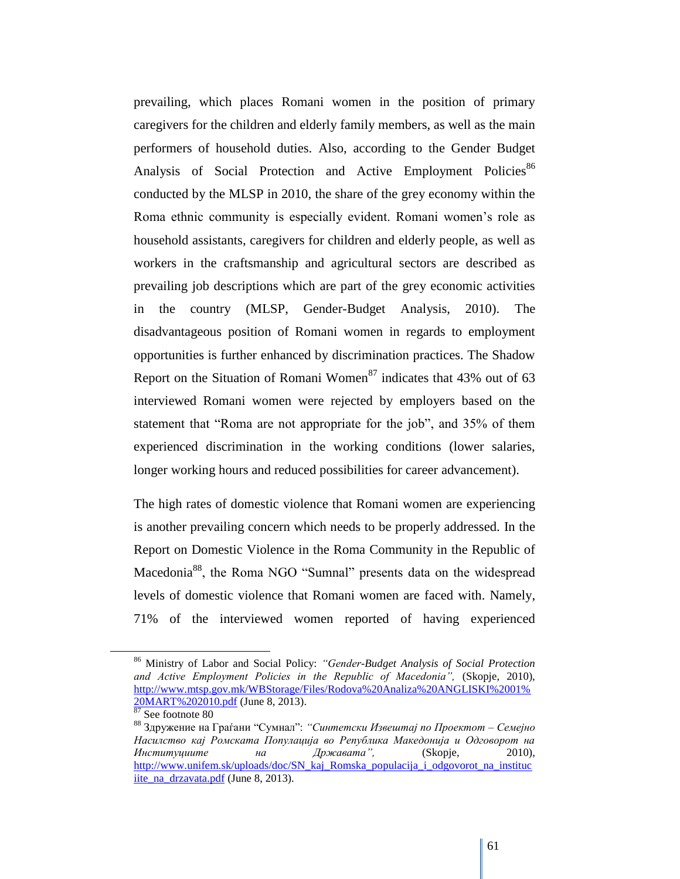prevailing, which places Romani women in the position of primary caregivers for the children and elderly family members, as well as the main performers of household duties. Also, according to the Gender Budget Analysis of Social Protection and Active Employment Policies[86] conducted by the MLSP in 2010, the share of the grey economy within the Roma ethnic community is especially evident. Romani women's role as household assistants, caregivers for children and elderly people, as well as workers in the craftsmanship and agricultural sectors are described as prevailing job descriptions which are part of the grey economic activities in the country (MLSP, Gender-Budget Analysis, 2010). The disadvantageous position of Romani women in regards to employment opportunities is further enhanced by discrimination practices. The Shadow Report on the Situation of Romani Women[87] indicates that 43% out of 63 interviewed Romani women were rejected by employers based on the statement that "Roma are not appropriate for the job", and 35% of them experienced discrimination in the working conditions (lower salaries, longer working hours and reduced possibilities for career advancement).

The high rates of domestic violence that Romani women are experiencing is another prevailing concern which needs to be properly addressed. In the Report on Domestic Violence in the Roma Community in the Republic of Macedonia[88], the Roma NGO "Sumnal" presents data on the widespread levels of domestic violence that Romani women are faced with. Namely, 71% of the interviewed women reported of having experienced

---

[86] Ministry of Labor and Social Policy: *"Gender-Budget Analysis of Social Protection and Active Employment Policies in the Republic of Macedonia"*, (Skopje, 2010), http://www.mtsp.gov.mk/WBStorage/Files/Rodova%20Analiza%20ANGLISKI%2001%20MART%202010.pdf (June 8, 2013).

[87] See footnote 80

[88] Здружение на Граѓани "Сумнал": *"Синтетски Извештај по Проектот – Семејно Насилство кај Ромската Популација во Република Македонија и Одговорот на Институциите на Државата"*, (Skopje, 2010), http://www.unifem.sk/uploads/doc/SN_kaj_Romska_populacija_i_odgovorot_na_instituciite_na_drzavata.pdf (June 8, 2013).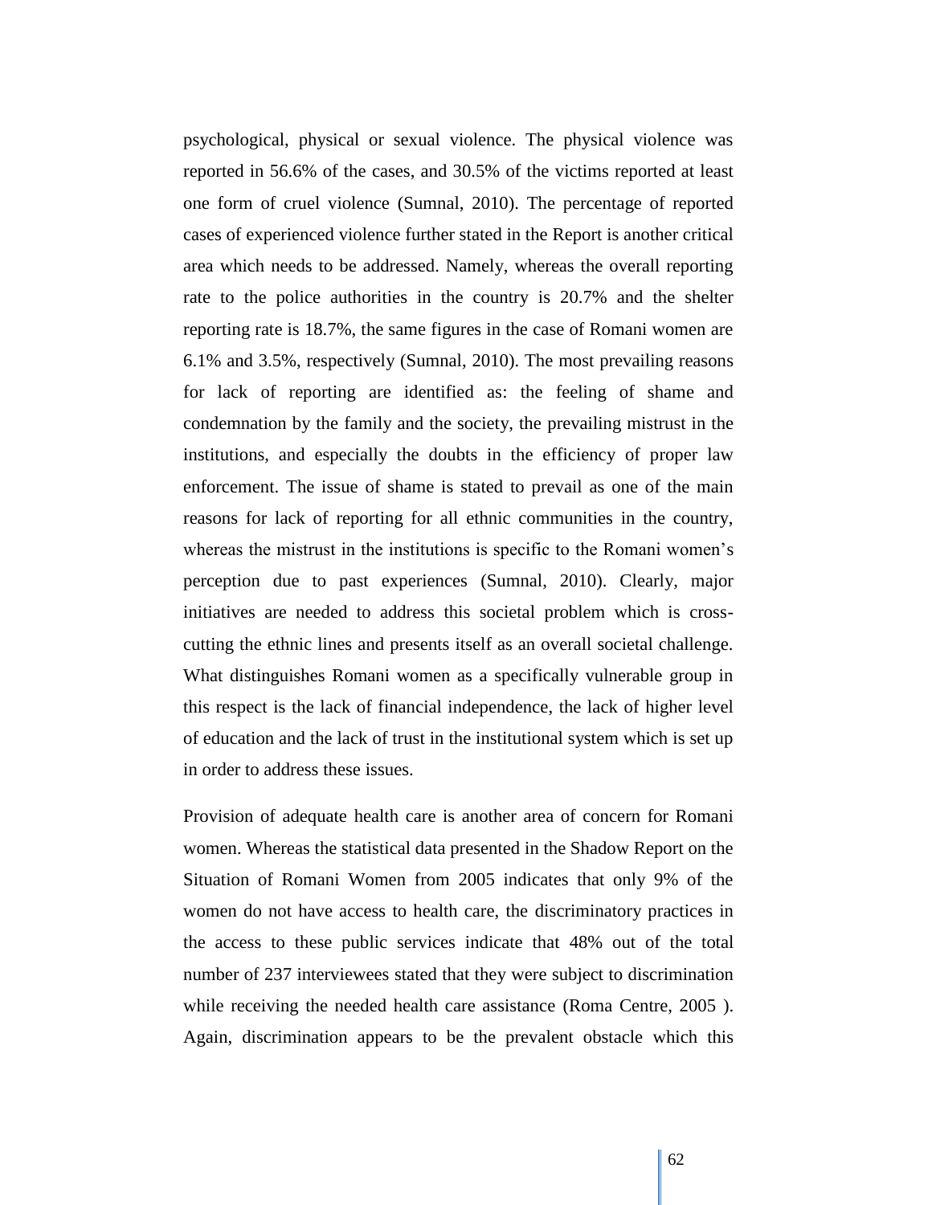psychological, physical or sexual violence. The physical violence was reported in 56.6% of the cases, and 30.5% of the victims reported at least one form of cruel violence (Sumnal, 2010). The percentage of reported cases of experienced violence further stated in the Report is another critical area which needs to be addressed. Namely, whereas the overall reporting rate to the police authorities in the country is 20.7% and the shelter reporting rate is 18.7%, the same figures in the case of Romani women are 6.1% and 3.5%, respectively (Sumnal, 2010). The most prevailing reasons for lack of reporting are identified as: the feeling of shame and condemnation by the family and the society, the prevailing mistrust in the institutions, and especially the doubts in the efficiency of proper law enforcement. The issue of shame is stated to prevail as one of the main reasons for lack of reporting for all ethnic communities in the country, whereas the mistrust in the institutions is specific to the Romani women's perception due to past experiences (Sumnal, 2010). Clearly, major initiatives are needed to address this societal problem which is cross-cutting the ethnic lines and presents itself as an overall societal challenge. What distinguishes Romani women as a specifically vulnerable group in this respect is the lack of financial independence, the lack of higher level of education and the lack of trust in the institutional system which is set up in order to address these issues.

Provision of adequate health care is another area of concern for Romani women. Whereas the statistical data presented in the Shadow Report on the Situation of Romani Women from 2005 indicates that only 9% of the women do not have access to health care, the discriminatory practices in the access to these public services indicate that 48% out of the total number of 237 interviewees stated that they were subject to discrimination while receiving the needed health care assistance (Roma Centre, 2005 ). Again, discrimination appears to be the prevalent obstacle which this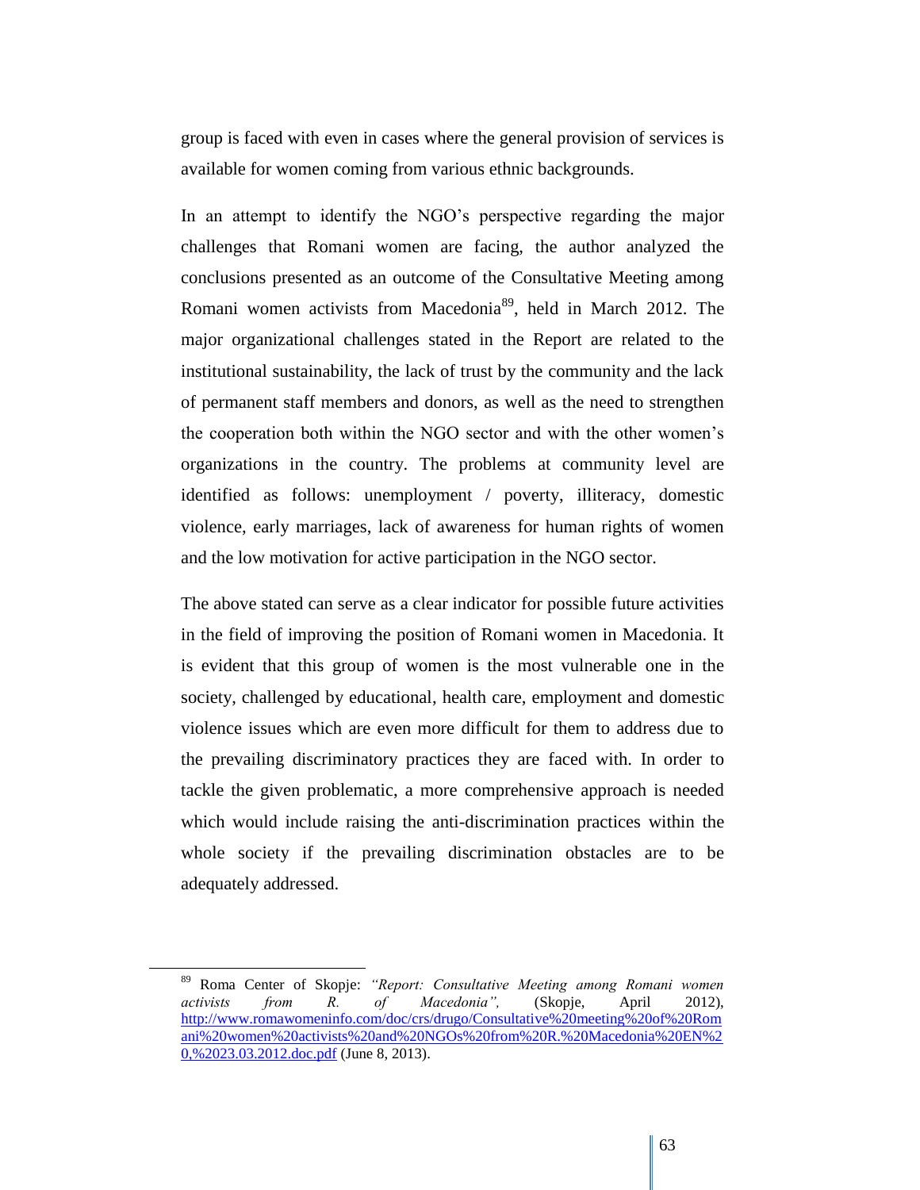group is faced with even in cases where the general provision of services is available for women coming from various ethnic backgrounds.

In an attempt to identify the NGO's perspective regarding the major challenges that Romani women are facing, the author analyzed the conclusions presented as an outcome of the Consultative Meeting among Romani women activists from Macedonia[89], held in March 2012. The major organizational challenges stated in the Report are related to the institutional sustainability, the lack of trust by the community and the lack of permanent staff members and donors, as well as the need to strengthen the cooperation both within the NGO sector and with the other women's organizations in the country. The problems at community level are identified as follows: unemployment / poverty, illiteracy, domestic violence, early marriages, lack of awareness for human rights of women and the low motivation for active participation in the NGO sector.

The above stated can serve as a clear indicator for possible future activities in the field of improving the position of Romani women in Macedonia. It is evident that this group of women is the most vulnerable one in the society, challenged by educational, health care, employment and domestic violence issues which are even more difficult for them to address due to the prevailing discriminatory practices they are faced with. In order to tackle the given problematic, a more comprehensive approach is needed which would include raising the anti-discrimination practices within the whole society if the prevailing discrimination obstacles are to be adequately addressed.

---

[89] Roma Center of Skopje: *"Report: Consultative Meeting among Romani women activists from R. of Macedonia",* (Skopje, April 2012), http://www.romawomeninfo.com/doc/crs/drugo/Consultative%20meeting%20of%20Romani%20women%20activists%20and%20NGOs%20from%20R.%20Macedonia%20EN%20,%2023.03.2012.doc.pdf (June 8, 2013).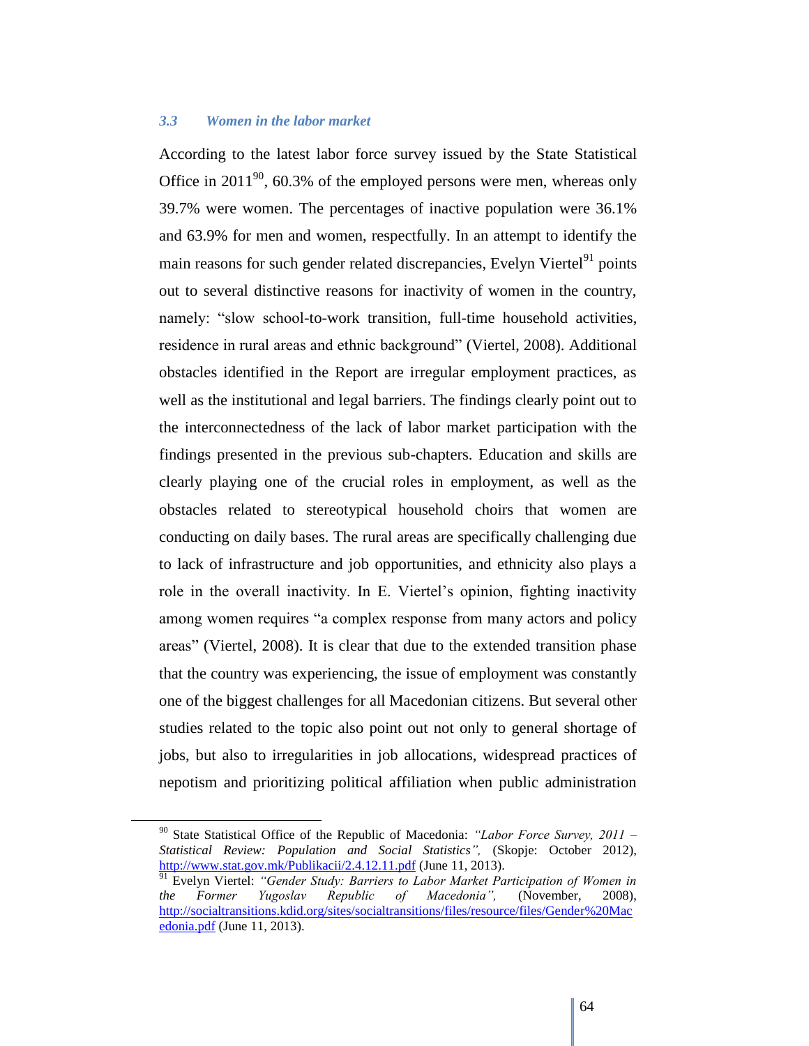### *3.3 Women in the labor market*

According to the latest labor force survey issued by the State Statistical Office in 2011[90], 60.3% of the employed persons were men, whereas only 39.7% were women. The percentages of inactive population were 36.1% and 63.9% for men and women, respectfully. In an attempt to identify the main reasons for such gender related discrepancies, Evelyn Viertel[91] points out to several distinctive reasons for inactivity of women in the country, namely: "slow school-to-work transition, full-time household activities, residence in rural areas and ethnic background" (Viertel, 2008). Additional obstacles identified in the Report are irregular employment practices, as well as the institutional and legal barriers. The findings clearly point out to the interconnectedness of the lack of labor market participation with the findings presented in the previous sub-chapters. Education and skills are clearly playing one of the crucial roles in employment, as well as the obstacles related to stereotypical household choirs that women are conducting on daily bases. The rural areas are specifically challenging due to lack of infrastructure and job opportunities, and ethnicity also plays a role in the overall inactivity. In E. Viertel's opinion, fighting inactivity among women requires "a complex response from many actors and policy areas" (Viertel, 2008). It is clear that due to the extended transition phase that the country was experiencing, the issue of employment was constantly one of the biggest challenges for all Macedonian citizens. But several other studies related to the topic also point out not only to general shortage of jobs, but also to irregularities in job allocations, widespread practices of nepotism and prioritizing political affiliation when public administration

---

[90] State Statistical Office of the Republic of Macedonia: *"Labor Force Survey, 2011 – Statistical Review: Population and Social Statistics",* (Skopje: October 2012), http://www.stat.gov.mk/Publikacii/2.4.12.11.pdf (June 11, 2013).

[91] Evelyn Viertel: *"Gender Study: Barriers to Labor Market Participation of Women in the Former Yugoslav Republic of Macedonia",* (November, 2008), http://socialtransitions.kdid.org/sites/socialtransitions/files/resource/files/Gender%20Macedonia.pdf (June 11, 2013).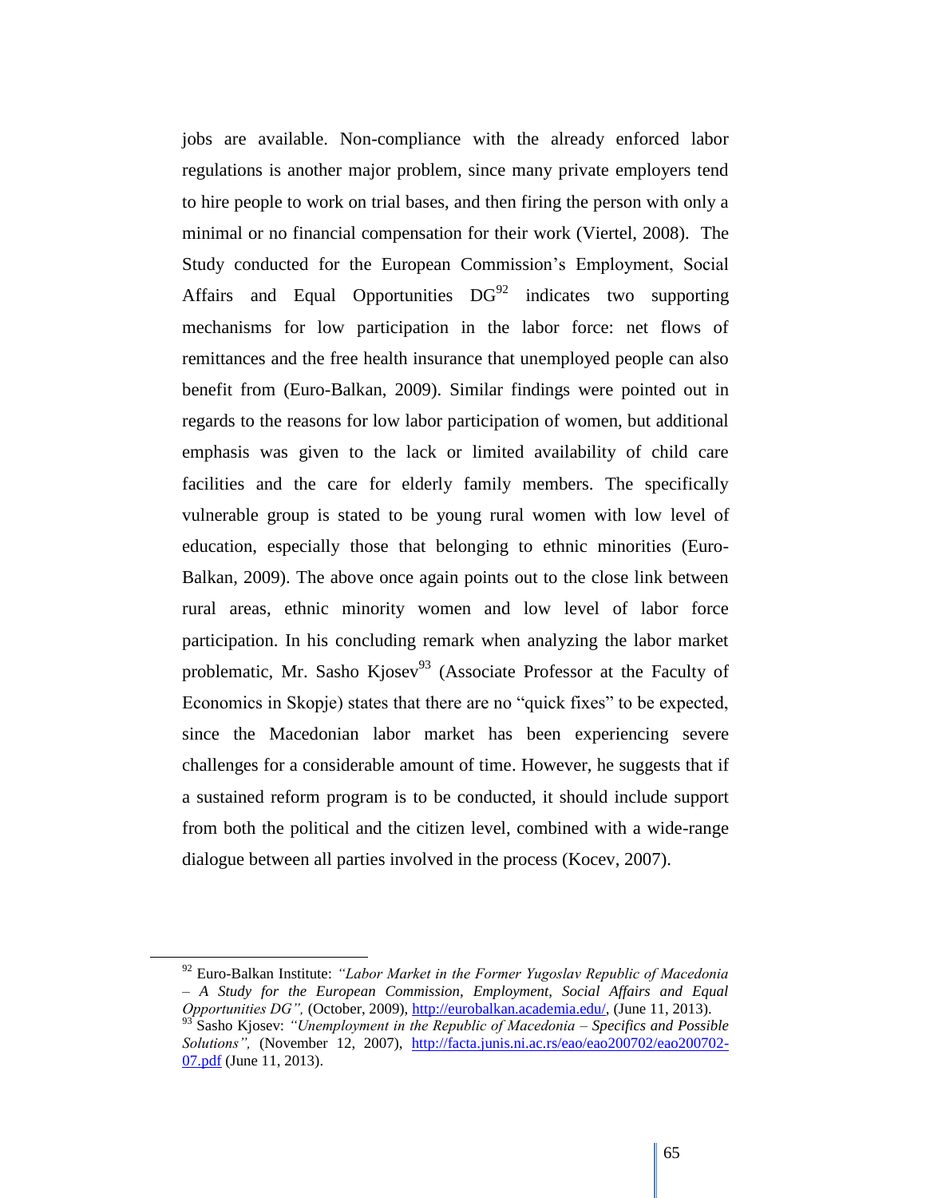jobs are available. Non-compliance with the already enforced labor regulations is another major problem, since many private employers tend to hire people to work on trial bases, and then firing the person with only a minimal or no financial compensation for their work (Viertel, 2008). The Study conducted for the European Commission's Employment, Social Affairs and Equal Opportunities DG[92] indicates two supporting mechanisms for low participation in the labor force: net flows of remittances and the free health insurance that unemployed people can also benefit from (Euro-Balkan, 2009). Similar findings were pointed out in regards to the reasons for low labor participation of women, but additional emphasis was given to the lack or limited availability of child care facilities and the care for elderly family members. The specifically vulnerable group is stated to be young rural women with low level of education, especially those that belonging to ethnic minorities (Euro-Balkan, 2009). The above once again points out to the close link between rural areas, ethnic minority women and low level of labor force participation. In his concluding remark when analyzing the labor market problematic, Mr. Sasho Kjosev[93] (Associate Professor at the Faculty of Economics in Skopje) states that there are no "quick fixes" to be expected, since the Macedonian labor market has been experiencing severe challenges for a considerable amount of time. However, he suggests that if a sustained reform program is to be conducted, it should include support from both the political and the citizen level, combined with a wide-range dialogue between all parties involved in the process (Kocev, 2007).

---

[92] Euro-Balkan Institute: *"Labor Market in the Former Yugoslav Republic of Macedonia – A Study for the European Commission, Employment, Social Affairs and Equal Opportunities DG",* (October, 2009), http://eurobalkan.academia.edu/, (June 11, 2013).

[93] Sasho Kjosev: *"Unemployment in the Republic of Macedonia – Specifics and Possible Solutions",* (November 12, 2007), http://facta.junis.ni.ac.rs/eao/eao200702/eao200702-07.pdf (June 11, 2013).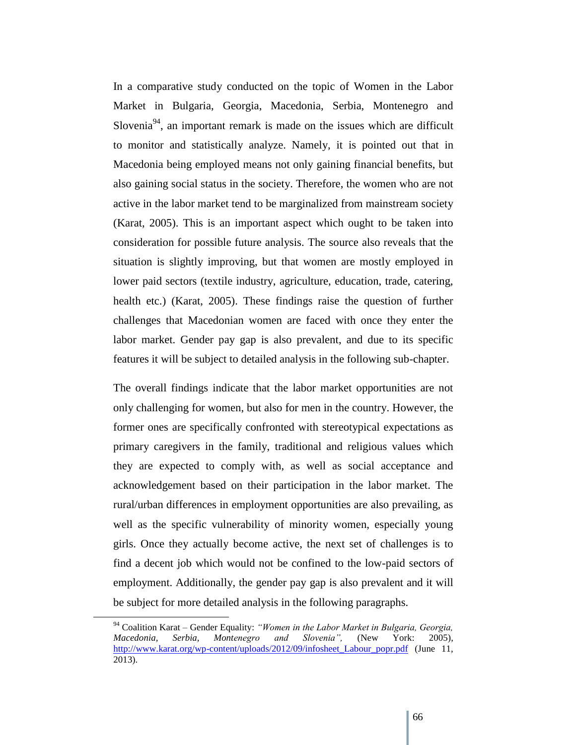In a comparative study conducted on the topic of Women in the Labor Market in Bulgaria, Georgia, Macedonia, Serbia, Montenegro and Slovenia[94], an important remark is made on the issues which are difficult to monitor and statistically analyze. Namely, it is pointed out that in Macedonia being employed means not only gaining financial benefits, but also gaining social status in the society. Therefore, the women who are not active in the labor market tend to be marginalized from mainstream society (Karat, 2005). This is an important aspect which ought to be taken into consideration for possible future analysis. The source also reveals that the situation is slightly improving, but that women are mostly employed in lower paid sectors (textile industry, agriculture, education, trade, catering, health etc.) (Karat, 2005). These findings raise the question of further challenges that Macedonian women are faced with once they enter the labor market. Gender pay gap is also prevalent, and due to its specific features it will be subject to detailed analysis in the following sub-chapter.

The overall findings indicate that the labor market opportunities are not only challenging for women, but also for men in the country. However, the former ones are specifically confronted with stereotypical expectations as primary caregivers in the family, traditional and religious values which they are expected to comply with, as well as social acceptance and acknowledgement based on their participation in the labor market. The rural/urban differences in employment opportunities are also prevailing, as well as the specific vulnerability of minority women, especially young girls. Once they actually become active, the next set of challenges is to find a decent job which would not be confined to the low-paid sectors of employment. Additionally, the gender pay gap is also prevalent and it will be subject for more detailed analysis in the following paragraphs.

---

[94] Coalition Karat – Gender Equality: *"Women in the Labor Market in Bulgaria, Georgia, Macedonia, Serbia, Montenegro and Slovenia"*, (New York: 2005), http://www.karat.org/wp-content/uploads/2012/09/infosheet_Labour_popr.pdf (June 11, 2013).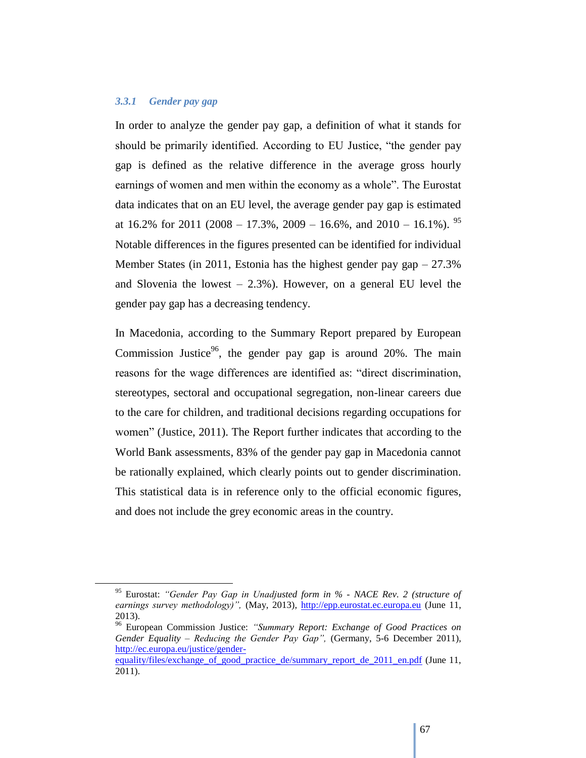### *3.3.1 Gender pay gap*

In order to analyze the gender pay gap, a definition of what it stands for should be primarily identified. According to EU Justice, "the gender pay gap is defined as the relative difference in the average gross hourly earnings of women and men within the economy as a whole". The Eurostat data indicates that on an EU level, the average gender pay gap is estimated at 16.2% for 2011 (2008 – 17.3%, 2009 – 16.6%, and 2010 – 16.1%). [95] Notable differences in the figures presented can be identified for individual Member States (in 2011, Estonia has the highest gender pay gap – 27.3% and Slovenia the lowest – 2.3%). However, on a general EU level the gender pay gap has a decreasing tendency.

In Macedonia, according to the Summary Report prepared by European Commission Justice[96], the gender pay gap is around 20%. The main reasons for the wage differences are identified as: "direct discrimination, stereotypes, sectoral and occupational segregation, non-linear careers due to the care for children, and traditional decisions regarding occupations for women" (Justice, 2011). The Report further indicates that according to the World Bank assessments, 83% of the gender pay gap in Macedonia cannot be rationally explained, which clearly points out to gender discrimination. This statistical data is in reference only to the official economic figures, and does not include the grey economic areas in the country.

---

[95] Eurostat: *"Gender Pay Gap in Unadjusted form in % - NACE Rev. 2 (structure of earnings survey methodology)",* (May, 2013), http://epp.eurostat.ec.europa.eu (June 11, 2013).

[96] European Commission Justice: *"Summary Report: Exchange of Good Practices on Gender Equality – Reducing the Gender Pay Gap",* (Germany, 5-6 December 2011), http://ec.europa.eu/justice/gender-equality/files/exchange_of_good_practice_de/summary_report_de_2011_en.pdf (June 11, 2011).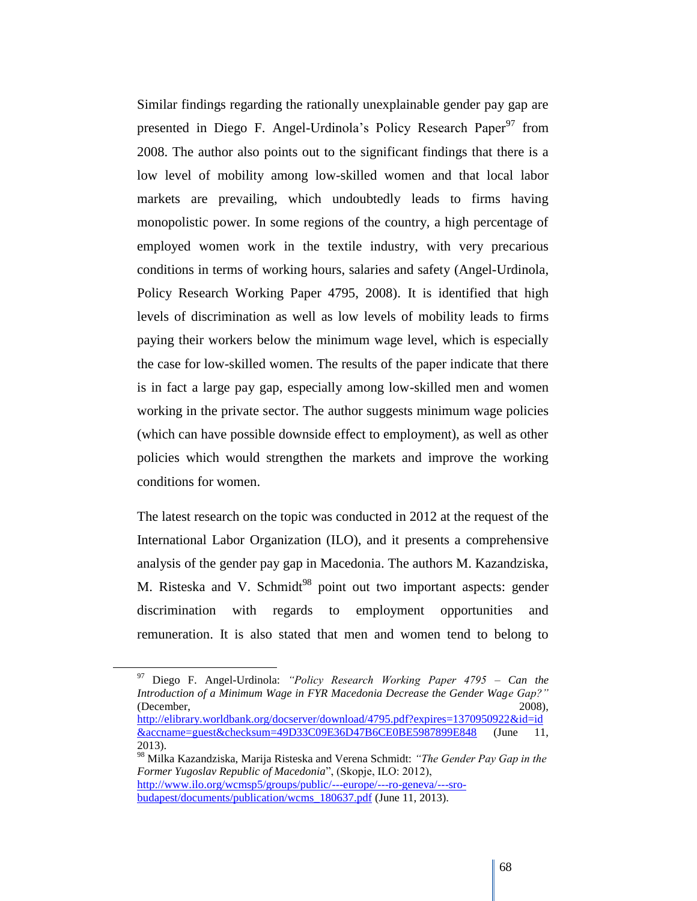Similar findings regarding the rationally unexplainable gender pay gap are presented in Diego F. Angel-Urdinola's Policy Research Paper[97] from 2008. The author also points out to the significant findings that there is a low level of mobility among low-skilled women and that local labor markets are prevailing, which undoubtedly leads to firms having monopolistic power. In some regions of the country, a high percentage of employed women work in the textile industry, with very precarious conditions in terms of working hours, salaries and safety (Angel-Urdinola, Policy Research Working Paper 4795, 2008). It is identified that high levels of discrimination as well as low levels of mobility leads to firms paying their workers below the minimum wage level, which is especially the case for low-skilled women. The results of the paper indicate that there is in fact a large pay gap, especially among low-skilled men and women working in the private sector. The author suggests minimum wage policies (which can have possible downside effect to employment), as well as other policies which would strengthen the markets and improve the working conditions for women.

The latest research on the topic was conducted in 2012 at the request of the International Labor Organization (ILO), and it presents a comprehensive analysis of the gender pay gap in Macedonia. The authors M. Kazandziska, M. Risteska and V. Schmidt[98] point out two important aspects: gender discrimination with regards to employment opportunities and remuneration. It is also stated that men and women tend to belong to

---

[97] Diego F. Angel-Urdinola: *"Policy Research Working Paper 4795 – Can the Introduction of a Minimum Wage in FYR Macedonia Decrease the Gender Wage Gap?"* (December, 2008), http://elibrary.worldbank.org/docserver/download/4795.pdf?expires=1370950922&id=id&accname=guest&checksum=49D33C09E36D47B6CE0BE5987899E848 (June 11, 2013).

[98] Milka Kazandziska, Marija Risteska and Verena Schmidt: *"The Gender Pay Gap in the Former Yugoslav Republic of Macedonia*", (Skopje, ILO: 2012), http://www.ilo.org/wcmsp5/groups/public/---europe/---ro-geneva/---sro-budapest/documents/publication/wcms_180637.pdf (June 11, 2013).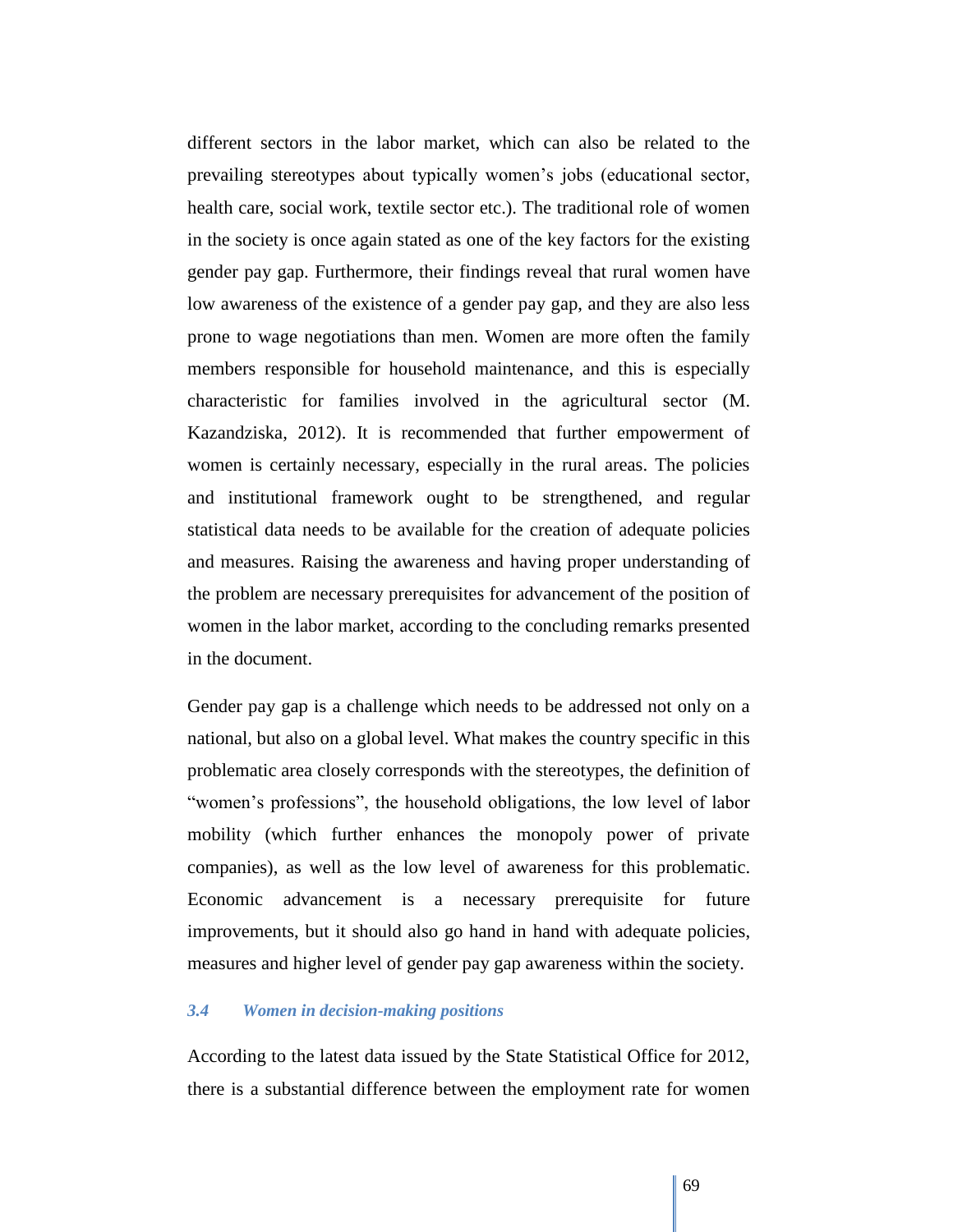different sectors in the labor market, which can also be related to the prevailing stereotypes about typically women's jobs (educational sector, health care, social work, textile sector etc.). The traditional role of women in the society is once again stated as one of the key factors for the existing gender pay gap. Furthermore, their findings reveal that rural women have low awareness of the existence of a gender pay gap, and they are also less prone to wage negotiations than men. Women are more often the family members responsible for household maintenance, and this is especially characteristic for families involved in the agricultural sector (M. Kazandziska, 2012). It is recommended that further empowerment of women is certainly necessary, especially in the rural areas. The policies and institutional framework ought to be strengthened, and regular statistical data needs to be available for the creation of adequate policies and measures. Raising the awareness and having proper understanding of the problem are necessary prerequisites for advancement of the position of women in the labor market, according to the concluding remarks presented in the document.

Gender pay gap is a challenge which needs to be addressed not only on a national, but also on a global level. What makes the country specific in this problematic area closely corresponds with the stereotypes, the definition of "women's professions", the household obligations, the low level of labor mobility (which further enhances the monopoly power of private companies), as well as the low level of awareness for this problematic. Economic advancement is a necessary prerequisite for future improvements, but it should also go hand in hand with adequate policies, measures and higher level of gender pay gap awareness within the society.

### *3.4 Women in decision-making positions*

According to the latest data issued by the State Statistical Office for 2012, there is a substantial difference between the employment rate for women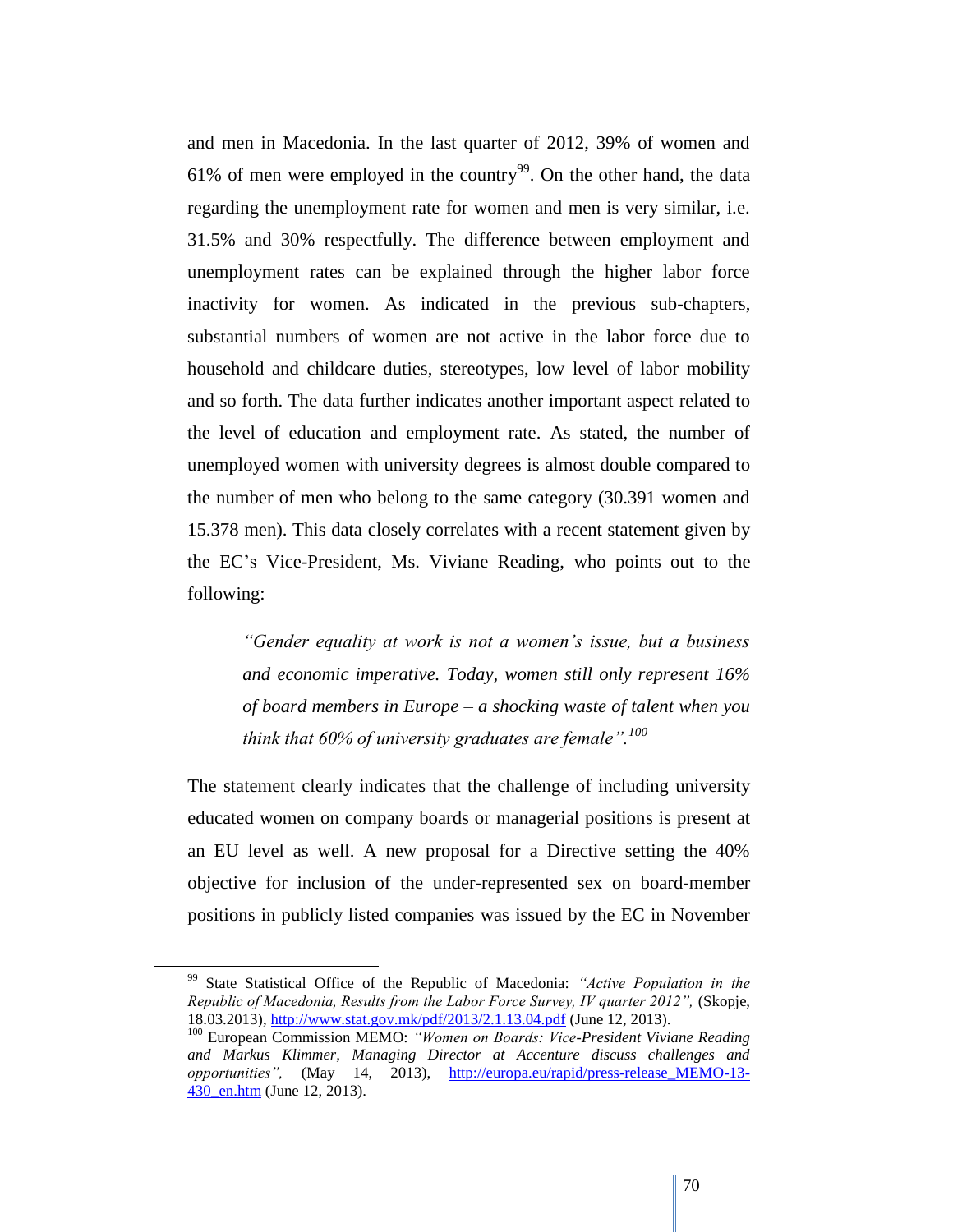and men in Macedonia. In the last quarter of 2012, 39% of women and 61% of men were employed in the country[99]. On the other hand, the data regarding the unemployment rate for women and men is very similar, i.e. 31.5% and 30% respectfully. The difference between employment and unemployment rates can be explained through the higher labor force inactivity for women. As indicated in the previous sub-chapters, substantial numbers of women are not active in the labor force due to household and childcare duties, stereotypes, low level of labor mobility and so forth. The data further indicates another important aspect related to the level of education and employment rate. As stated, the number of unemployed women with university degrees is almost double compared to the number of men who belong to the same category (30.391 women and 15.378 men). This data closely correlates with a recent statement given by the EC's Vice-President, Ms. Viviane Reading, who points out to the following:

> *"Gender equality at work is not a women's issue, but a business and economic imperative. Today, women still only represent 16% of board members in Europe – a shocking waste of talent when you think that 60% of university graduates are female".*[100]

The statement clearly indicates that the challenge of including university educated women on company boards or managerial positions is present at an EU level as well. A new proposal for a Directive setting the 40% objective for inclusion of the under-represented sex on board-member positions in publicly listed companies was issued by the EC in November

---

[99] State Statistical Office of the Republic of Macedonia: *"Active Population in the Republic of Macedonia, Results from the Labor Force Survey, IV quarter 2012",* (Skopje, 18.03.2013), http://www.stat.gov.mk/pdf/2013/2.1.13.04.pdf (June 12, 2013).

[100] European Commission MEMO: *"Women on Boards: Vice-President Viviane Reading and Markus Klimmer, Managing Director at Accenture discuss challenges and opportunities",* (May 14, 2013), http://europa.eu/rapid/press-release_MEMO-13-430_en.htm (June 12, 2013).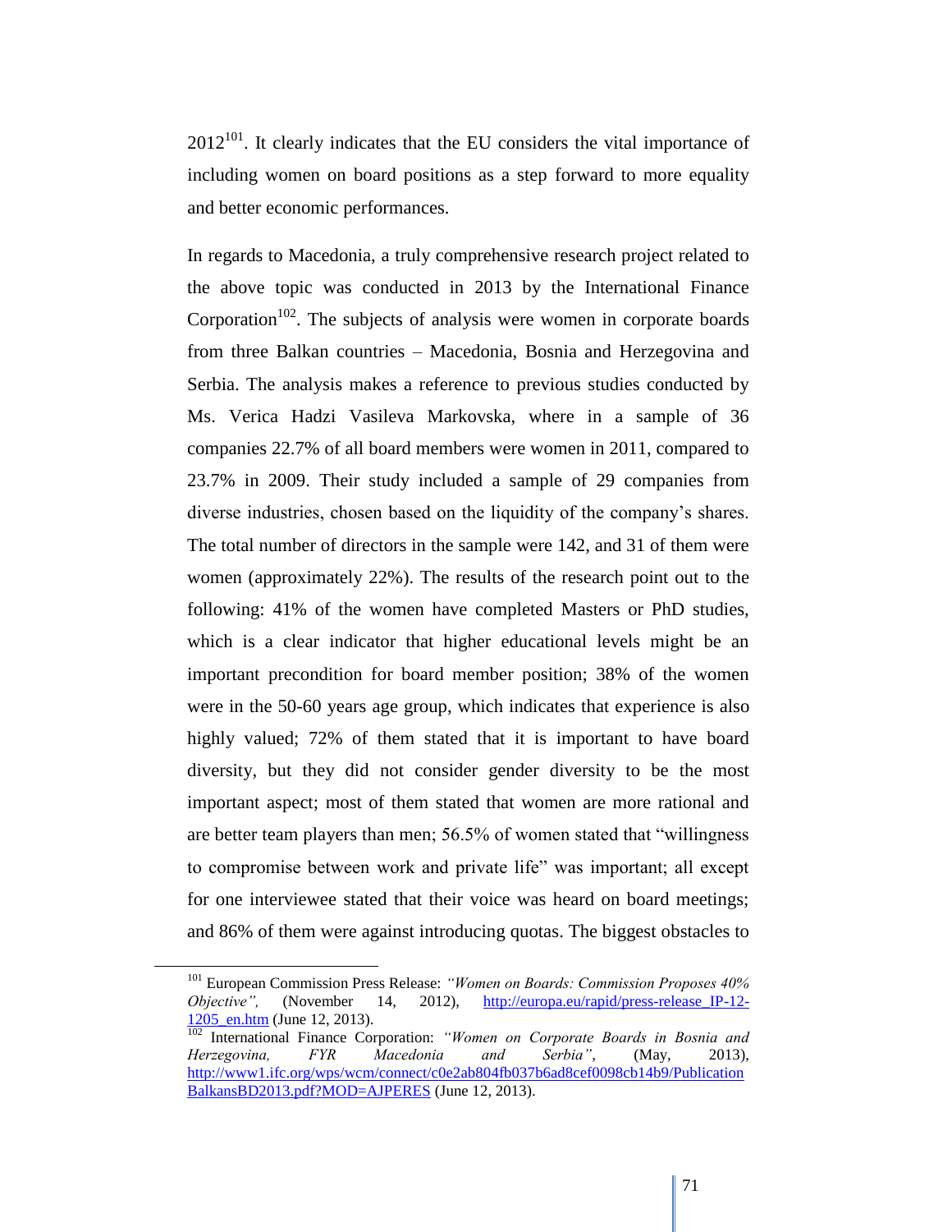2012[101]. It clearly indicates that the EU considers the vital importance of including women on board positions as a step forward to more equality and better economic performances.

In regards to Macedonia, a truly comprehensive research project related to the above topic was conducted in 2013 by the International Finance Corporation[102]. The subjects of analysis were women in corporate boards from three Balkan countries – Macedonia, Bosnia and Herzegovina and Serbia. The analysis makes a reference to previous studies conducted by Ms. Verica Hadzi Vasileva Markovska, where in a sample of 36 companies 22.7% of all board members were women in 2011, compared to 23.7% in 2009. Their study included a sample of 29 companies from diverse industries, chosen based on the liquidity of the company's shares. The total number of directors in the sample were 142, and 31 of them were women (approximately 22%). The results of the research point out to the following: 41% of the women have completed Masters or PhD studies, which is a clear indicator that higher educational levels might be an important precondition for board member position; 38% of the women were in the 50-60 years age group, which indicates that experience is also highly valued; 72% of them stated that it is important to have board diversity, but they did not consider gender diversity to be the most important aspect; most of them stated that women are more rational and are better team players than men; 56.5% of women stated that "willingness to compromise between work and private life" was important; all except for one interviewee stated that their voice was heard on board meetings; and 86% of them were against introducing quotas. The biggest obstacles to

---

[101] European Commission Press Release: *"Women on Boards: Commission Proposes 40% Objective"*, (November 14, 2012), http://europa.eu/rapid/press-release_IP-12-1205_en.htm (June 12, 2013).

[102] International Finance Corporation: *"Women on Corporate Boards in Bosnia and Herzegovina, FYR Macedonia and Serbia"*, (May, 2013), http://www1.ifc.org/wps/wcm/connect/c0e2ab804fb037b6ad8cef0098cb14b9/PublicationBalkansBD2013.pdf?MOD=AJPERES (June 12, 2013).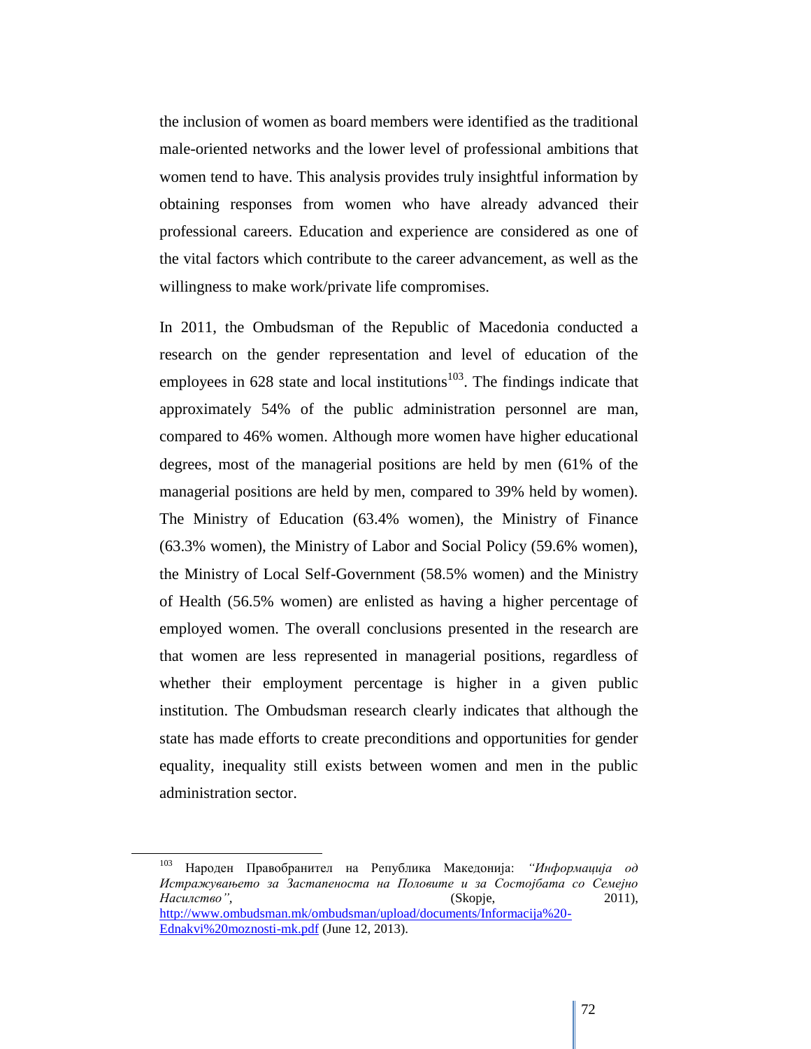the inclusion of women as board members were identified as the traditional male-oriented networks and the lower level of professional ambitions that women tend to have. This analysis provides truly insightful information by obtaining responses from women who have already advanced their professional careers. Education and experience are considered as one of the vital factors which contribute to the career advancement, as well as the willingness to make work/private life compromises.

In 2011, the Ombudsman of the Republic of Macedonia conducted a research on the gender representation and level of education of the employees in 628 state and local institutions[103]. The findings indicate that approximately 54% of the public administration personnel are man, compared to 46% women. Although more women have higher educational degrees, most of the managerial positions are held by men (61% of the managerial positions are held by men, compared to 39% held by women). The Ministry of Education (63.4% women), the Ministry of Finance (63.3% women), the Ministry of Labor and Social Policy (59.6% women), the Ministry of Local Self-Government (58.5% women) and the Ministry of Health (56.5% women) are enlisted as having a higher percentage of employed women. The overall conclusions presented in the research are that women are less represented in managerial positions, regardless of whether their employment percentage is higher in a given public institution. The Ombudsman research clearly indicates that although the state has made efforts to create preconditions and opportunities for gender equality, inequality still exists between women and men in the public administration sector.

---

[103] Народен Правобранител на Република Македонија: *"Информација од Истражувањето за Застапеноста на Половите и за Состојбата со Семејно Насилство"*, (Skopje, 2011), http://www.ombudsman.mk/ombudsman/upload/documents/Informacija%20-Ednakvi%20moznosti-mk.pdf (June 12, 2013).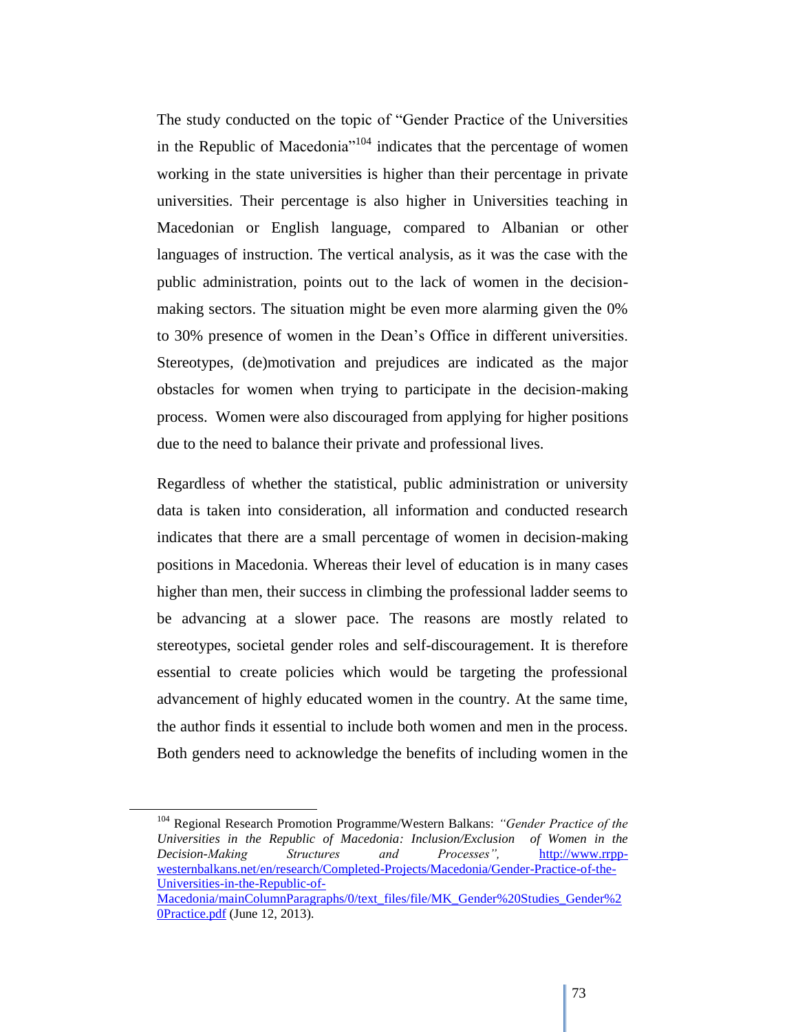The study conducted on the topic of "Gender Practice of the Universities in the Republic of Macedonia"[104] indicates that the percentage of women working in the state universities is higher than their percentage in private universities. Their percentage is also higher in Universities teaching in Macedonian or English language, compared to Albanian or other languages of instruction. The vertical analysis, as it was the case with the public administration, points out to the lack of women in the decision-making sectors. The situation might be even more alarming given the 0% to 30% presence of women in the Dean's Office in different universities. Stereotypes, (de)motivation and prejudices are indicated as the major obstacles for women when trying to participate in the decision-making process. Women were also discouraged from applying for higher positions due to the need to balance their private and professional lives.

Regardless of whether the statistical, public administration or university data is taken into consideration, all information and conducted research indicates that there are a small percentage of women in decision-making positions in Macedonia. Whereas their level of education is in many cases higher than men, their success in climbing the professional ladder seems to be advancing at a slower pace. The reasons are mostly related to stereotypes, societal gender roles and self-discouragement. It is therefore essential to create policies which would be targeting the professional advancement of highly educated women in the country. At the same time, the author finds it essential to include both women and men in the process. Both genders need to acknowledge the benefits of including women in the

---

[104] Regional Research Promotion Programme/Western Balkans: *"Gender Practice of the Universities in the Republic of Macedonia: Inclusion/Exclusion of Women in the Decision-Making Structures and Processes"*, http://www.rrpp-westernbalkans.net/en/research/Completed-Projects/Macedonia/Gender-Practice-of-the-Universities-in-the-Republic-of-Macedonia/mainColumnParagraphs/0/text_files/file/MK_Gender%20Studies_Gender%20Practice.pdf (June 12, 2013).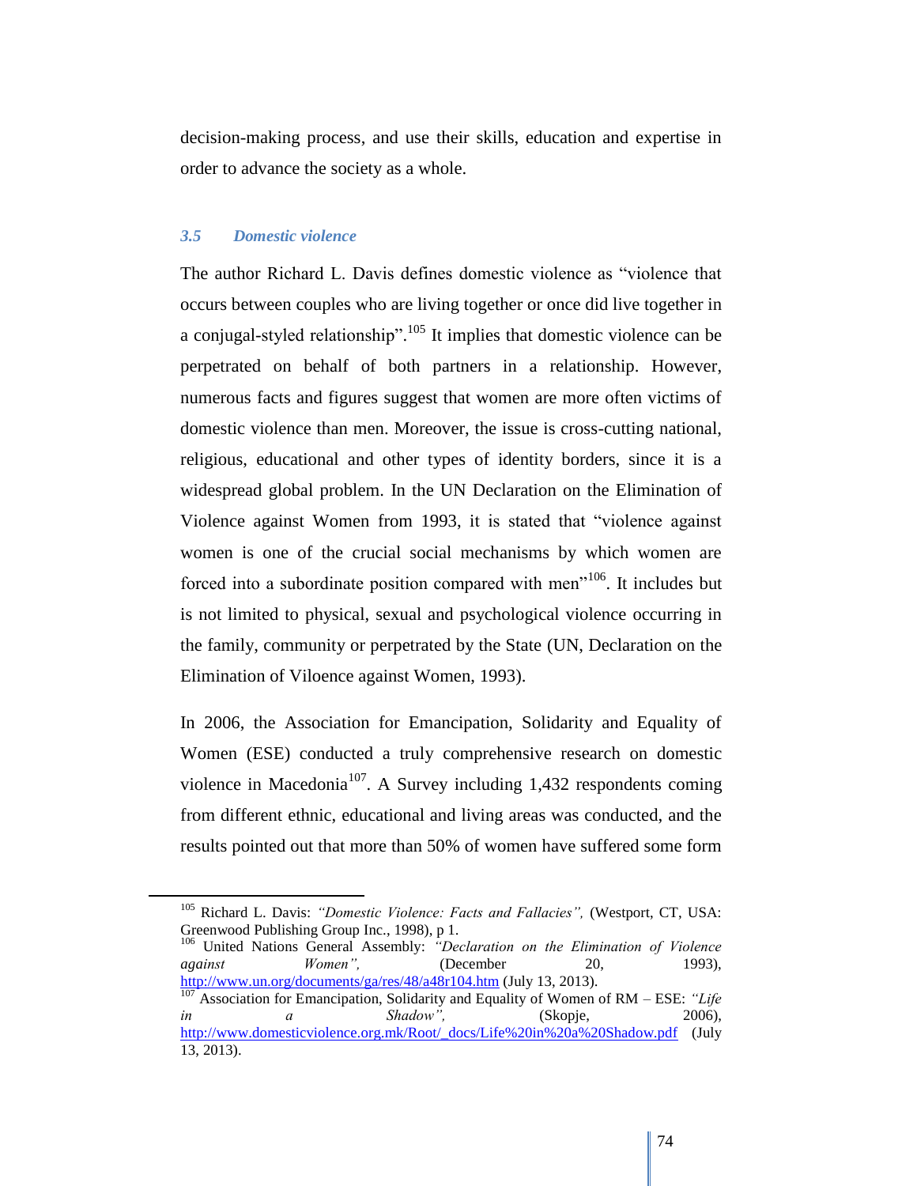decision-making process, and use their skills, education and expertise in order to advance the society as a whole.

### *3.5 Domestic violence*

The author Richard L. Davis defines domestic violence as "violence that occurs between couples who are living together or once did live together in a conjugal-styled relationship".[105] It implies that domestic violence can be perpetrated on behalf of both partners in a relationship. However, numerous facts and figures suggest that women are more often victims of domestic violence than men. Moreover, the issue is cross-cutting national, religious, educational and other types of identity borders, since it is a widespread global problem. In the UN Declaration on the Elimination of Violence against Women from 1993, it is stated that "violence against women is one of the crucial social mechanisms by which women are forced into a subordinate position compared with men"[106]. It includes but is not limited to physical, sexual and psychological violence occurring in the family, community or perpetrated by the State (UN, Declaration on the Elimination of Viloence against Women, 1993).

In 2006, the Association for Emancipation, Solidarity and Equality of Women (ESE) conducted a truly comprehensive research on domestic violence in Macedonia[107]. A Survey including 1,432 respondents coming from different ethnic, educational and living areas was conducted, and the results pointed out that more than 50% of women have suffered some form

---

[105] Richard L. Davis: *"Domestic Violence: Facts and Fallacies"*, (Westport, CT, USA: Greenwood Publishing Group Inc., 1998), p 1.

[106] United Nations General Assembly: *"Declaration on the Elimination of Violence against Women"*, (December 20, 1993), http://www.un.org/documents/ga/res/48/a48r104.htm (July 13, 2013).

[107] Association for Emancipation, Solidarity and Equality of Women of RM – ESE: *"Life in a Shadow"*, (Skopje, 2006), http://www.domesticviolence.org.mk/Root/_docs/Life%20in%20a%20Shadow.pdf (July 13, 2013).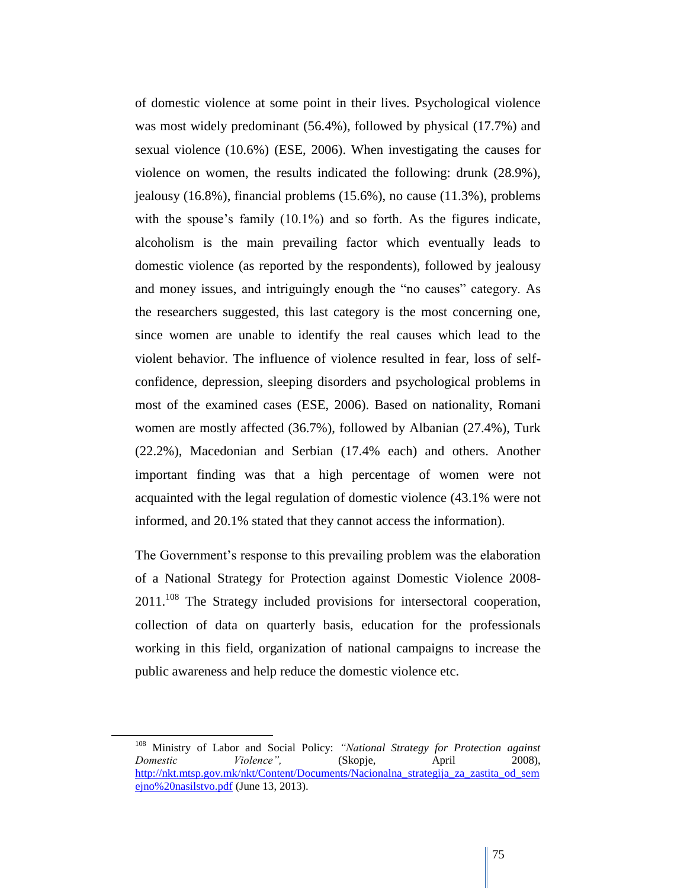of domestic violence at some point in their lives. Psychological violence was most widely predominant (56.4%), followed by physical (17.7%) and sexual violence (10.6%) (ESE, 2006). When investigating the causes for violence on women, the results indicated the following: drunk (28.9%), jealousy (16.8%), financial problems (15.6%), no cause (11.3%), problems with the spouse's family (10.1%) and so forth. As the figures indicate, alcoholism is the main prevailing factor which eventually leads to domestic violence (as reported by the respondents), followed by jealousy and money issues, and intriguingly enough the "no causes" category. As the researchers suggested, this last category is the most concerning one, since women are unable to identify the real causes which lead to the violent behavior. The influence of violence resulted in fear, loss of self-confidence, depression, sleeping disorders and psychological problems in most of the examined cases (ESE, 2006). Based on nationality, Romani women are mostly affected (36.7%), followed by Albanian (27.4%), Turk (22.2%), Macedonian and Serbian (17.4% each) and others. Another important finding was that a high percentage of women were not acquainted with the legal regulation of domestic violence (43.1% were not informed, and 20.1% stated that they cannot access the information).

The Government's response to this prevailing problem was the elaboration of a National Strategy for Protection against Domestic Violence 2008-2011.[108] The Strategy included provisions for intersectoral cooperation, collection of data on quarterly basis, education for the professionals working in this field, organization of national campaigns to increase the public awareness and help reduce the domestic violence etc.

---

[108] Ministry of Labor and Social Policy: *"National Strategy for Protection against Domestic Violence",* (Skopje, April 2008), http://nkt.mtsp.gov.mk/nkt/Content/Documents/Nacionalna_strategija_za_zastita_od_semejno%20nasilstvo.pdf (June 13, 2013).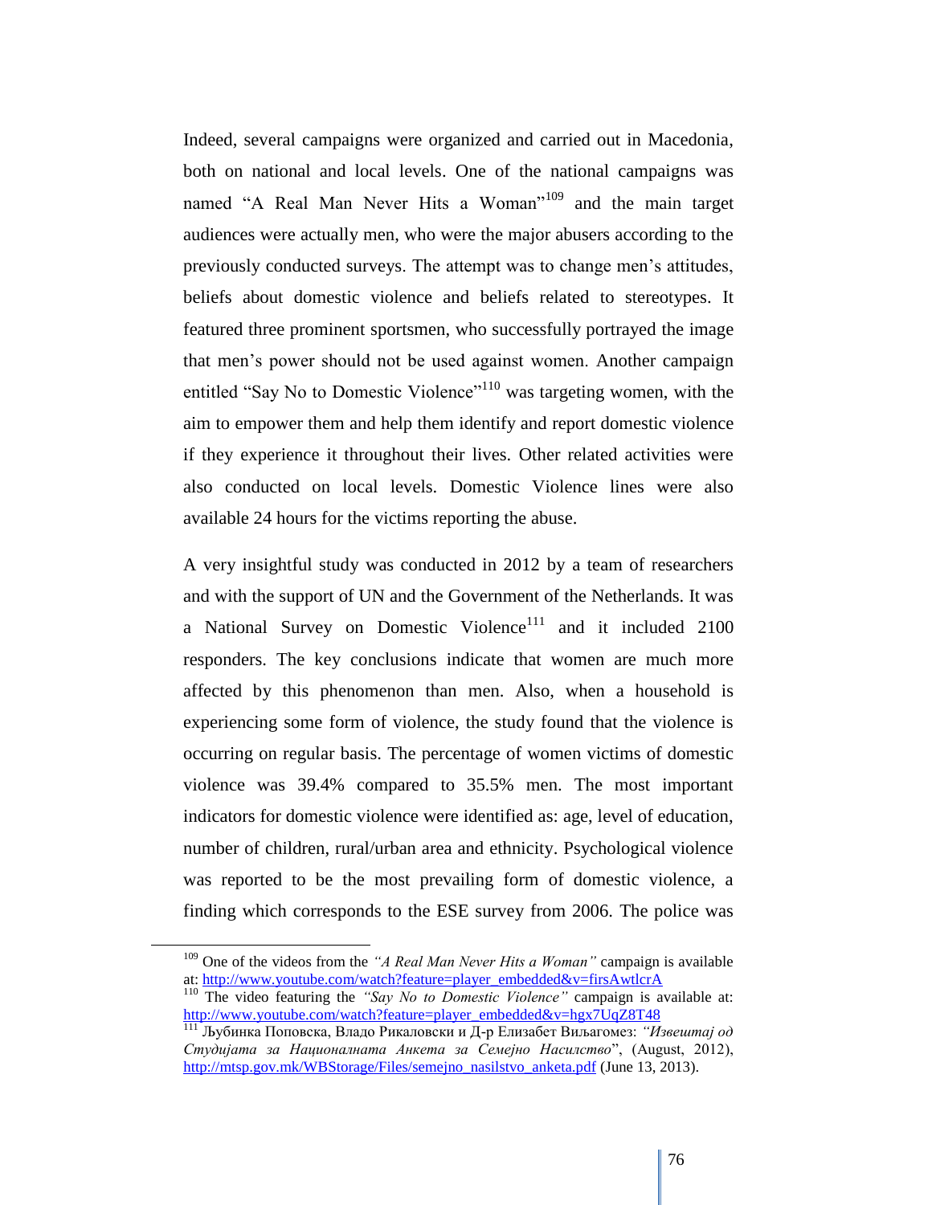Indeed, several campaigns were organized and carried out in Macedonia, both on national and local levels. One of the national campaigns was named "A Real Man Never Hits a Woman"[109] and the main target audiences were actually men, who were the major abusers according to the previously conducted surveys. The attempt was to change men's attitudes, beliefs about domestic violence and beliefs related to stereotypes. It featured three prominent sportsmen, who successfully portrayed the image that men's power should not be used against women. Another campaign entitled "Say No to Domestic Violence"[110] was targeting women, with the aim to empower them and help them identify and report domestic violence if they experience it throughout their lives. Other related activities were also conducted on local levels. Domestic Violence lines were also available 24 hours for the victims reporting the abuse.

A very insightful study was conducted in 2012 by a team of researchers and with the support of UN and the Government of the Netherlands. It was a National Survey on Domestic Violence[111] and it included 2100 responders. The key conclusions indicate that women are much more affected by this phenomenon than men. Also, when a household is experiencing some form of violence, the study found that the violence is occurring on regular basis. The percentage of women victims of domestic violence was 39.4% compared to 35.5% men. The most important indicators for domestic violence were identified as: age, level of education, number of children, rural/urban area and ethnicity. Psychological violence was reported to be the most prevailing form of domestic violence, a finding which corresponds to the ESE survey from 2006. The police was

---

[109] One of the videos from the *"A Real Man Never Hits a Woman"* campaign is available at: http://www.youtube.com/watch?feature=player_embedded&v=firsAwtlcrA

[110] The video featuring the *"Say No to Domestic Violence"* campaign is available at: http://www.youtube.com/watch?feature=player_embedded&v=hgx7UqZ8T48

[111] Љубинка Поповска, Владо Рикаловски и Д-р Елизабет Виљагомез: *"Извештај од Студијата за Националната Анкета за Семејно Насилство*", (August, 2012), http://mtsp.gov.mk/WBStorage/Files/semejno_nasilstvo_anketa.pdf (June 13, 2013).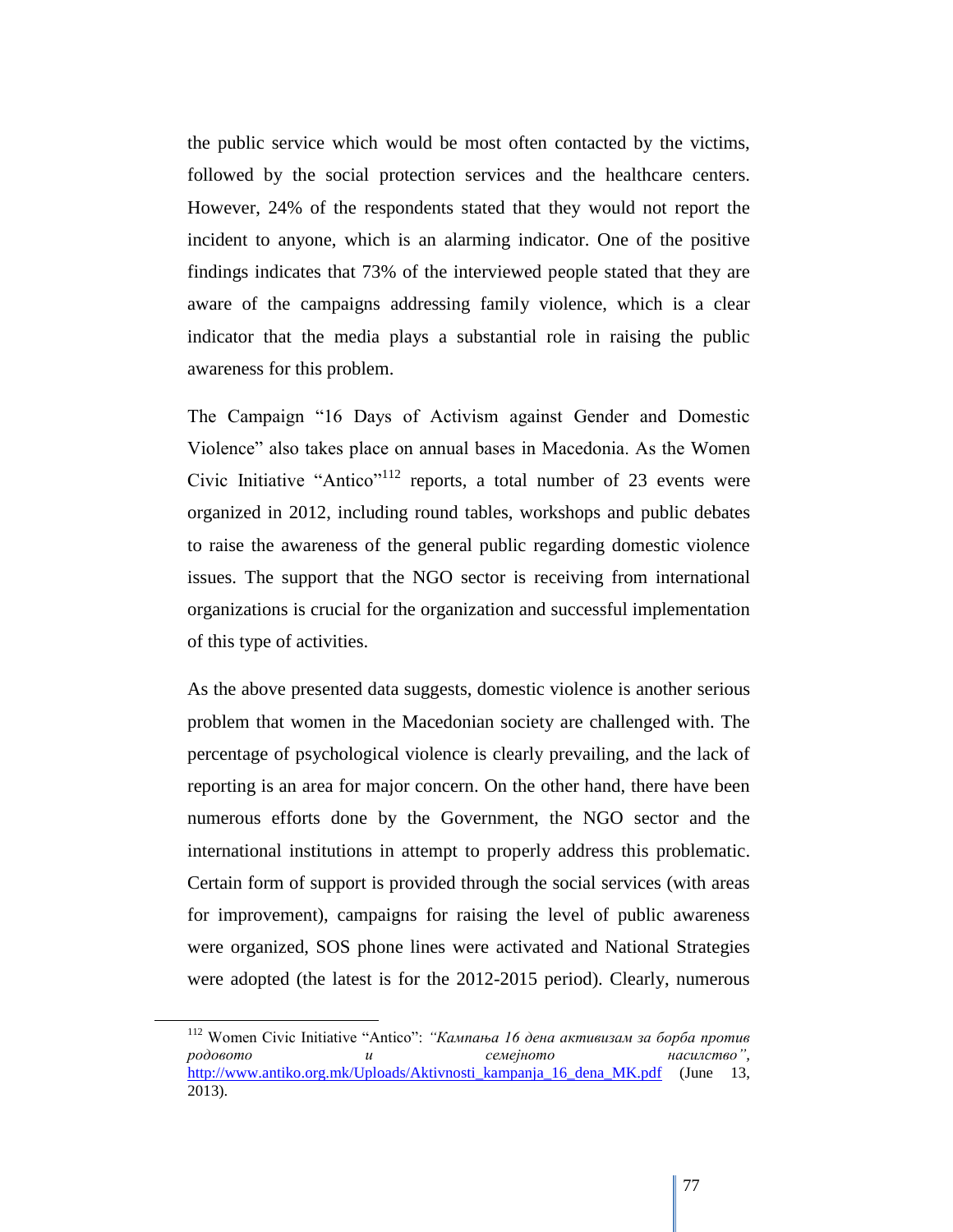the public service which would be most often contacted by the victims, followed by the social protection services and the healthcare centers. However, 24% of the respondents stated that they would not report the incident to anyone, which is an alarming indicator. One of the positive findings indicates that 73% of the interviewed people stated that they are aware of the campaigns addressing family violence, which is a clear indicator that the media plays a substantial role in raising the public awareness for this problem.

The Campaign "16 Days of Activism against Gender and Domestic Violence" also takes place on annual bases in Macedonia. As the Women Civic Initiative "Antico"[112] reports, a total number of 23 events were organized in 2012, including round tables, workshops and public debates to raise the awareness of the general public regarding domestic violence issues. The support that the NGO sector is receiving from international organizations is crucial for the organization and successful implementation of this type of activities.

As the above presented data suggests, domestic violence is another serious problem that women in the Macedonian society are challenged with. The percentage of psychological violence is clearly prevailing, and the lack of reporting is an area for major concern. On the other hand, there have been numerous efforts done by the Government, the NGO sector and the international institutions in attempt to properly address this problematic. Certain form of support is provided through the social services (with areas for improvement), campaigns for raising the level of public awareness were organized, SOS phone lines were activated and National Strategies were adopted (the latest is for the 2012-2015 period). Clearly, numerous

---

[112] Women Civic Initiative "Antico": *"Кампања 16 дена активизам за борба против родовото и семејното насилство"*, http://www.antiko.org.mk/Uploads/Aktivnosti_kampanja_16_dena_MK.pdf (June 13, 2013).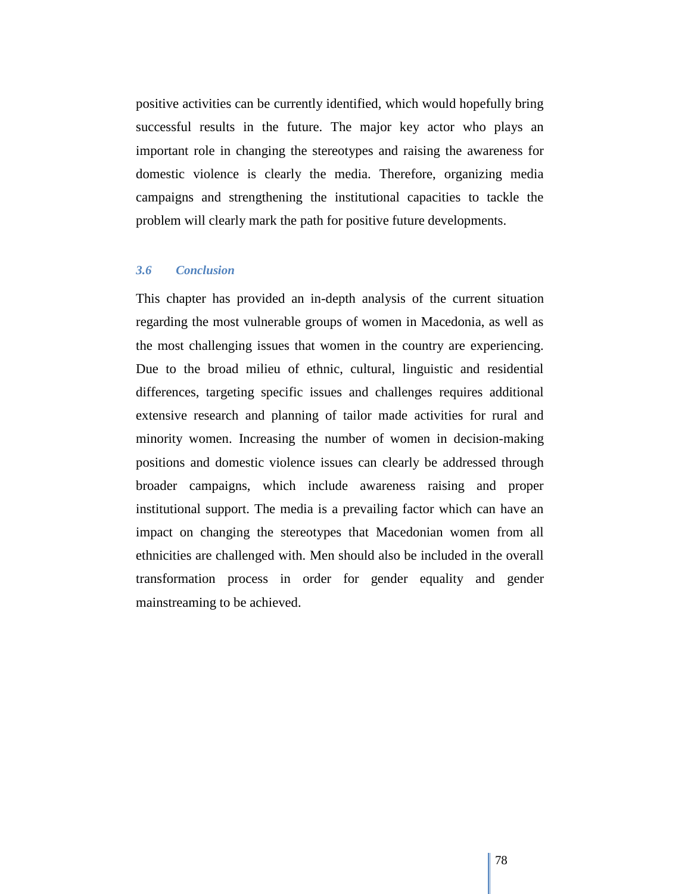positive activities can be currently identified, which would hopefully bring successful results in the future. The major key actor who plays an important role in changing the stereotypes and raising the awareness for domestic violence is clearly the media. Therefore, organizing media campaigns and strengthening the institutional capacities to tackle the problem will clearly mark the path for positive future developments.

### *3.6 Conclusion*

This chapter has provided an in-depth analysis of the current situation regarding the most vulnerable groups of women in Macedonia, as well as the most challenging issues that women in the country are experiencing. Due to the broad milieu of ethnic, cultural, linguistic and residential differences, targeting specific issues and challenges requires additional extensive research and planning of tailor made activities for rural and minority women. Increasing the number of women in decision-making positions and domestic violence issues can clearly be addressed through broader campaigns, which include awareness raising and proper institutional support. The media is a prevailing factor which can have an impact on changing the stereotypes that Macedonian women from all ethnicities are challenged with. Men should also be included in the overall transformation process in order for gender equality and gender mainstreaming to be achieved.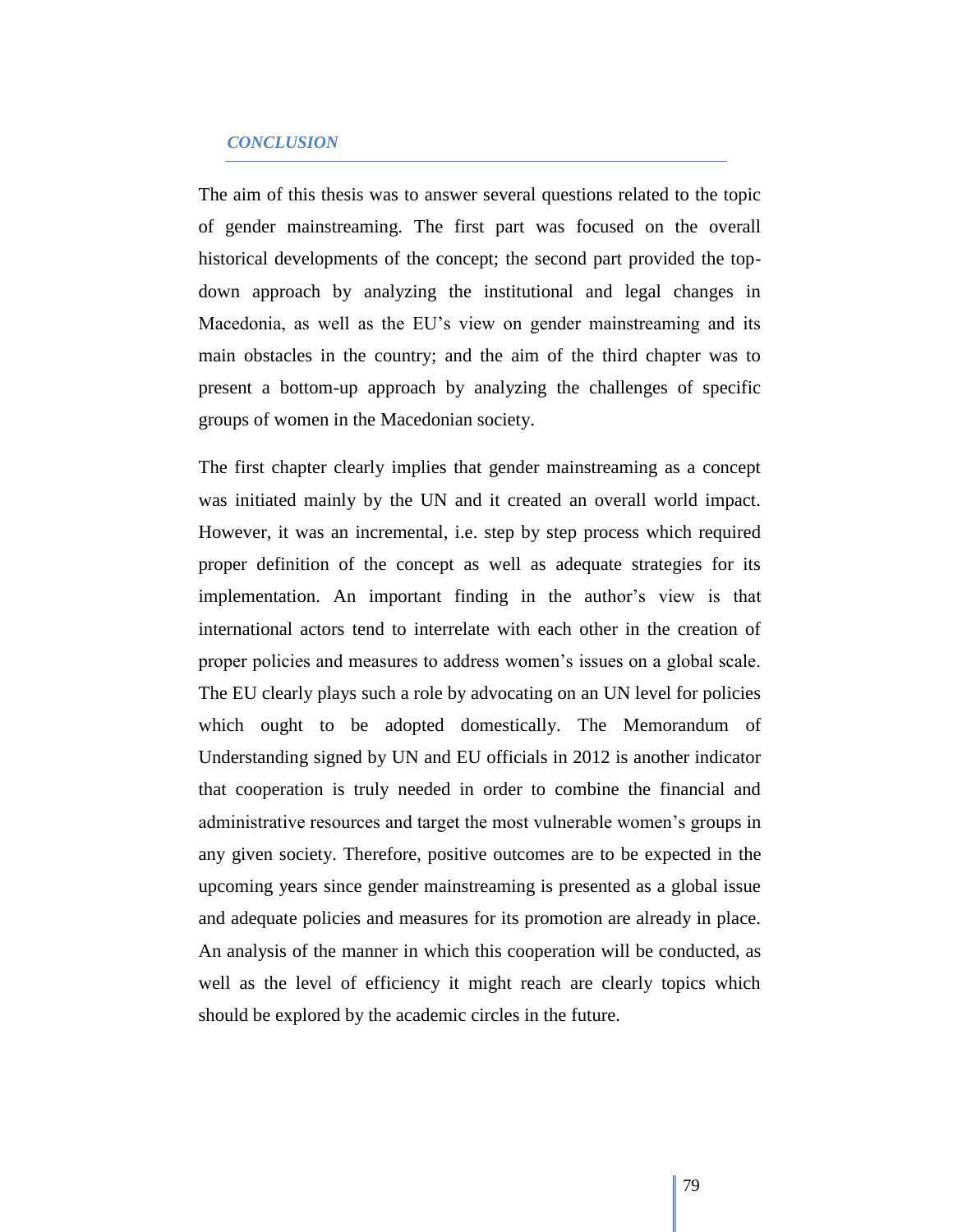## *CONCLUSION*

The aim of this thesis was to answer several questions related to the topic of gender mainstreaming. The first part was focused on the overall historical developments of the concept; the second part provided the top-down approach by analyzing the institutional and legal changes in Macedonia, as well as the EU's view on gender mainstreaming and its main obstacles in the country; and the aim of the third chapter was to present a bottom-up approach by analyzing the challenges of specific groups of women in the Macedonian society.

The first chapter clearly implies that gender mainstreaming as a concept was initiated mainly by the UN and it created an overall world impact. However, it was an incremental, i.e. step by step process which required proper definition of the concept as well as adequate strategies for its implementation. An important finding in the author's view is that international actors tend to interrelate with each other in the creation of proper policies and measures to address women's issues on a global scale. The EU clearly plays such a role by advocating on an UN level for policies which ought to be adopted domestically. The Memorandum of Understanding signed by UN and EU officials in 2012 is another indicator that cooperation is truly needed in order to combine the financial and administrative resources and target the most vulnerable women's groups in any given society. Therefore, positive outcomes are to be expected in the upcoming years since gender mainstreaming is presented as a global issue and adequate policies and measures for its promotion are already in place. An analysis of the manner in which this cooperation will be conducted, as well as the level of efficiency it might reach are clearly topics which should be explored by the academic circles in the future.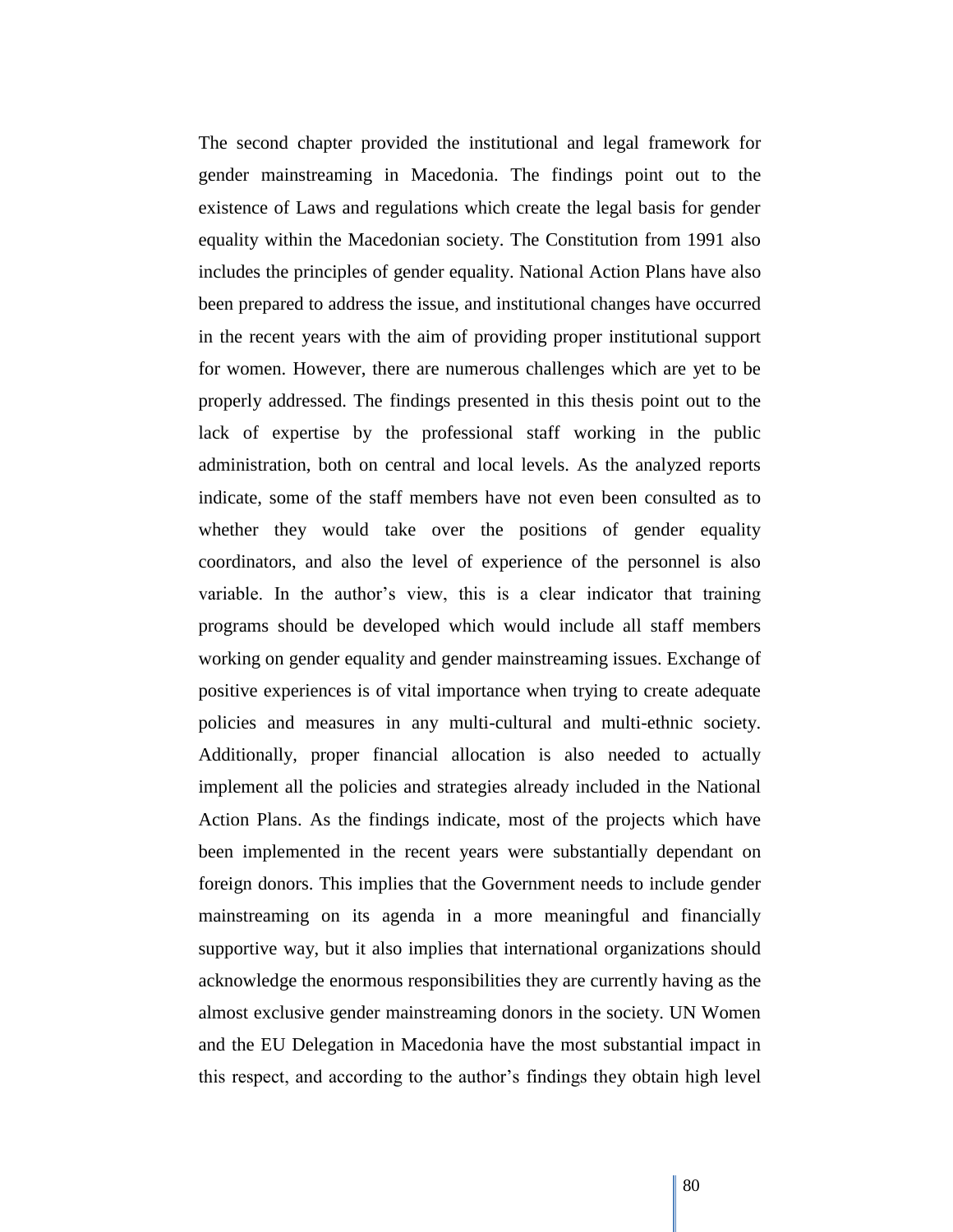The second chapter provided the institutional and legal framework for gender mainstreaming in Macedonia. The findings point out to the existence of Laws and regulations which create the legal basis for gender equality within the Macedonian society. The Constitution from 1991 also includes the principles of gender equality. National Action Plans have also been prepared to address the issue, and institutional changes have occurred in the recent years with the aim of providing proper institutional support for women. However, there are numerous challenges which are yet to be properly addressed. The findings presented in this thesis point out to the lack of expertise by the professional staff working in the public administration, both on central and local levels. As the analyzed reports indicate, some of the staff members have not even been consulted as to whether they would take over the positions of gender equality coordinators, and also the level of experience of the personnel is also variable. In the author's view, this is a clear indicator that training programs should be developed which would include all staff members working on gender equality and gender mainstreaming issues. Exchange of positive experiences is of vital importance when trying to create adequate policies and measures in any multi-cultural and multi-ethnic society. Additionally, proper financial allocation is also needed to actually implement all the policies and strategies already included in the National Action Plans. As the findings indicate, most of the projects which have been implemented in the recent years were substantially dependant on foreign donors. This implies that the Government needs to include gender mainstreaming on its agenda in a more meaningful and financially supportive way, but it also implies that international organizations should acknowledge the enormous responsibilities they are currently having as the almost exclusive gender mainstreaming donors in the society. UN Women and the EU Delegation in Macedonia have the most substantial impact in this respect, and according to the author's findings they obtain high level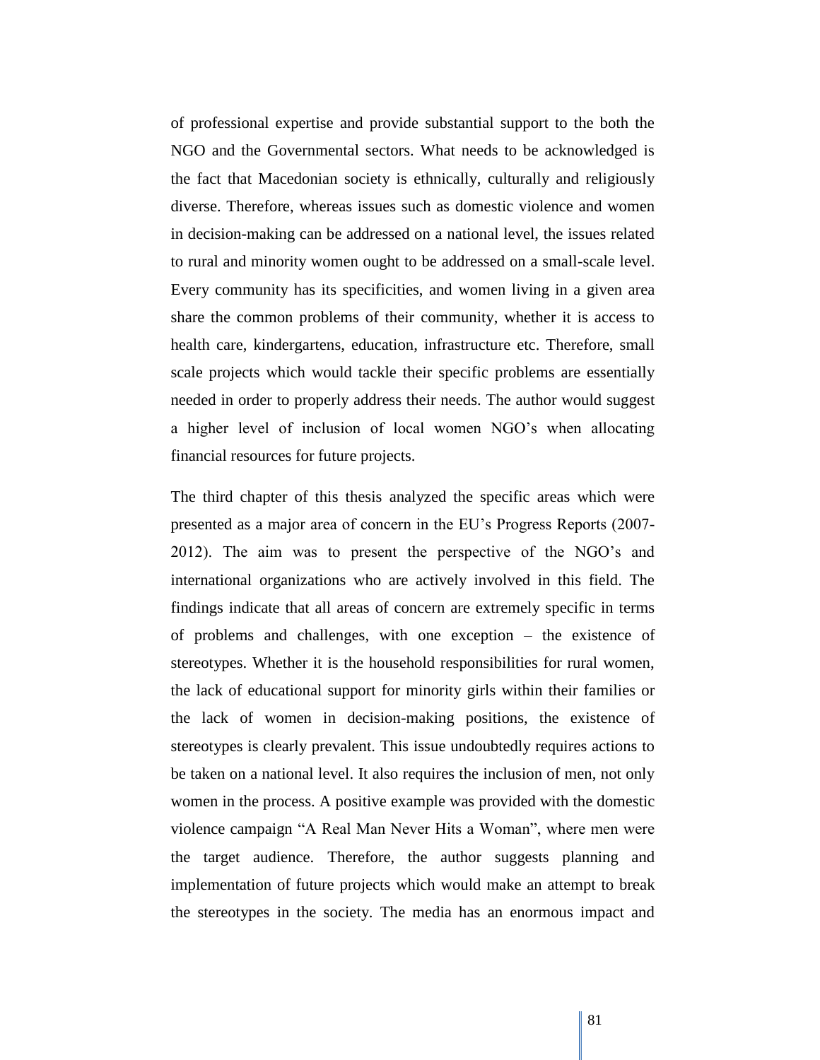of professional expertise and provide substantial support to the both the NGO and the Governmental sectors. What needs to be acknowledged is the fact that Macedonian society is ethnically, culturally and religiously diverse. Therefore, whereas issues such as domestic violence and women in decision-making can be addressed on a national level, the issues related to rural and minority women ought to be addressed on a small-scale level. Every community has its specificities, and women living in a given area share the common problems of their community, whether it is access to health care, kindergartens, education, infrastructure etc. Therefore, small scale projects which would tackle their specific problems are essentially needed in order to properly address their needs. The author would suggest a higher level of inclusion of local women NGO's when allocating financial resources for future projects.

The third chapter of this thesis analyzed the specific areas which were presented as a major area of concern in the EU's Progress Reports (2007-2012). The aim was to present the perspective of the NGO's and international organizations who are actively involved in this field. The findings indicate that all areas of concern are extremely specific in terms of problems and challenges, with one exception – the existence of stereotypes. Whether it is the household responsibilities for rural women, the lack of educational support for minority girls within their families or the lack of women in decision-making positions, the existence of stereotypes is clearly prevalent. This issue undoubtedly requires actions to be taken on a national level. It also requires the inclusion of men, not only women in the process. A positive example was provided with the domestic violence campaign "A Real Man Never Hits a Woman", where men were the target audience. Therefore, the author suggests planning and implementation of future projects which would make an attempt to break the stereotypes in the society. The media has an enormous impact and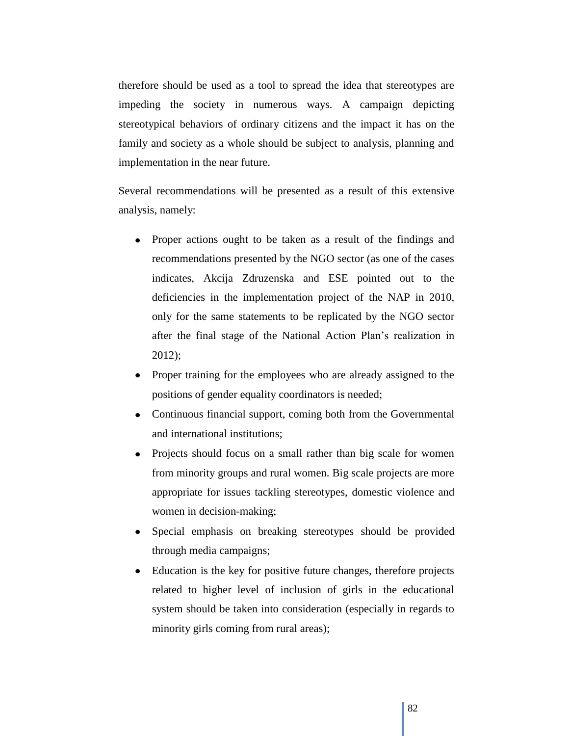therefore should be used as a tool to spread the idea that stereotypes are impeding the society in numerous ways. A campaign depicting stereotypical behaviors of ordinary citizens and the impact it has on the family and society as a whole should be subject to analysis, planning and implementation in the near future.

Several recommendations will be presented as a result of this extensive analysis, namely:

- Proper actions ought to be taken as a result of the findings and recommendations presented by the NGO sector (as one of the cases indicates, Akcija Zdruzenska and ESE pointed out to the deficiencies in the implementation project of the NAP in 2010, only for the same statements to be replicated by the NGO sector after the final stage of the National Action Plan's realization in 2012);
- Proper training for the employees who are already assigned to the positions of gender equality coordinators is needed;
- Continuous financial support, coming both from the Governmental and international institutions;
- Projects should focus on a small rather than big scale for women from minority groups and rural women. Big scale projects are more appropriate for issues tackling stereotypes, domestic violence and women in decision-making;
- Special emphasis on breaking stereotypes should be provided through media campaigns;
- Education is the key for positive future changes, therefore projects related to higher level of inclusion of girls in the educational system should be taken into consideration (especially in regards to minority girls coming from rural areas);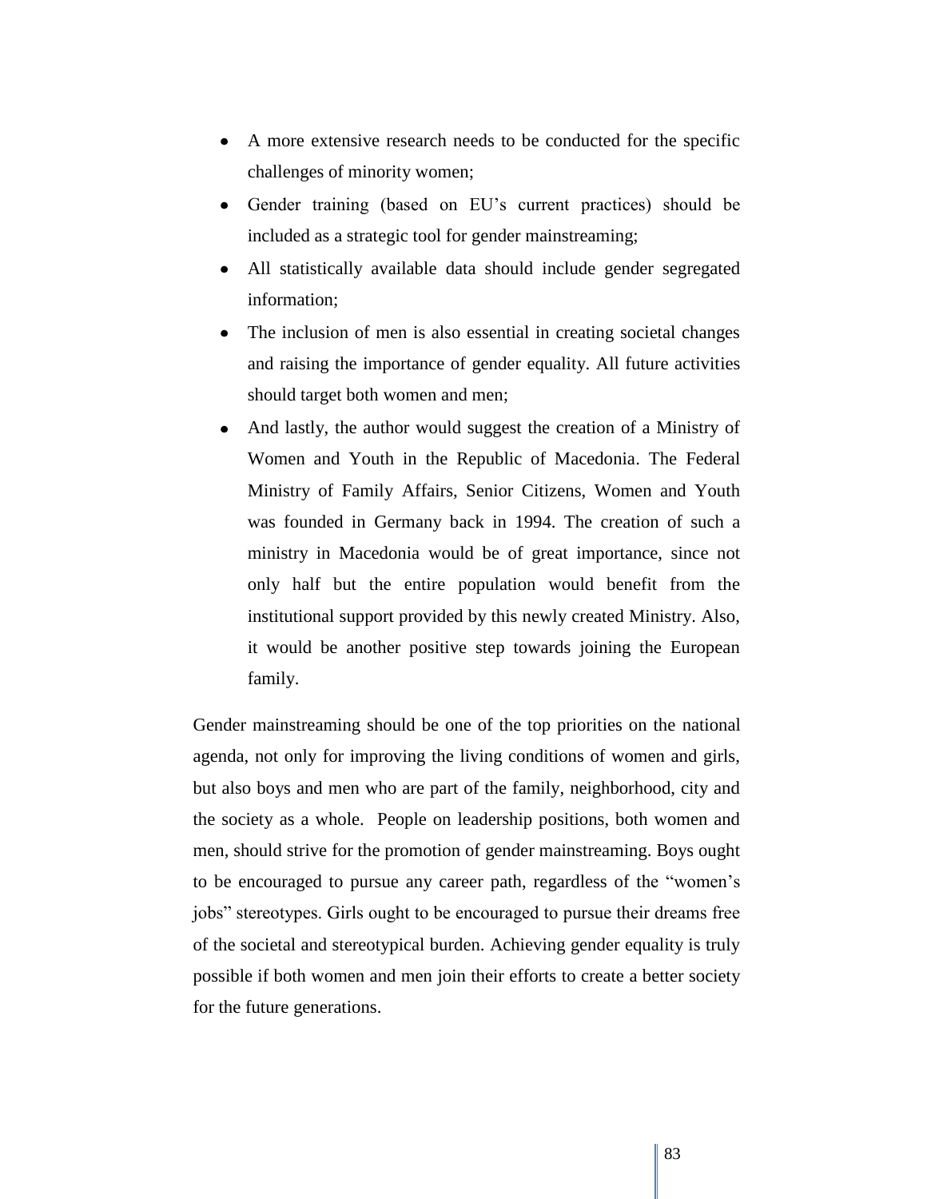- A more extensive research needs to be conducted for the specific challenges of minority women;
- Gender training (based on EU's current practices) should be included as a strategic tool for gender mainstreaming;
- All statistically available data should include gender segregated information;
- The inclusion of men is also essential in creating societal changes and raising the importance of gender equality. All future activities should target both women and men;
- And lastly, the author would suggest the creation of a Ministry of Women and Youth in the Republic of Macedonia. The Federal Ministry of Family Affairs, Senior Citizens, Women and Youth was founded in Germany back in 1994. The creation of such a ministry in Macedonia would be of great importance, since not only half but the entire population would benefit from the institutional support provided by this newly created Ministry. Also, it would be another positive step towards joining the European family.

Gender mainstreaming should be one of the top priorities on the national agenda, not only for improving the living conditions of women and girls, but also boys and men who are part of the family, neighborhood, city and the society as a whole. People on leadership positions, both women and men, should strive for the promotion of gender mainstreaming. Boys ought to be encouraged to pursue any career path, regardless of the "women's jobs" stereotypes. Girls ought to be encouraged to pursue their dreams free of the societal and stereotypical burden. Achieving gender equality is truly possible if both women and men join their efforts to create a better society for the future generations.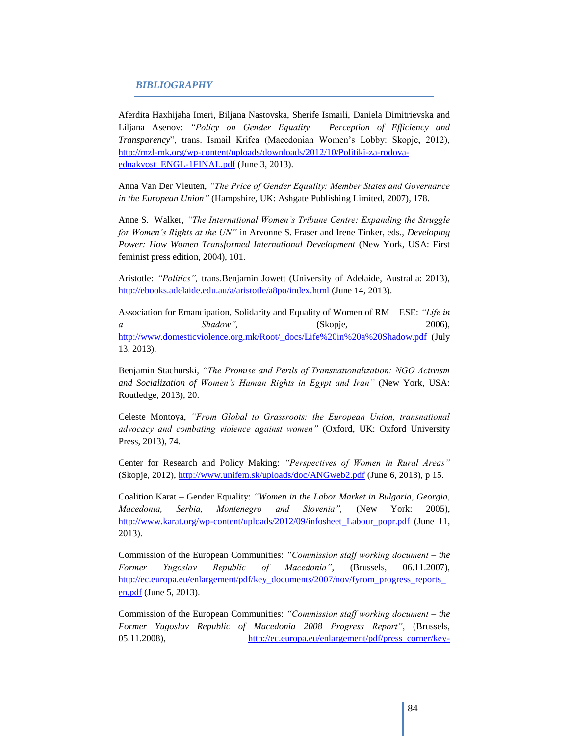## *BIBLIOGRAPHY*

Aferdita Haxhijaha Imeri, Biljana Nastovska, Sherife Ismaili, Daniela Dimitrievska and Liljana Asenov: *"Policy on Gender Equality – Perception of Efficiency and Transparency*", trans. Ismail Krifca (Macedonian Women's Lobby: Skopje, 2012), http://mzl-mk.org/wp-content/uploads/downloads/2012/10/Politiki-za-rodova-ednakvost_ENGL-1FINAL.pdf (June 3, 2013).

Anna Van Der Vleuten, *"The Price of Gender Equality: Member States and Governance in the European Union"* (Hampshire, UK: Ashgate Publishing Limited, 2007), 178.

Anne S. Walker, *"The International Women's Tribune Centre: Expanding the Struggle for Women's Rights at the UN"* in Arvonne S. Fraser and Irene Tinker, eds., *Developing Power: How Women Transformed International Development* (New York, USA: First feminist press edition, 2004), 101.

Aristotle: *"Politics",* trans.Benjamin Jowett (University of Adelaide, Australia: 2013), http://ebooks.adelaide.edu.au/a/aristotle/a8po/index.html (June 14, 2013).

Association for Emancipation, Solidarity and Equality of Women of RM – ESE: *"Life in a Shadow",* (Skopje, 2006), http://www.domesticviolence.org.mk/Root/_docs/Life%20in%20a%20Shadow.pdf (July 13, 2013).

Benjamin Stachurski, *"The Promise and Perils of Transnationalization: NGO Activism and Socialization of Women's Human Rights in Egypt and Iran"* (New York, USA: Routledge, 2013), 20.

Celeste Montoya, *"From Global to Grassroots: the European Union, transnational advocacy and combating violence against women"* (Oxford, UK: Oxford University Press, 2013), 74.

Center for Research and Policy Making: *"Perspectives of Women in Rural Areas"* (Skopje, 2012), http://www.unifem.sk/uploads/doc/ANGweb2.pdf (June 6, 2013), p 15.

Coalition Karat – Gender Equality: *"Women in the Labor Market in Bulgaria, Georgia, Macedonia, Serbia, Montenegro and Slovenia",* (New York: 2005), http://www.karat.org/wp-content/uploads/2012/09/infosheet_Labour_popr.pdf (June 11, 2013).

Commission of the European Communities: *"Commission staff working document – the Former Yugoslav Republic of Macedonia"*, (Brussels, 06.11.2007), http://ec.europa.eu/enlargement/pdf/key_documents/2007/nov/fyrom_progress_reports_en.pdf (June 5, 2013).

Commission of the European Communities: *"Commission staff working document – the Former Yugoslav Republic of Macedonia 2008 Progress Report"*, (Brussels, 05.11.2008), http://ec.europa.eu/enlargement/pdf/press_corner/key-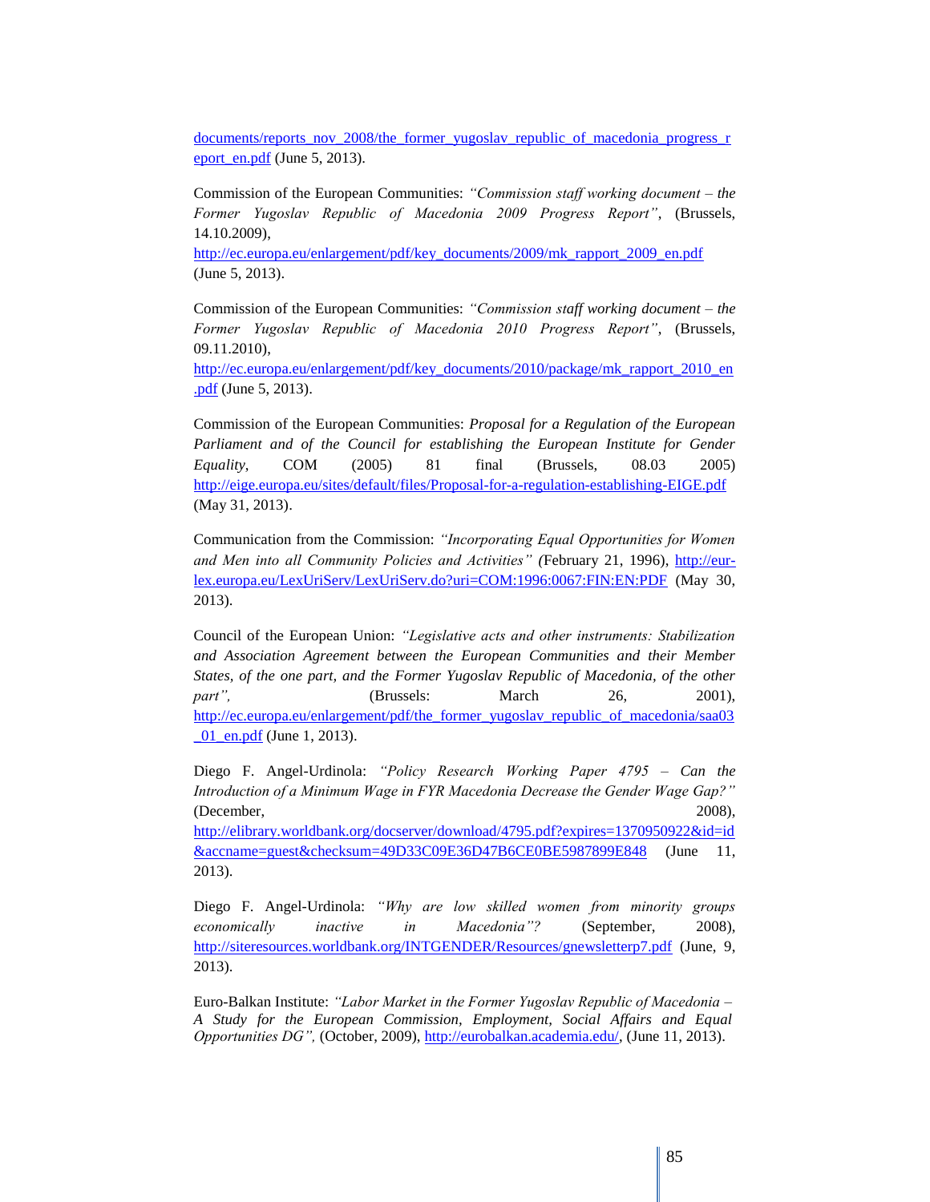documents/reports_nov_2008/the_former_yugoslav_republic_of_macedonia_progress_report_en.pdf (June 5, 2013).

Commission of the European Communities: *"Commission staff working document – the Former Yugoslav Republic of Macedonia 2009 Progress Report"*, (Brussels, 14.10.2009), http://ec.europa.eu/enlargement/pdf/key_documents/2009/mk_rapport_2009_en.pdf (June 5, 2013).

Commission of the European Communities: *"Commission staff working document – the Former Yugoslav Republic of Macedonia 2010 Progress Report"*, (Brussels, 09.11.2010), http://ec.europa.eu/enlargement/pdf/key_documents/2010/package/mk_rapport_2010_en.pdf (June 5, 2013).

Commission of the European Communities: *Proposal for a Regulation of the European Parliament and of the Council for establishing the European Institute for Gender Equality*, COM (2005) 81 final (Brussels, 08.03 2005) http://eige.europa.eu/sites/default/files/Proposal-for-a-regulation-establishing-EIGE.pdf (May 31, 2013).

Communication from the Commission: *"Incorporating Equal Opportunities for Women and Men into all Community Policies and Activities" (*February 21, 1996), http://eur-lex.europa.eu/LexUriServ/LexUriServ.do?uri=COM:1996:0067:FIN:EN:PDF (May 30, 2013).

Council of the European Union: *"Legislative acts and other instruments: Stabilization and Association Agreement between the European Communities and their Member States, of the one part, and the Former Yugoslav Republic of Macedonia, of the other part",* (Brussels: March 26, 2001), http://ec.europa.eu/enlargement/pdf/the_former_yugoslav_republic_of_macedonia/saa03_01_en.pdf (June 1, 2013).

Diego F. Angel-Urdinola: *"Policy Research Working Paper 4795 – Can the Introduction of a Minimum Wage in FYR Macedonia Decrease the Gender Wage Gap?"* (December, 2008), http://elibrary.worldbank.org/docserver/download/4795.pdf?expires=1370950922&id=id&accname=guest&checksum=49D33C09E36D47B6CE0BE5987899E848 (June 11, 2013).

Diego F. Angel-Urdinola: *"Why are low skilled women from minority groups economically inactive in Macedonia"?* (September, 2008), http://siteresources.worldbank.org/INTGENDER/Resources/gnewsletterp7.pdf (June, 9, 2013).

Euro-Balkan Institute: *"Labor Market in the Former Yugoslav Republic of Macedonia – A Study for the European Commission, Employment, Social Affairs and Equal Opportunities DG",* (October, 2009), http://eurobalkan.academia.edu/, (June 11, 2013).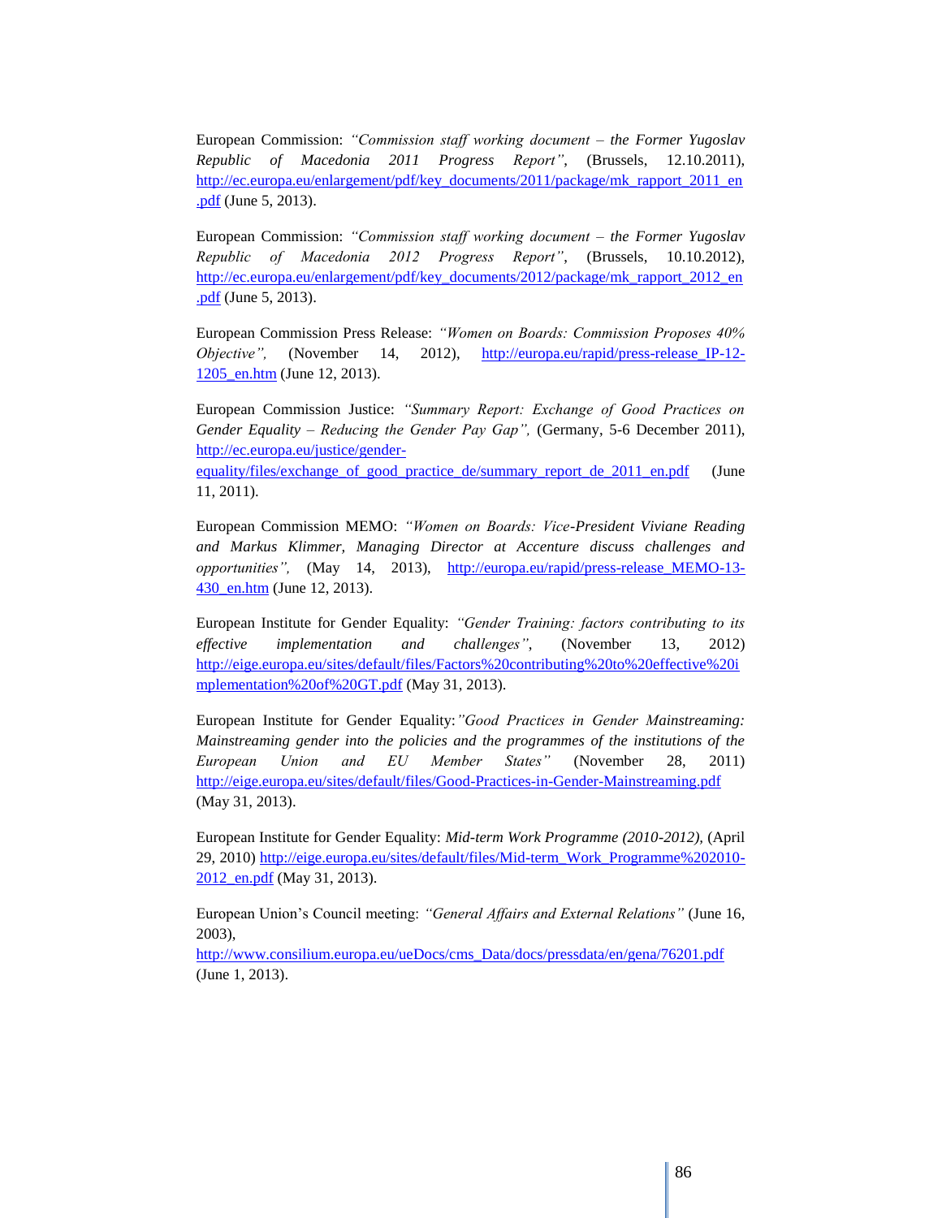European Commission: *"Commission staff working document – the Former Yugoslav Republic of Macedonia 2011 Progress Report"*, (Brussels, 12.10.2011), http://ec.europa.eu/enlargement/pdf/key_documents/2011/package/mk_rapport_2011_en.pdf (June 5, 2013).

European Commission: *"Commission staff working document – the Former Yugoslav Republic of Macedonia 2012 Progress Report"*, (Brussels, 10.10.2012), http://ec.europa.eu/enlargement/pdf/key_documents/2012/package/mk_rapport_2012_en.pdf (June 5, 2013).

European Commission Press Release: *"Women on Boards: Commission Proposes 40% Objective",* (November 14, 2012), http://europa.eu/rapid/press-release_IP-12-1205_en.htm (June 12, 2013).

European Commission Justice: *"Summary Report: Exchange of Good Practices on Gender Equality – Reducing the Gender Pay Gap",* (Germany, 5-6 December 2011), http://ec.europa.eu/justice/gender-equality/files/exchange_of_good_practice_de/summary_report_de_2011_en.pdf (June 11, 2011).

European Commission MEMO: *"Women on Boards: Vice-President Viviane Reading and Markus Klimmer, Managing Director at Accenture discuss challenges and opportunities",* (May 14, 2013), http://europa.eu/rapid/press-release_MEMO-13-430_en.htm (June 12, 2013).

European Institute for Gender Equality: *"Gender Training: factors contributing to its effective implementation and challenges",* (November 13, 2012) http://eige.europa.eu/sites/default/files/Factors%20contributing%20to%20effective%20implementation%20of%20GT.pdf (May 31, 2013).

European Institute for Gender Equality:*"Good Practices in Gender Mainstreaming: Mainstreaming gender into the policies and the programmes of the institutions of the European Union and EU Member States"* (November 28, 2011) http://eige.europa.eu/sites/default/files/Good-Practices-in-Gender-Mainstreaming.pdf (May 31, 2013).

European Institute for Gender Equality: *Mid-term Work Programme (2010-2012),* (April 29, 2010) http://eige.europa.eu/sites/default/files/Mid-term_Work_Programme%202010-2012_en.pdf (May 31, 2013).

European Union's Council meeting: *"General Affairs and External Relations"* (June 16, 2003), http://www.consilium.europa.eu/ueDocs/cms_Data/docs/pressdata/en/gena/76201.pdf (June 1, 2013).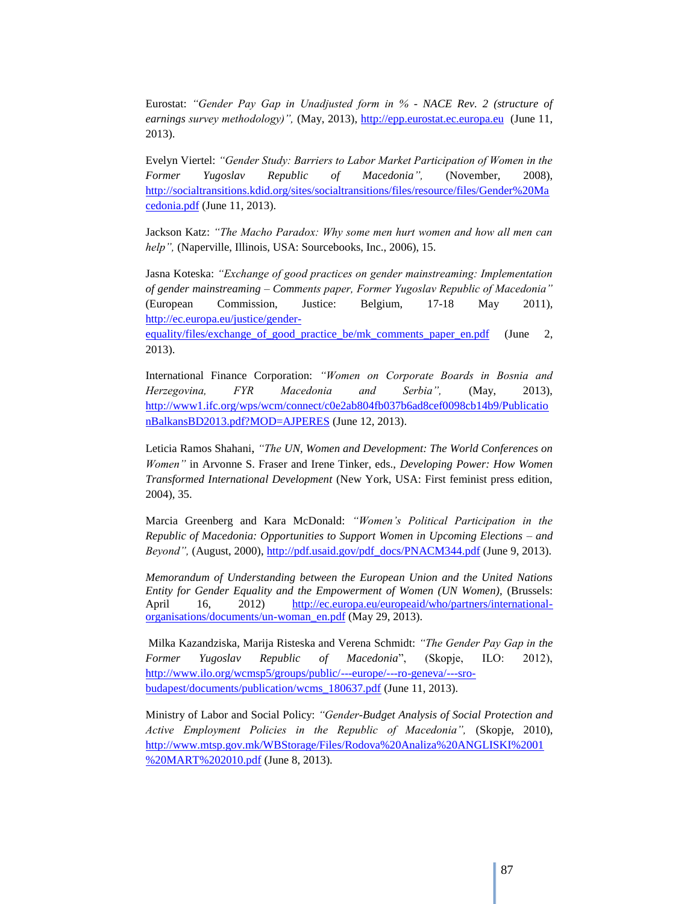Eurostat: *"Gender Pay Gap in Unadjusted form in % - NACE Rev. 2 (structure of earnings survey methodology)",* (May, 2013), http://epp.eurostat.ec.europa.eu (June 11, 2013).

Evelyn Viertel: *"Gender Study: Barriers to Labor Market Participation of Women in the Former Yugoslav Republic of Macedonia",* (November, 2008), http://socialtransitions.kdid.org/sites/socialtransitions/files/resource/files/Gender%20Macedonia.pdf (June 11, 2013).

Jackson Katz: *"The Macho Paradox: Why some men hurt women and how all men can help",* (Naperville, Illinois, USA: Sourcebooks, Inc., 2006), 15.

Jasna Koteska: *"Exchange of good practices on gender mainstreaming: Implementation of gender mainstreaming – Comments paper, Former Yugoslav Republic of Macedonia"* (European Commission, Justice: Belgium, 17-18 May 2011), http://ec.europa.eu/justice/gender-equality/files/exchange_of_good_practice_be/mk_comments_paper_en.pdf (June 2, 2013).

International Finance Corporation: *"Women on Corporate Boards in Bosnia and Herzegovina, FYR Macedonia and Serbia",* (May, 2013), http://www1.ifc.org/wps/wcm/connect/c0e2ab804fb037b6ad8cef0098cb14b9/PublicationBalkansBD2013.pdf?MOD=AJPERES (June 12, 2013).

Leticia Ramos Shahani, *"The UN, Women and Development: The World Conferences on Women"* in Arvonne S. Fraser and Irene Tinker, eds., *Developing Power: How Women Transformed International Development* (New York, USA: First feminist press edition, 2004), 35.

Marcia Greenberg and Kara McDonald: *"Women's Political Participation in the Republic of Macedonia: Opportunities to Support Women in Upcoming Elections – and Beyond",* (August, 2000), http://pdf.usaid.gov/pdf_docs/PNACM344.pdf (June 9, 2013).

*Memorandum of Understanding between the European Union and the United Nations Entity for Gender Equality and the Empowerment of Women (UN Women),* (Brussels: April 16, 2012) http://ec.europa.eu/europeaid/who/partners/international-organisations/documents/un-woman_en.pdf (May 29, 2013).

Milka Kazandziska, Marija Risteska and Verena Schmidt: *"The Gender Pay Gap in the Former Yugoslav Republic of Macedonia",* (Skopje, ILO: 2012), http://www.ilo.org/wcmsp5/groups/public/---europe/---ro-geneva/---sro-budapest/documents/publication/wcms_180637.pdf (June 11, 2013).

Ministry of Labor and Social Policy: *"Gender-Budget Analysis of Social Protection and Active Employment Policies in the Republic of Macedonia",* (Skopje, 2010), http://www.mtsp.gov.mk/WBStorage/Files/Rodova%20Analiza%20ANGLISKI%2001%20MART%202010.pdf (June 8, 2013).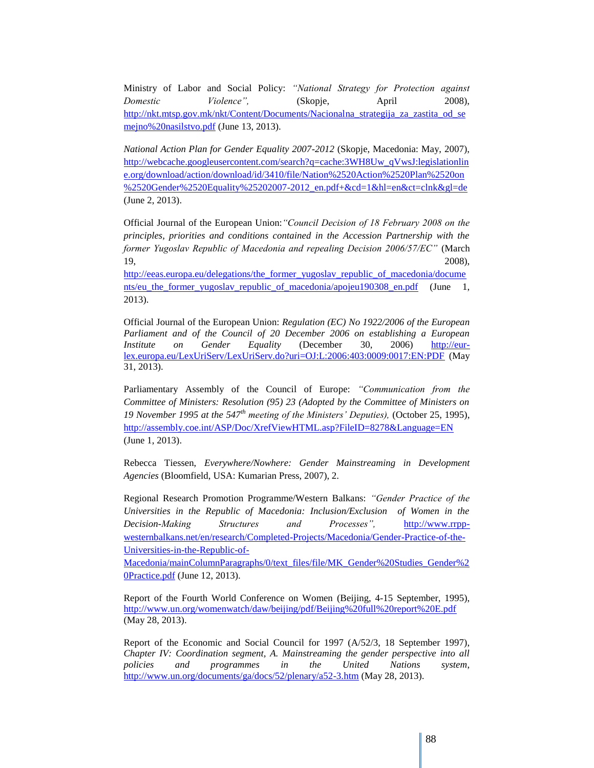Ministry of Labor and Social Policy: *"National Strategy for Protection against Domestic Violence",* (Skopje, April 2008), http://nkt.mtsp.gov.mk/nkt/Content/Documents/Nacionalna_strategija_za_zastita_od_semejno%20nasilstvo.pdf (June 13, 2013).

*National Action Plan for Gender Equality 2007-2012* (Skopje, Macedonia: May, 2007), http://webcache.googleusercontent.com/search?q=cache:3WH8Uw_qVwsJ:legislationline.org/download/action/download/id/3410/file/Nation%2520Action%2520Plan%2520on%2520Gender%2520Equality%25202007-2012_en.pdf+&cd=1&hl=en&ct=clnk&gl=de (June 2, 2013).

Official Journal of the European Union:*"Council Decision of 18 February 2008 on the principles, priorities and conditions contained in the Accession Partnership with the former Yugoslav Republic of Macedonia and repealing Decision 2006/57/EC"* (March 19, 2008), http://eeas.europa.eu/delegations/the_former_yugoslav_republic_of_macedonia/documents/eu_the_former_yugoslav_republic_of_macedonia/apojeu190308_en.pdf (June 1, 2013).

Official Journal of the European Union: *Regulation (EC) No 1922/2006 of the European Parliament and of the Council of 20 December 2006 on establishing a European Institute on Gender Equality* (December 30, 2006) http://eur-lex.europa.eu/LexUriServ/LexUriServ.do?uri=OJ:L:2006:403:0009:0017:EN:PDF (May 31, 2013).

Parliamentary Assembly of the Council of Europe: *"Communication from the Committee of Ministers: Resolution (95) 23 (Adopted by the Committee of Ministers on 19 November 1995 at the 547th meeting of the Ministers' Deputies),* (October 25, 1995), http://assembly.coe.int/ASP/Doc/XrefViewHTML.asp?FileID=8278&Language=EN (June 1, 2013).

Rebecca Tiessen, *Everywhere/Nowhere: Gender Mainstreaming in Development Agencies* (Bloomfield, USA: Kumarian Press, 2007), 2.

Regional Research Promotion Programme/Western Balkans: *"Gender Practice of the Universities in the Republic of Macedonia: Inclusion/Exclusion of Women in the Decision-Making Structures and Processes",* http://www.rrpp-westernbalkans.net/en/research/Completed-Projects/Macedonia/Gender-Practice-of-the-Universities-in-the-Republic-of-Macedonia/mainColumnParagraphs/0/text_files/file/MK_Gender%20Studies_Gender%20Practice.pdf (June 12, 2013).

Report of the Fourth World Conference on Women (Beijing, 4-15 September, 1995), http://www.un.org/womenwatch/daw/beijing/pdf/Beijing%20full%20report%20E.pdf (May 28, 2013).

Report of the Economic and Social Council for 1997 (A/52/3, 18 September 1997), *Chapter IV: Coordination segment, A. Mainstreaming the gender perspective into all policies and programmes in the United Nations system*, http://www.un.org/documents/ga/docs/52/plenary/a52-3.htm (May 28, 2013).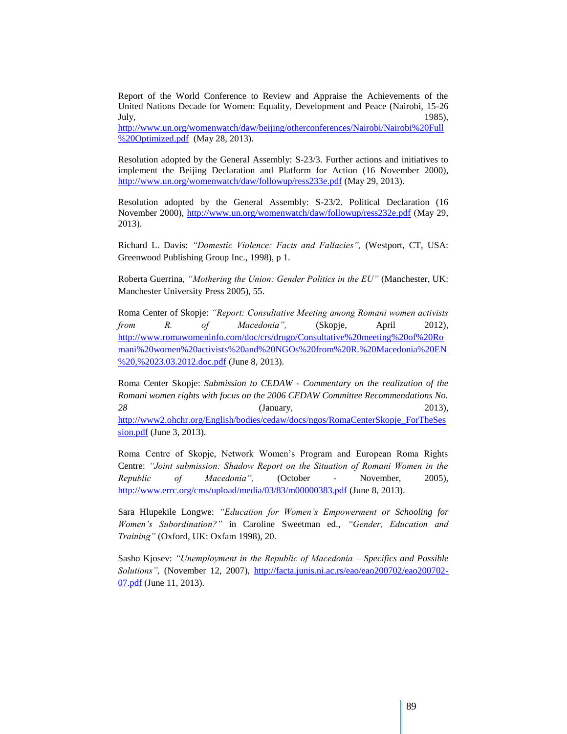Report of the World Conference to Review and Appraise the Achievements of the United Nations Decade for Women: Equality, Development and Peace (Nairobi, 15-26 July, 1985), http://www.un.org/womenwatch/daw/beijing/otherconferences/Nairobi/Nairobi%20Full%20Optimized.pdf (May 28, 2013).

Resolution adopted by the General Assembly: S-23/3. Further actions and initiatives to implement the Beijing Declaration and Platform for Action (16 November 2000), http://www.un.org/womenwatch/daw/followup/ress233e.pdf (May 29, 2013).

Resolution adopted by the General Assembly: S-23/2. Political Declaration (16 November 2000), http://www.un.org/womenwatch/daw/followup/ress232e.pdf (May 29, 2013).

Richard L. Davis: *"Domestic Violence: Facts and Fallacies",* (Westport, CT, USA: Greenwood Publishing Group Inc., 1998), p 1.

Roberta Guerrina, *"Mothering the Union: Gender Politics in the EU"* (Manchester, UK: Manchester University Press 2005), 55.

Roma Center of Skopje: *"Report: Consultative Meeting among Romani women activists from R. of Macedonia",* (Skopje, April 2012), http://www.romawomeninfo.com/doc/crs/drugo/Consultative%20meeting%20of%20Romani%20women%20activists%20and%20NGOs%20from%20R.%20Macedonia%20EN%20,%2023.03.2012.doc.pdf (June 8, 2013).

Roma Center Skopje: *Submission to CEDAW - Commentary on the realization of the Romani women rights with focus on the 2006 CEDAW Committee Recommendations No. 28* (January, 2013), http://www2.ohchr.org/English/bodies/cedaw/docs/ngos/RomaCenterSkopje_ForTheSession.pdf (June 3, 2013).

Roma Centre of Skopje, Network Women's Program and European Roma Rights Centre: *"Joint submission: Shadow Report on the Situation of Romani Women in the Republic of Macedonia",* (October - November, 2005), http://www.errc.org/cms/upload/media/03/83/m00000383.pdf (June 8, 2013).

Sara Hlupekile Longwe: *"Education for Women's Empowerment or Schooling for Women's Subordination?"* in Caroline Sweetman ed., *"Gender, Education and Training"* (Oxford, UK: Oxfam 1998), 20.

Sasho Kjosev: *"Unemployment in the Republic of Macedonia – Specifics and Possible Solutions",* (November 12, 2007), http://facta.junis.ni.ac.rs/eao/eao200702/eao200702-07.pdf (June 11, 2013).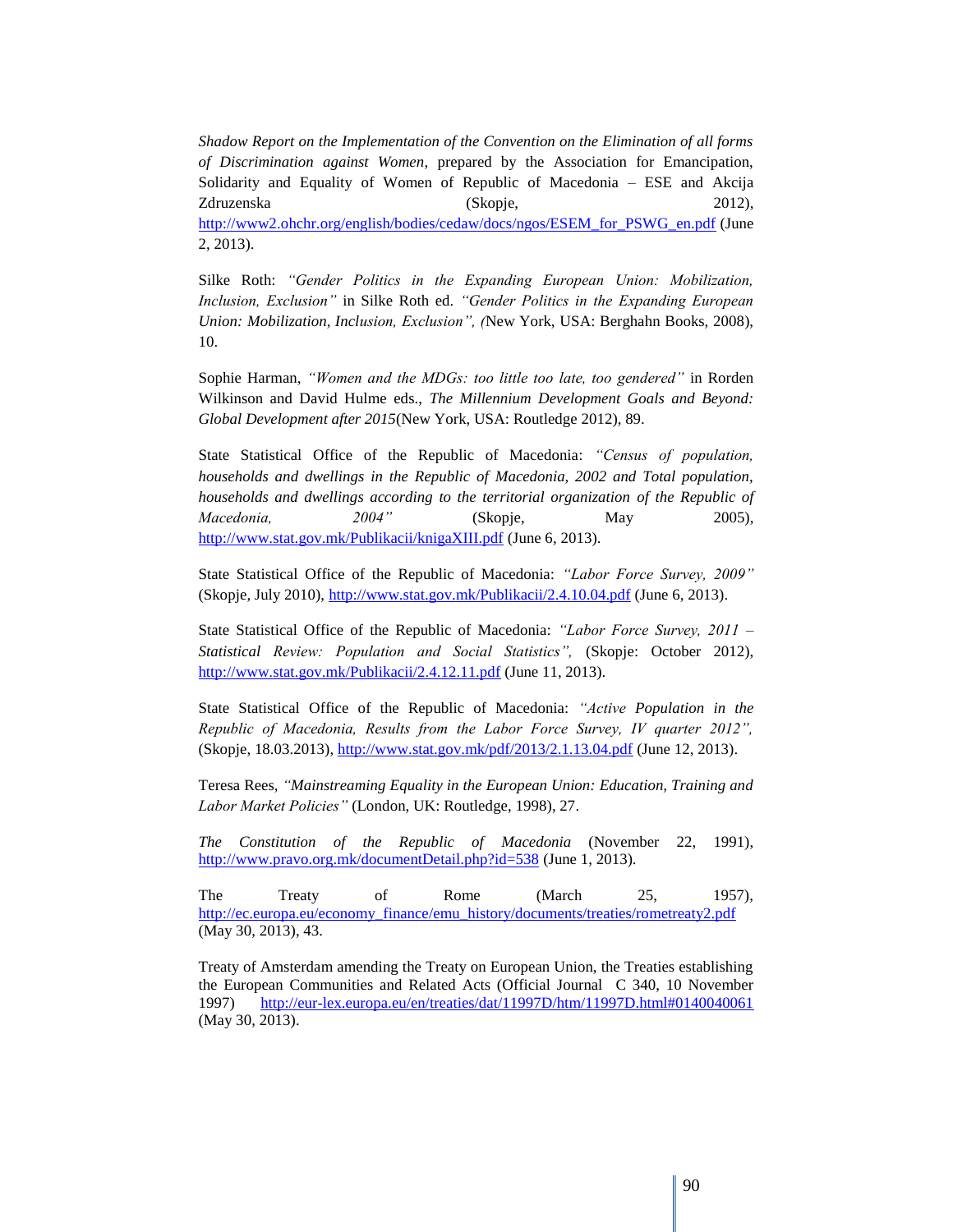*Shadow Report on the Implementation of the Convention on the Elimination of all forms of Discrimination against Women*, prepared by the Association for Emancipation, Solidarity and Equality of Women of Republic of Macedonia – ESE and Akcija Zdruzenska (Skopje, 2012), http://www2.ohchr.org/english/bodies/cedaw/docs/ngos/ESEM_for_PSWG_en.pdf (June 2, 2013).

Silke Roth: *"Gender Politics in the Expanding European Union: Mobilization, Inclusion, Exclusion"* in Silke Roth ed. *"Gender Politics in the Expanding European Union: Mobilization, Inclusion, Exclusion", (*New York, USA: Berghahn Books, 2008), 10.

Sophie Harman, *"Women and the MDGs: too little too late, too gendered"* in Rorden Wilkinson and David Hulme eds., *The Millennium Development Goals and Beyond: Global Development after 2015*(New York, USA: Routledge 2012), 89.

State Statistical Office of the Republic of Macedonia: *"Census of population, households and dwellings in the Republic of Macedonia, 2002 and Total population, households and dwellings according to the territorial organization of the Republic of Macedonia, 2004"* (Skopje, May 2005), http://www.stat.gov.mk/Publikacii/knigaXIII.pdf (June 6, 2013).

State Statistical Office of the Republic of Macedonia: *"Labor Force Survey, 2009"* (Skopje, July 2010), http://www.stat.gov.mk/Publikacii/2.4.10.04.pdf (June 6, 2013).

State Statistical Office of the Republic of Macedonia: *"Labor Force Survey, 2011 – Statistical Review: Population and Social Statistics",* (Skopje: October 2012), http://www.stat.gov.mk/Publikacii/2.4.12.11.pdf (June 11, 2013).

State Statistical Office of the Republic of Macedonia: *"Active Population in the Republic of Macedonia, Results from the Labor Force Survey, IV quarter 2012",* (Skopje, 18.03.2013), http://www.stat.gov.mk/pdf/2013/2.1.13.04.pdf (June 12, 2013).

Teresa Rees, *"Mainstreaming Equality in the European Union: Education, Training and Labor Market Policies"* (London, UK: Routledge, 1998), 27.

*The Constitution of the Republic of Macedonia* (November 22, 1991), http://www.pravo.org.mk/documentDetail.php?id=538 (June 1, 2013).

The Treaty of Rome (March 25, 1957), http://ec.europa.eu/economy_finance/emu_history/documents/treaties/rometreaty2.pdf (May 30, 2013), 43.

Treaty of Amsterdam amending the Treaty on European Union, the Treaties establishing the European Communities and Related Acts (Official Journal C 340, 10 November 1997) http://eur-lex.europa.eu/en/treaties/dat/11997D/htm/11997D.html#0140040061 (May 30, 2013).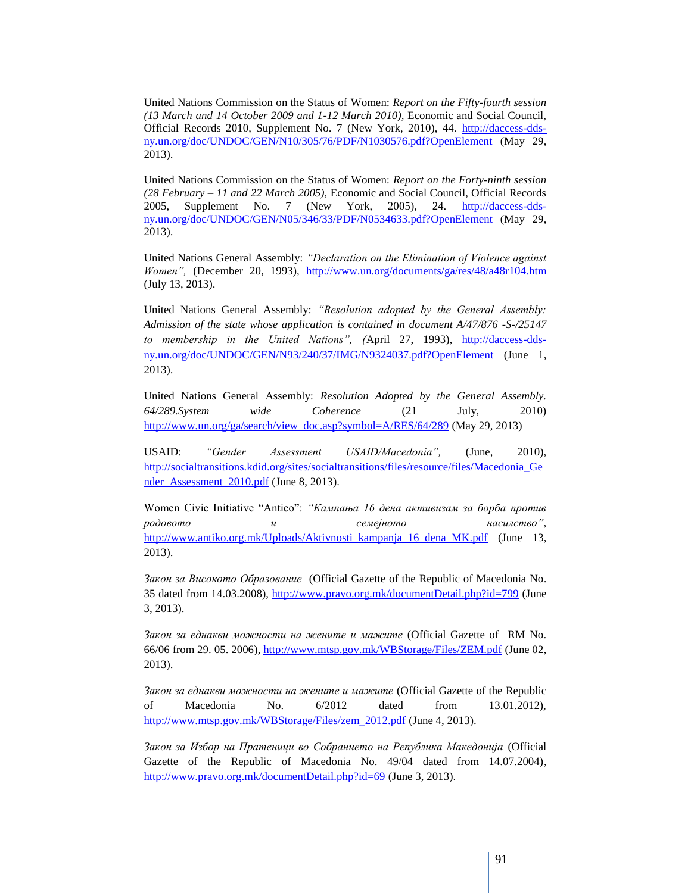United Nations Commission on the Status of Women: *Report on the Fifty-fourth session (13 March and 14 October 2009 and 1-12 March 2010),* Economic and Social Council, Official Records 2010, Supplement No. 7 (New York, 2010), 44. http://daccess-dds-ny.un.org/doc/UNDOC/GEN/N10/305/76/PDF/N1030576.pdf?OpenElement (May 29, 2013).

United Nations Commission on the Status of Women: *Report on the Forty-ninth session (28 February – 11 and 22 March 2005),* Economic and Social Council, Official Records 2005, Supplement No. 7 (New York, 2005), 24. http://daccess-dds-ny.un.org/doc/UNDOC/GEN/N05/346/33/PDF/N0534633.pdf?OpenElement (May 29, 2013).

United Nations General Assembly: *"Declaration on the Elimination of Violence against Women",* (December 20, 1993), http://www.un.org/documents/ga/res/48/a48r104.htm (July 13, 2013).

United Nations General Assembly: *"Resolution adopted by the General Assembly: Admission of the state whose application is contained in document A/47/876 -S-/25147 to membership in the United Nations", (*April 27, 1993), http://daccess-dds-ny.un.org/doc/UNDOC/GEN/N93/240/37/IMG/N9324037.pdf?OpenElement (June 1, 2013).

United Nations General Assembly: *Resolution Adopted by the General Assembly. 64/289.System wide Coherence* (21 July, 2010) http://www.un.org/ga/search/view_doc.asp?symbol=A/RES/64/289 (May 29, 2013)

USAID: *"Gender Assessment USAID/Macedonia",* (June, 2010), http://socialtransitions.kdid.org/sites/socialtransitions/files/resource/files/Macedonia_Gender_Assessment_2010.pdf (June 8, 2013).

Women Civic Initiative "Antico": *"Кампања 16 дена активизам за борба против родовото и семејното насилство",* http://www.antiko.org.mk/Uploads/Aktivnosti_kampanja_16_dena_MK.pdf (June 13, 2013).

*Закон за Високото Образование* (Official Gazette of the Republic of Macedonia No. 35 dated from 14.03.2008), http://www.pravo.org.mk/documentDetail.php?id=799 (June 3, 2013).

*Закон за еднакви можности на жените и мажите* (Official Gazette of RM No. 66/06 from 29. 05. 2006), http://www.mtsp.gov.mk/WBStorage/Files/ZEM.pdf (June 02, 2013).

*Закон за еднакви можности на жените и мажите* (Official Gazette of the Republic of Macedonia No. 6/2012 dated from 13.01.2012), http://www.mtsp.gov.mk/WBStorage/Files/zem_2012.pdf (June 4, 2013).

*Закон за Избор на Пратеници во Собранието на Република Македонија* (Official Gazette of the Republic of Macedonia No. 49/04 dated from 14.07.2004), http://www.pravo.org.mk/documentDetail.php?id=69 (June 3, 2013).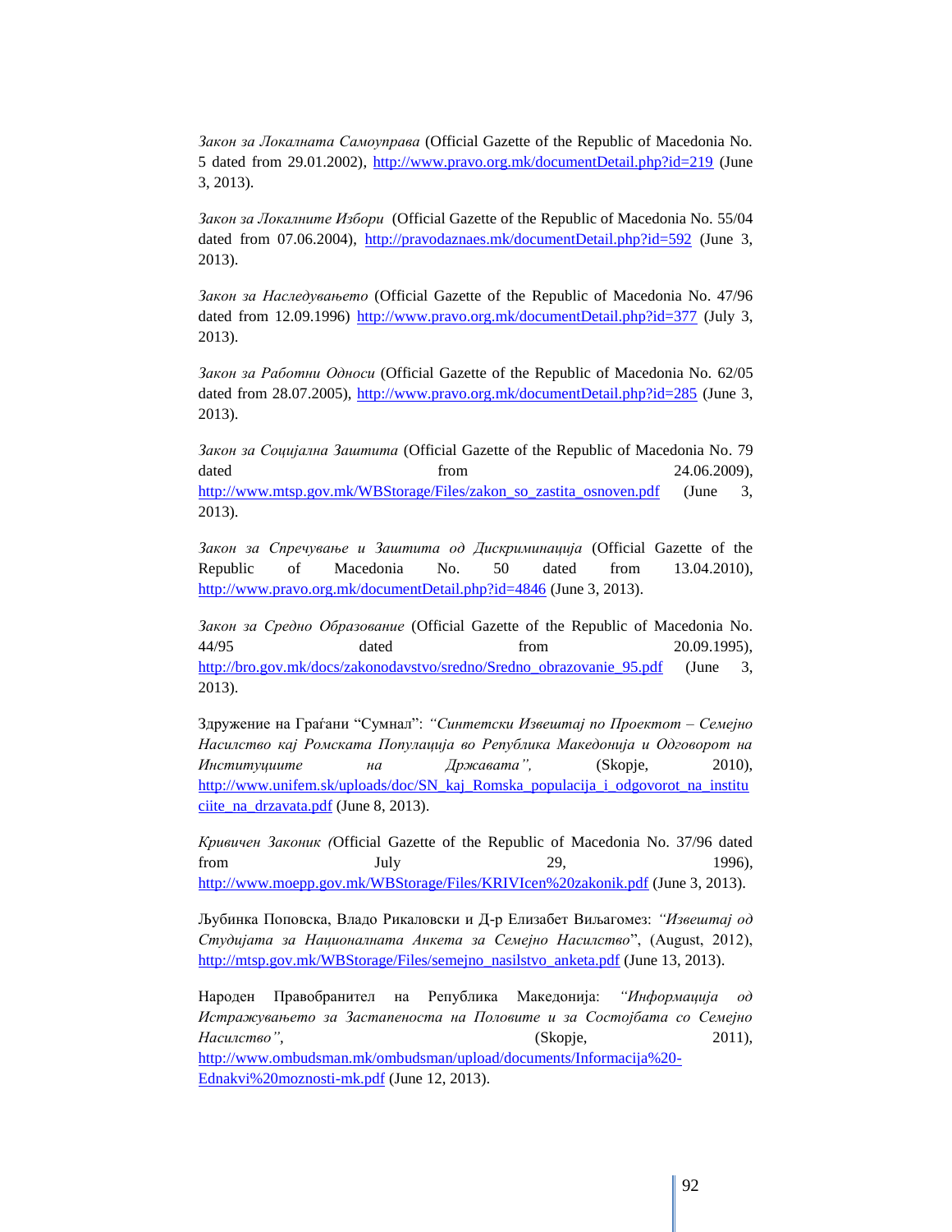*Закон за Локалната Самоуправа* (Official Gazette of the Republic of Macedonia No. 5 dated from 29.01.2002), http://www.pravo.org.mk/documentDetail.php?id=219 (June 3, 2013).

*Закон за Локалните Избори* (Official Gazette of the Republic of Macedonia No. 55/04 dated from 07.06.2004), http://pravodaznaes.mk/documentDetail.php?id=592 (June 3, 2013).

*Закон за Наследувањето* (Official Gazette of the Republic of Macedonia No. 47/96 dated from 12.09.1996) http://www.pravo.org.mk/documentDetail.php?id=377 (July 3, 2013).

*Закон за Работни Односи* (Official Gazette of the Republic of Macedonia No. 62/05 dated from 28.07.2005), http://www.pravo.org.mk/documentDetail.php?id=285 (June 3, 2013).

*Закон за Социјална Заштита* (Official Gazette of the Republic of Macedonia No. 79 dated from 24.06.2009), http://www.mtsp.gov.mk/WBStorage/Files/zakon_so_zastita_osnoven.pdf (June 3, 2013).

*Закон за Спречување и Заштита од Дискриминација* (Official Gazette of the Republic of Macedonia No. 50 dated from 13.04.2010), http://www.pravo.org.mk/documentDetail.php?id=4846 (June 3, 2013).

*Закон за Средно Образование* (Official Gazette of the Republic of Macedonia No. 44/95 dated from 20.09.1995), http://bro.gov.mk/docs/zakonodavstvo/sredno/Sredno_obrazovanie_95.pdf (June 3, 2013).

Здружение на Граѓани "Сумнал": *"Синтетски Извештај по Проектот – Семејно Насилство кај Ромската Популација во Република Македонија и Одговорот на Институциите на Државата",* (Skopje, 2010), http://www.unifem.sk/uploads/doc/SN_kaj_Romska_populacija_i_odgovorot_na_instituciite_na_drzavata.pdf (June 8, 2013).

*Кривичен Законик (*Official Gazette of the Republic of Macedonia No. 37/96 dated from July 29, 1996), http://www.moepp.gov.mk/WBStorage/Files/KRIVIcen%20zakonik.pdf (June 3, 2013).

Љубинка Поповска, Владо Рикаловски и Д-р Елизабет Виљагомез: *"Извештај од Студијата за Националната Анкета за Семејно Насилство*", (August, 2012), http://mtsp.gov.mk/WBStorage/Files/semejno_nasilstvo_anketa.pdf (June 13, 2013).

Народен Правобранител на Република Македонија: *"Информација од Истражувањето за Застапеноста на Половите и за Состојбата со Семејно Насилство"*, (Skopje, 2011), http://www.ombudsman.mk/ombudsman/upload/documents/Informacija%20-Ednakvi%20moznosti-mk.pdf (June 12, 2013).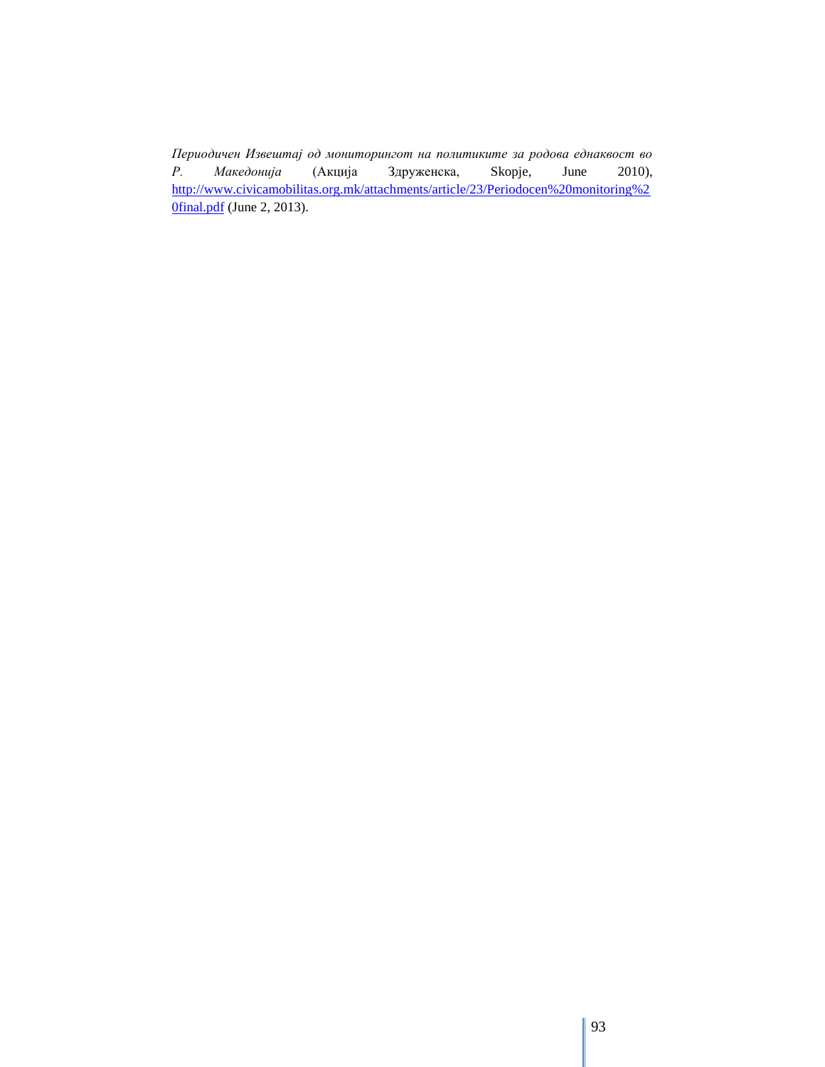*Периодичен Извештај од мониторингот на политиките за родова еднаквост во Р. Македонија* (Акција Здруженска, Skopje, June 2010), http://www.civicamobilitas.org.mk/attachments/article/23/Periodocen%20monitoring%20final.pdf (June 2, 2013).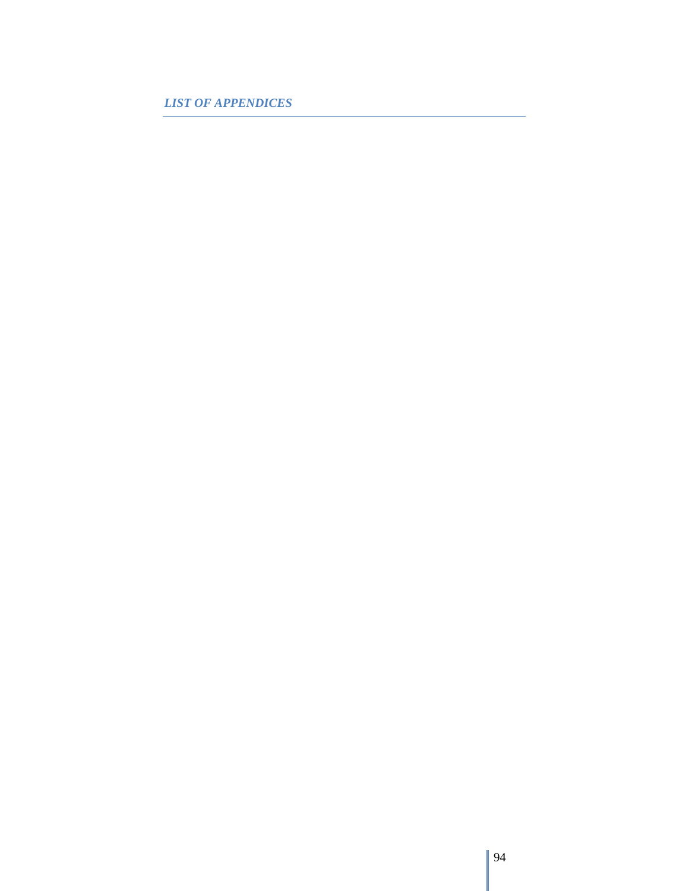# *LIST OF APPENDICES*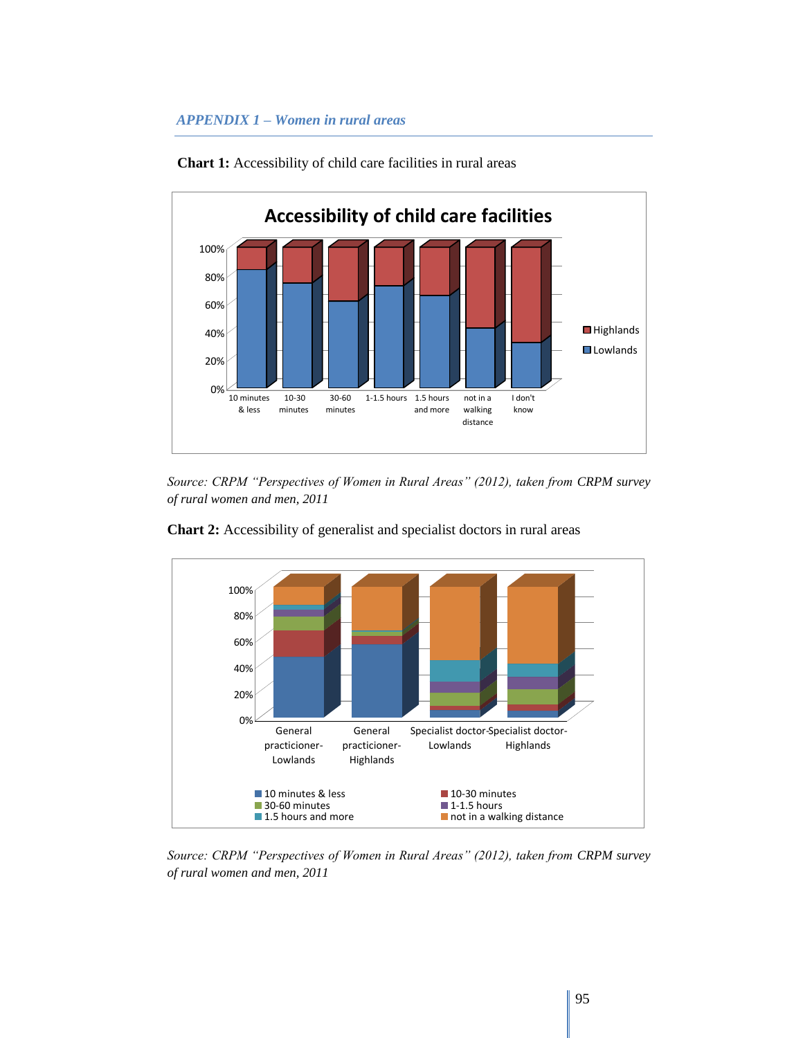*APPENDIX 1 – Women in rural areas*

**Chart 1:** Accessibility of child care facilities in rural areas

*Source: CRPM "Perspectives of Women in Rural Areas" (2012), taken from CRPM survey of rural women and men, 2011*

**Chart 2:** Accessibility of generalist and specialist doctors in rural areas

*Source: CRPM "Perspectives of Women in Rural Areas" (2012), taken from CRPM survey of rural women and men, 2011*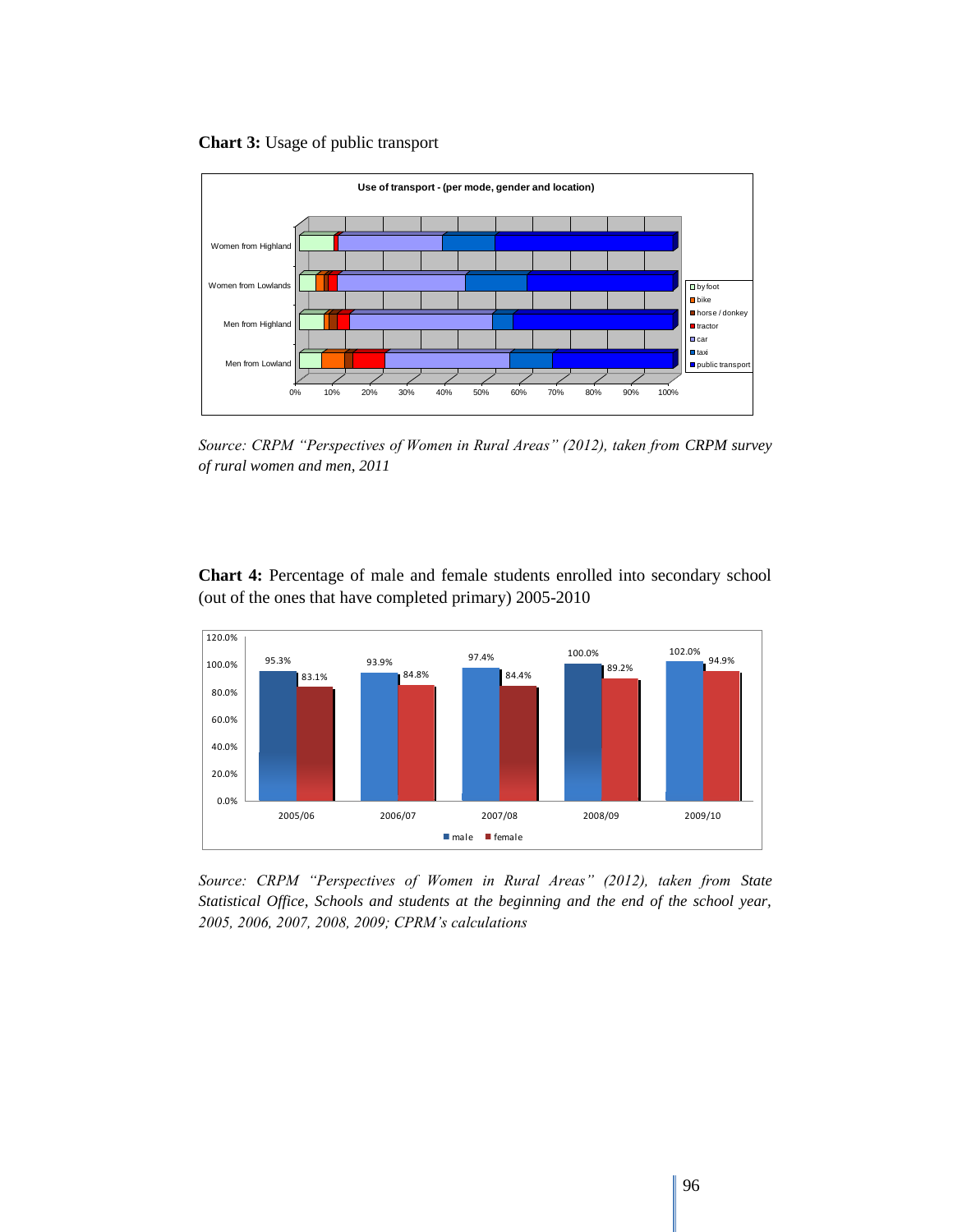**Chart 3:** Usage of public transport

*Source: CRPM "Perspectives of Women in Rural Areas" (2012), taken from CRPM survey of rural women and men, 2011*

**Chart 4:** Percentage of male and female students enrolled into secondary school (out of the ones that have completed primary) 2005-2010

*Source: CRPM "Perspectives of Women in Rural Areas" (2012), taken from State Statistical Office, Schools and students at the beginning and the end of the school year, 2005, 2006, 2007, 2008, 2009; CPRM's calculations*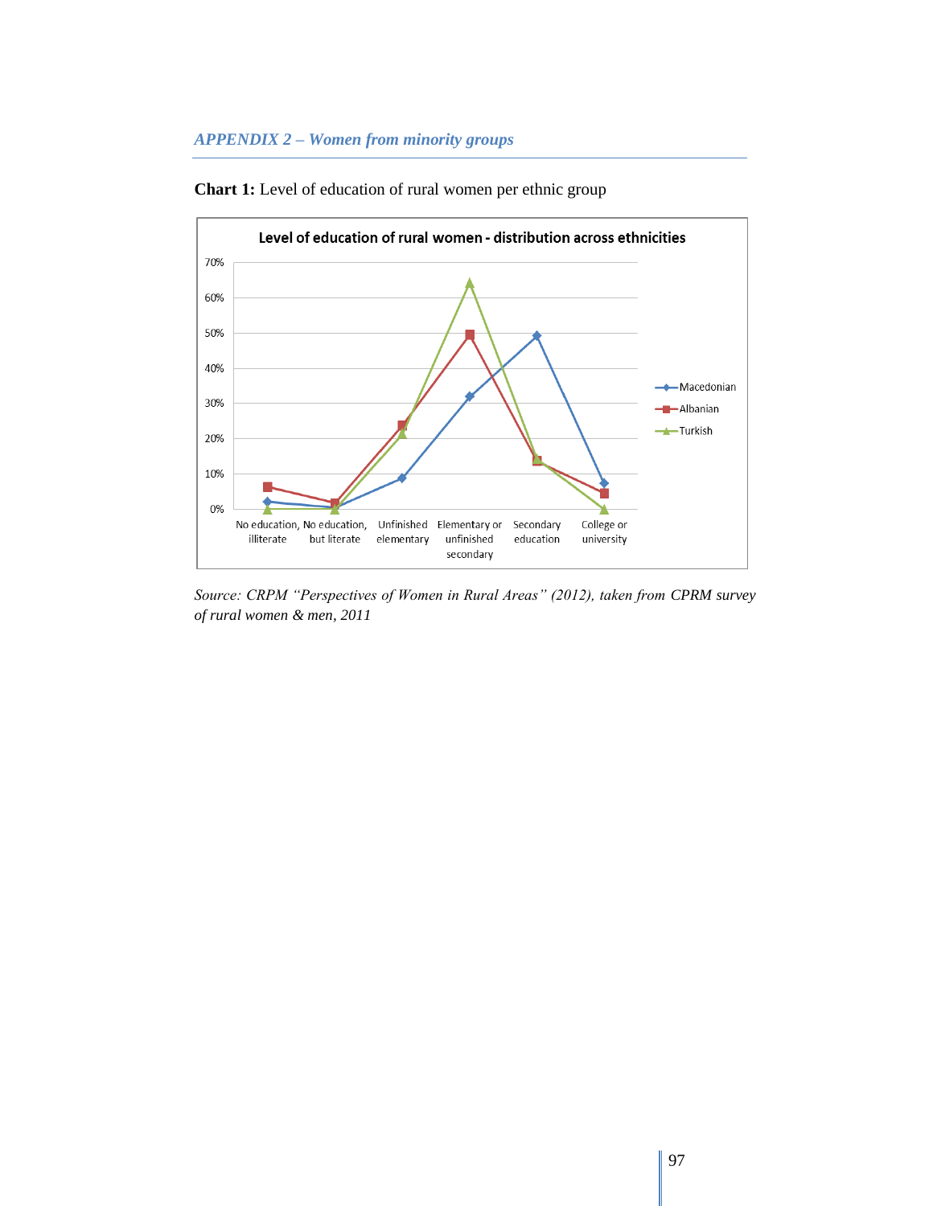*APPENDIX 2 – Women from minority groups*

**Chart 1:** Level of education of rural women per ethnic group

Level of education of rural women - distribution across ethnicities

70%
60%
50%
40%
30%
20%
10%
0%

No education, illiterate
No education, but literate
Unfinished elementary
Elementary or unfinished secondary
Secondary education
College or university

Macedonian
Albanian
Turkish

*Source: CRPM "Perspectives of Women in Rural Areas" (2012), taken from CPRM survey of rural women & men, 2011*